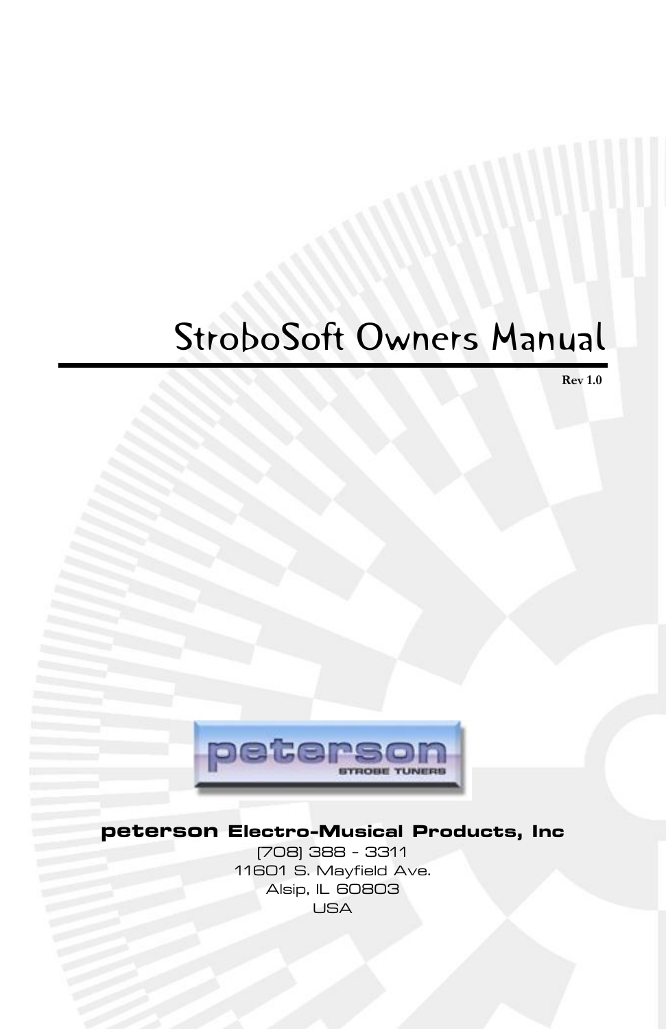# StroboSoft Owners Manual

**Rev 1.0**

peterson STROBE TUNERS

**peterson Electro-Musical Products, Inc**

(708) 388 - 3311
11601 S. Mayfield Ave.
Alsip, IL 60803
USA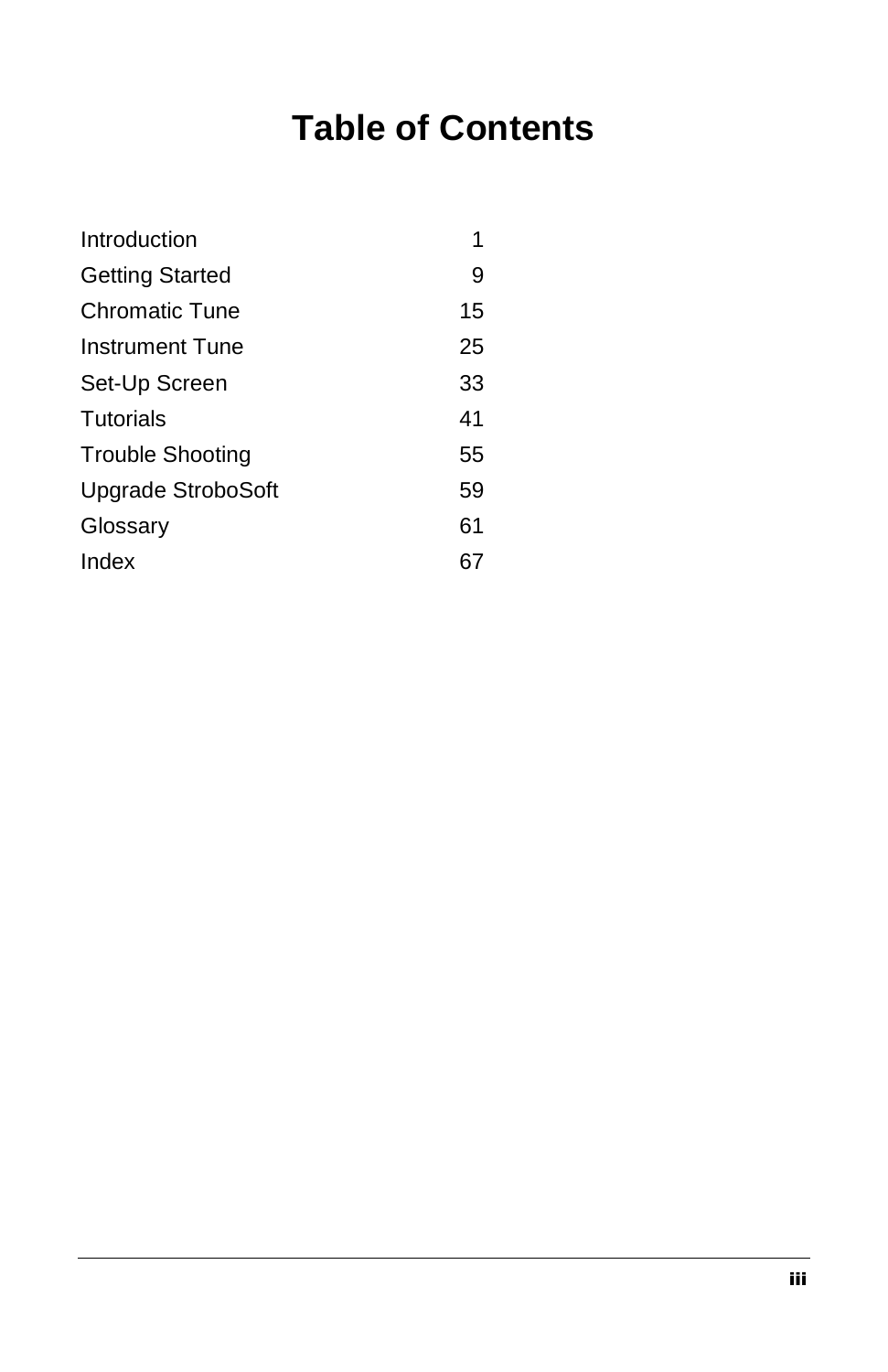# Table of Contents

| | |
|---|---|
| Introduction | 1 |
| Getting Started | 9 |
| Chromatic Tune | 15 |
| Instrument Tune | 25 |
| Set-Up Screen | 33 |
| Tutorials | 41 |
| Trouble Shooting | 55 |
| Upgrade StroboSoft | 59 |
| Glossary | 61 |
| Index | 67 |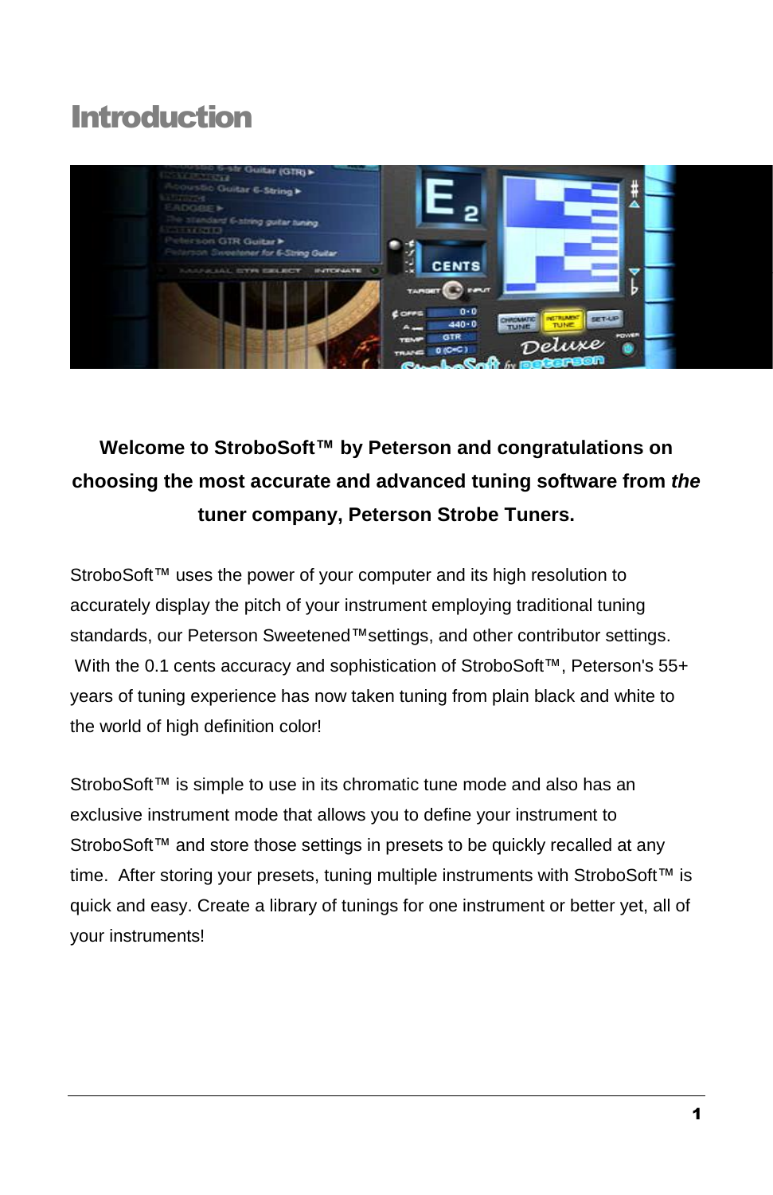# Introduction

**Welcome to StroboSoft™ by Peterson and congratulations on choosing the most accurate and advanced tuning software from *the* tuner company, Peterson Strobe Tuners.**

StroboSoft™ uses the power of your computer and its high resolution to accurately display the pitch of your instrument employing traditional tuning standards, our Peterson Sweetened™settings, and other contributor settings. With the 0.1 cents accuracy and sophistication of StroboSoft™, Peterson's 55+ years of tuning experience has now taken tuning from plain black and white to the world of high definition color!

StroboSoft™ is simple to use in its chromatic tune mode and also has an exclusive instrument mode that allows you to define your instrument to StroboSoft™ and store those settings in presets to be quickly recalled at any time. After storing your presets, tuning multiple instruments with StroboSoft™ is quick and easy. Create a library of tunings for one instrument or better yet, all of your instruments!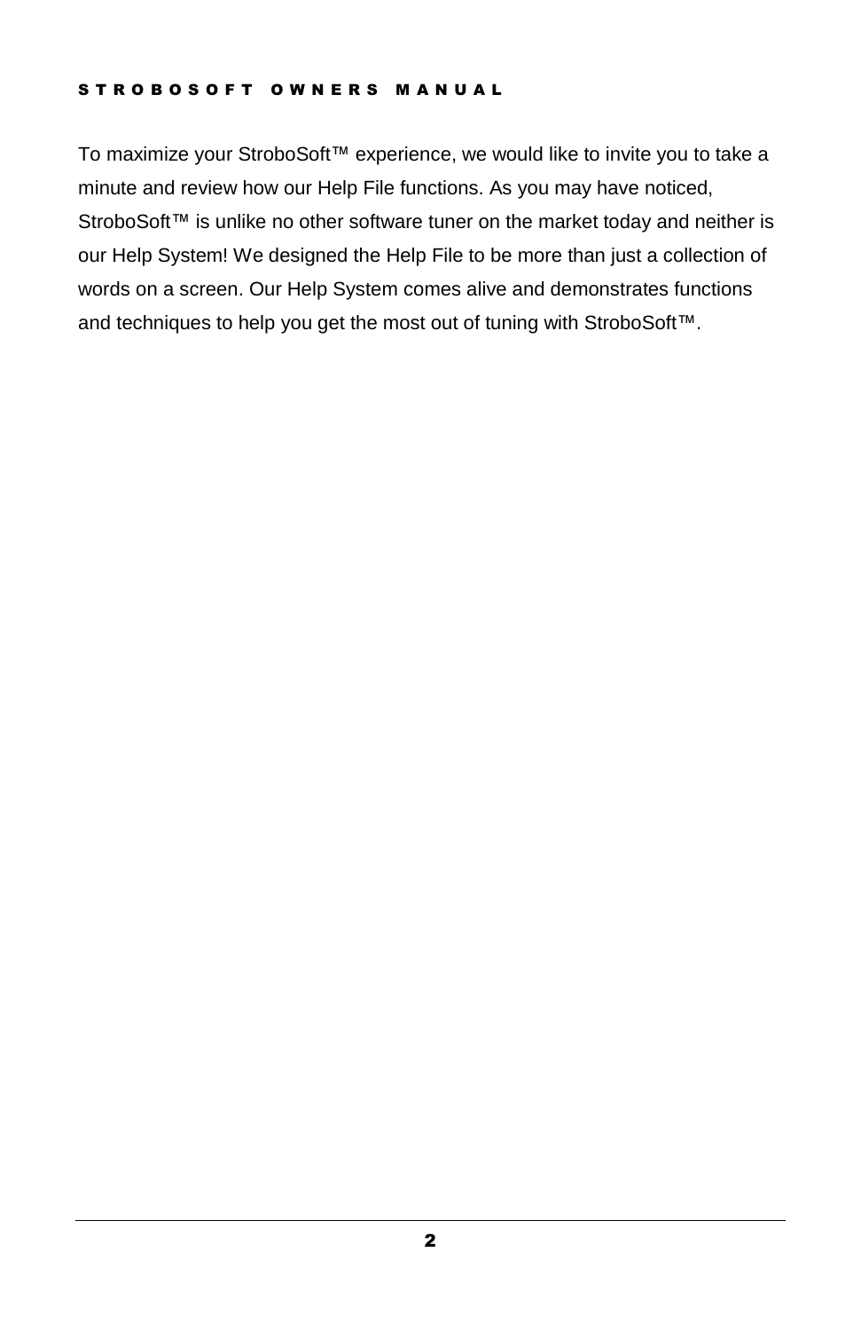To maximize your StroboSoft™ experience, we would like to invite you to take a minute and review how our Help File functions. As you may have noticed, StroboSoft™ is unlike no other software tuner on the market today and neither is our Help System! We designed the Help File to be more than just a collection of words on a screen. Our Help System comes alive and demonstrates functions and techniques to help you get the most out of tuning with StroboSoft™.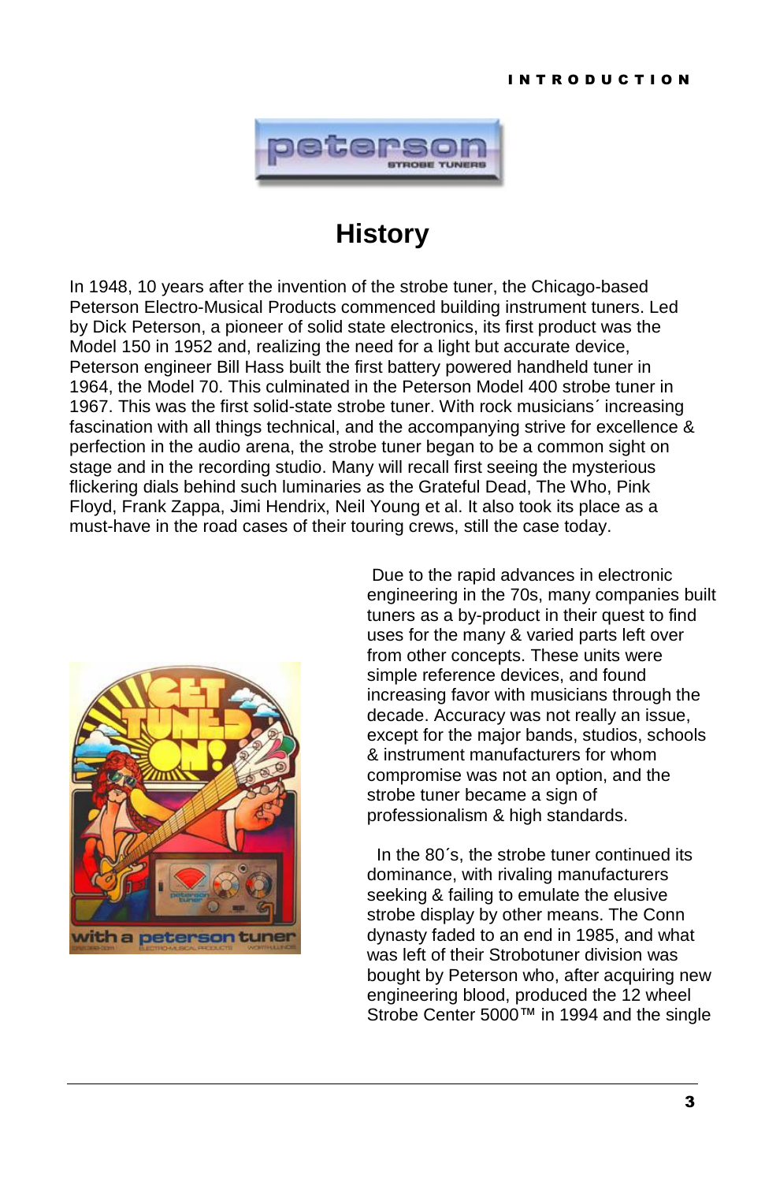# History

In 1948, 10 years after the invention of the strobe tuner, the Chicago-based Peterson Electro-Musical Products commenced building instrument tuners. Led by Dick Peterson, a pioneer of solid state electronics, its first product was the Model 150 in 1952 and, realizing the need for a light but accurate device, Peterson engineer Bill Hass built the first battery powered handheld tuner in 1964, the Model 70. This culminated in the Peterson Model 400 strobe tuner in 1967. This was the first solid-state strobe tuner. With rock musicians´ increasing fascination with all things technical, and the accompanying strive for excellence & perfection in the audio arena, the strobe tuner began to be a common sight on stage and in the recording studio. Many will recall first seeing the mysterious flickering dials behind such luminaries as the Grateful Dead, The Who, Pink Floyd, Frank Zappa, Jimi Hendrix, Neil Young et al. It also took its place as a must-have in the road cases of their touring crews, still the case today.

Due to the rapid advances in electronic engineering in the 70s, many companies built tuners as a by-product in their quest to find uses for the many & varied parts left over from other concepts. These units were simple reference devices, and found increasing favor with musicians through the decade. Accuracy was not really an issue, except for the major bands, studios, schools & instrument manufacturers for whom compromise was not an option, and the strobe tuner became a sign of professionalism & high standards.

In the 80´s, the strobe tuner continued its dominance, with rivaling manufacturers seeking & failing to emulate the elusive strobe display by other means. The Conn dynasty faded to an end in 1985, and what was left of their Strobotuner division was bought by Peterson who, after acquiring new engineering blood, produced the 12 wheel Strobe Center 5000™ in 1994 and the single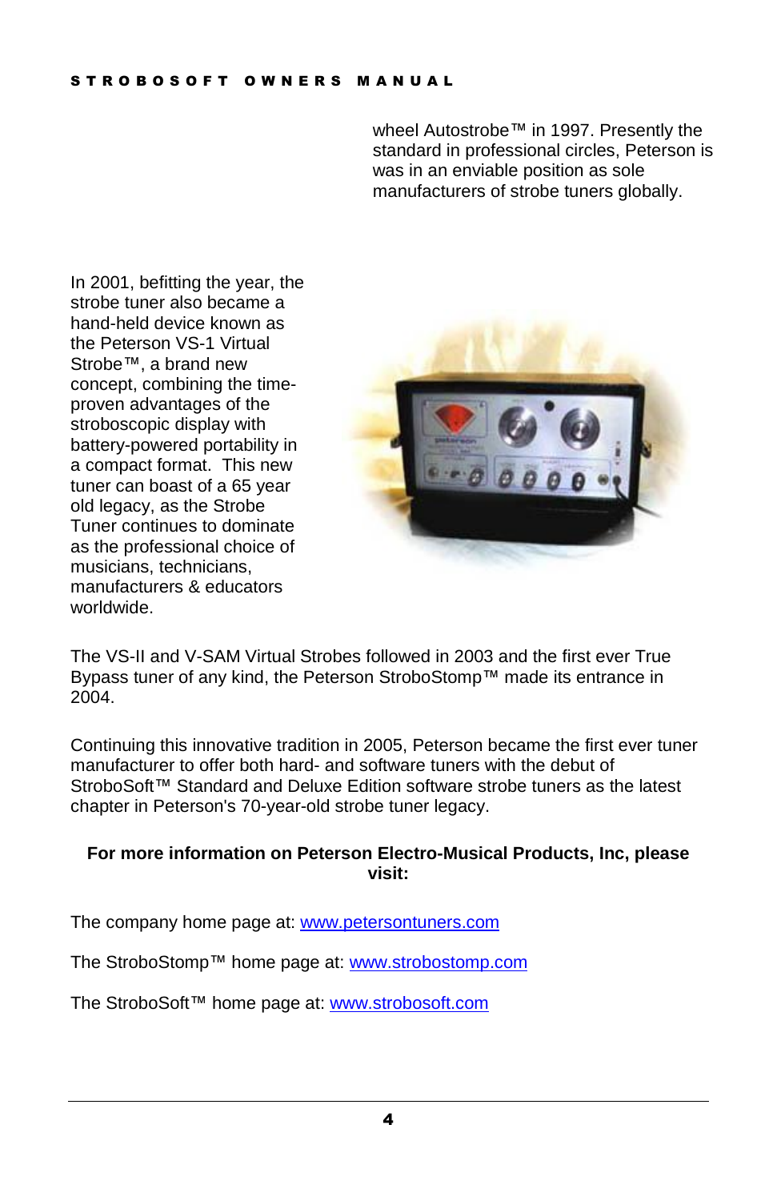wheel Autostrobe™ in 1997. Presently the standard in professional circles, Peterson is was in an enviable position as sole manufacturers of strobe tuners globally.

In 2001, befitting the year, the strobe tuner also became a hand-held device known as the Peterson VS-1 Virtual Strobe™, a brand new concept, combining the time-proven advantages of the stroboscopic display with battery-powered portability in a compact format. This new tuner can boast of a 65 year old legacy, as the Strobe Tuner continues to dominate as the professional choice of musicians, technicians, manufacturers & educators worldwide.

The VS-II and V-SAM Virtual Strobes followed in 2003 and the first ever True Bypass tuner of any kind, the Peterson StroboStomp™ made its entrance in 2004.

Continuing this innovative tradition in 2005, Peterson became the first ever tuner manufacturer to offer both hard- and software tuners with the debut of StroboSoft™ Standard and Deluxe Edition software strobe tuners as the latest chapter in Peterson's 70-year-old strobe tuner legacy.

**For more information on Peterson Electro-Musical Products, Inc, please visit:**

The company home page at: [www.petersontuners.com](http://www.petersontuners.com)

The StroboStomp™ home page at: [www.strobostomp.com](http://www.strobostomp.com)

The StroboSoft™ home page at: [www.strobosoft.com](http://www.strobosoft.com)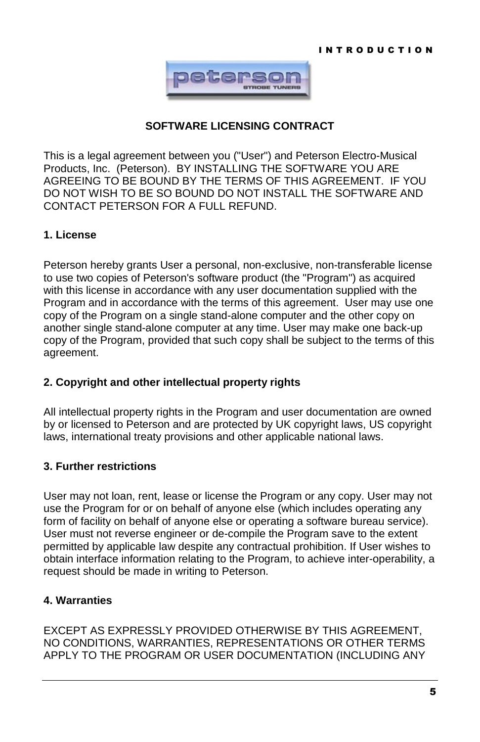## SOFTWARE LICENSING CONTRACT

This is a legal agreement between you ("User") and Peterson Electro-Musical Products, Inc. (Peterson). BY INSTALLING THE SOFTWARE YOU ARE AGREEING TO BE BOUND BY THE TERMS OF THIS AGREEMENT. IF YOU DO NOT WISH TO BE SO BOUND DO NOT INSTALL THE SOFTWARE AND CONTACT PETERSON FOR A FULL REFUND.

### 1. License

Peterson hereby grants User a personal, non-exclusive, non-transferable license to use two copies of Peterson's software product (the "Program") as acquired with this license in accordance with any user documentation supplied with the Program and in accordance with the terms of this agreement. User may use one copy of the Program on a single stand-alone computer and the other copy on another single stand-alone computer at any time. User may make one back-up copy of the Program, provided that such copy shall be subject to the terms of this agreement.

### 2. Copyright and other intellectual property rights

All intellectual property rights in the Program and user documentation are owned by or licensed to Peterson and are protected by UK copyright laws, US copyright laws, international treaty provisions and other applicable national laws.

### 3. Further restrictions

User may not loan, rent, lease or license the Program or any copy. User may not use the Program for or on behalf of anyone else (which includes operating any form of facility on behalf of anyone else or operating a software bureau service). User must not reverse engineer or de-compile the Program save to the extent permitted by applicable law despite any contractual prohibition. If User wishes to obtain interface information relating to the Program, to achieve inter-operability, a request should be made in writing to Peterson.

### 4. Warranties

EXCEPT AS EXPRESSLY PROVIDED OTHERWISE BY THIS AGREEMENT, NO CONDITIONS, WARRANTIES, REPRESENTATIONS OR OTHER TERMS APPLY TO THE PROGRAM OR USER DOCUMENTATION (INCLUDING ANY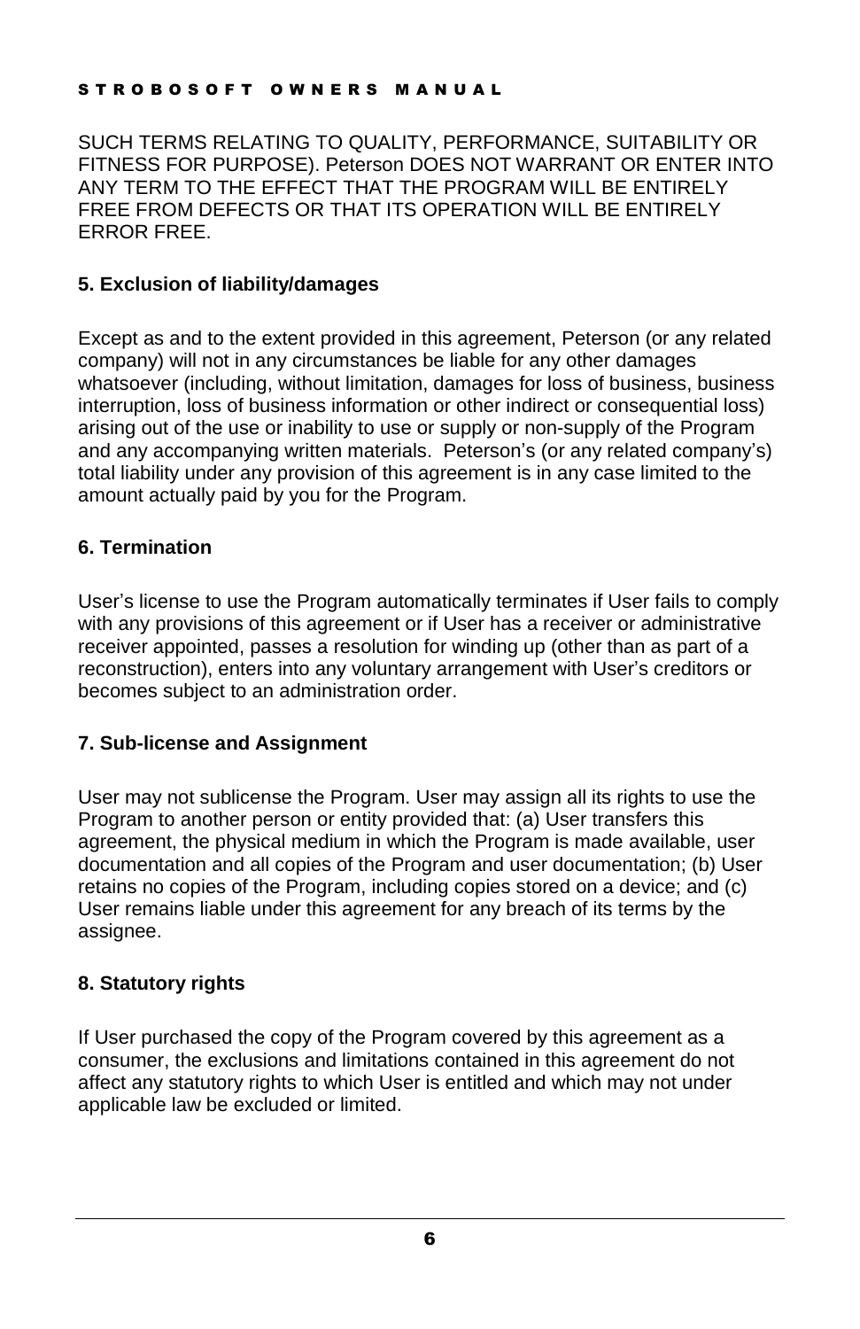SUCH TERMS RELATING TO QUALITY, PERFORMANCE, SUITABILITY OR FITNESS FOR PURPOSE). Peterson DOES NOT WARRANT OR ENTER INTO ANY TERM TO THE EFFECT THAT THE PROGRAM WILL BE ENTIRELY FREE FROM DEFECTS OR THAT ITS OPERATION WILL BE ENTIRELY ERROR FREE.

**5. Exclusion of liability/damages**

Except as and to the extent provided in this agreement, Peterson (or any related company) will not in any circumstances be liable for any other damages whatsoever (including, without limitation, damages for loss of business, business interruption, loss of business information or other indirect or consequential loss) arising out of the use or inability to use or supply or non-supply of the Program and any accompanying written materials. Peterson's (or any related company's) total liability under any provision of this agreement is in any case limited to the amount actually paid by you for the Program.

**6. Termination**

User's license to use the Program automatically terminates if User fails to comply with any provisions of this agreement or if User has a receiver or administrative receiver appointed, passes a resolution for winding up (other than as part of a reconstruction), enters into any voluntary arrangement with User's creditors or becomes subject to an administration order.

**7. Sub-license and Assignment**

User may not sublicense the Program. User may assign all its rights to use the Program to another person or entity provided that: (a) User transfers this agreement, the physical medium in which the Program is made available, user documentation and all copies of the Program and user documentation; (b) User retains no copies of the Program, including copies stored on a device; and (c) User remains liable under this agreement for any breach of its terms by the assignee.

**8. Statutory rights**

If User purchased the copy of the Program covered by this agreement as a consumer, the exclusions and limitations contained in this agreement do not affect any statutory rights to which User is entitled and which may not under applicable law be excluded or limited.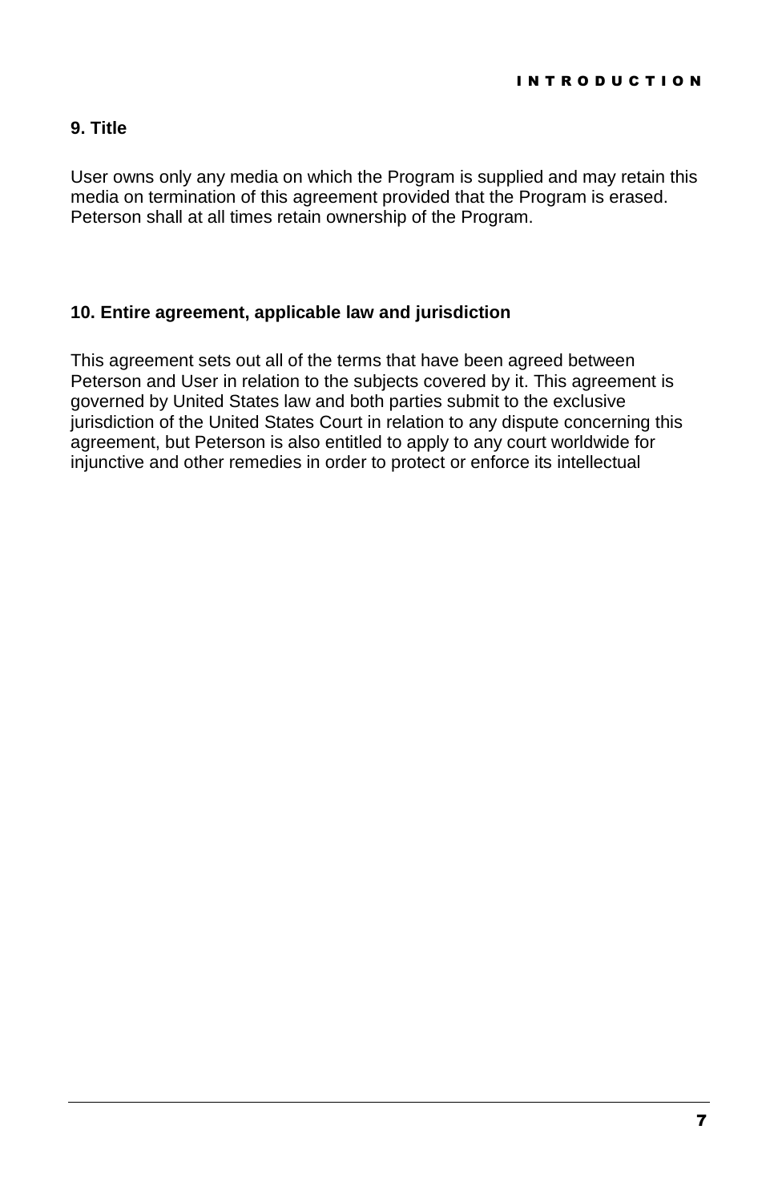### 9. Title

User owns only any media on which the Program is supplied and may retain this media on termination of this agreement provided that the Program is erased. Peterson shall at all times retain ownership of the Program.

### 10. Entire agreement, applicable law and jurisdiction

This agreement sets out all of the terms that have been agreed between Peterson and User in relation to the subjects covered by it. This agreement is governed by United States law and both parties submit to the exclusive jurisdiction of the United States Court in relation to any dispute concerning this agreement, but Peterson is also entitled to apply to any court worldwide for injunctive and other remedies in order to protect or enforce its intellectual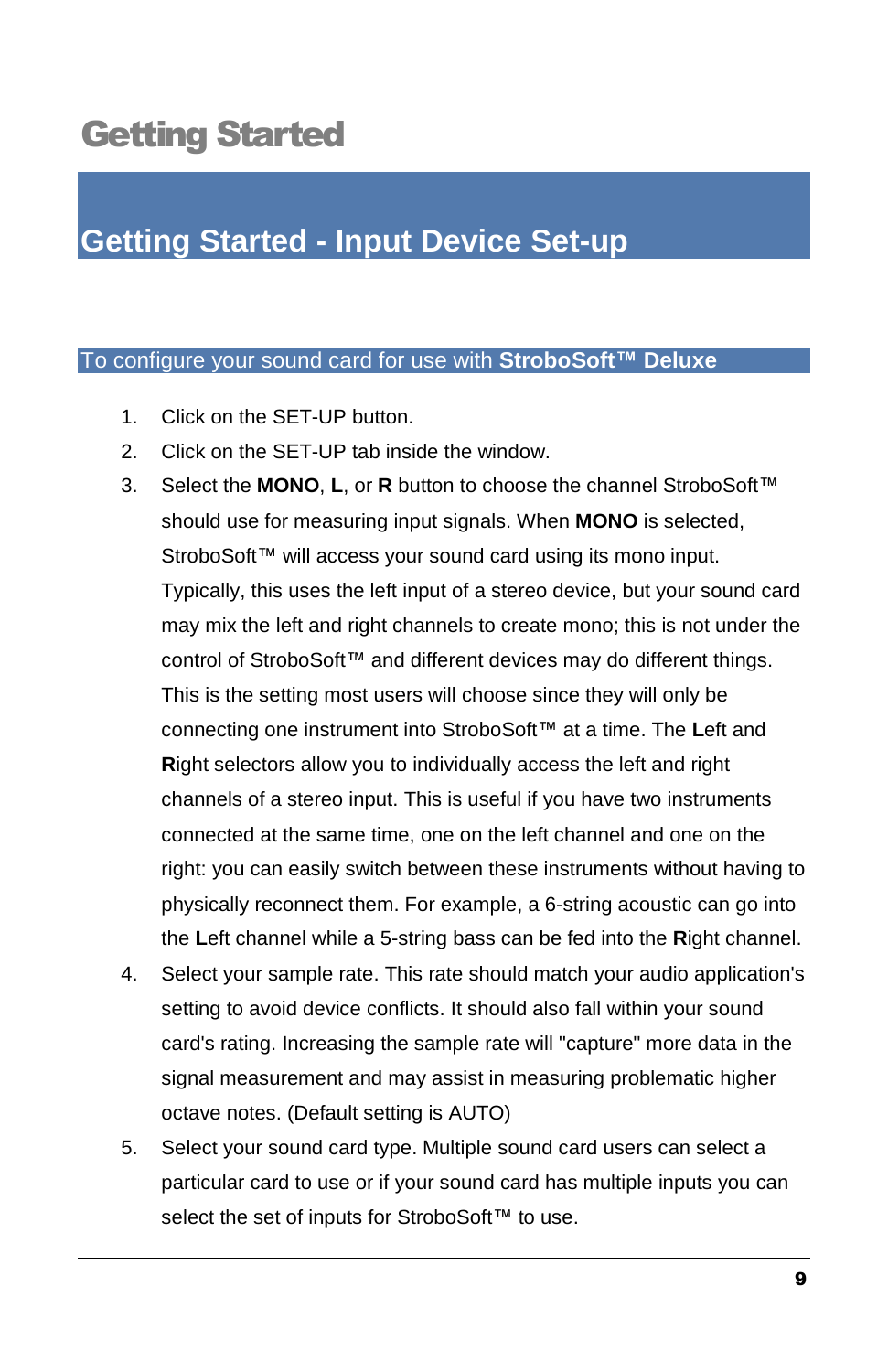# Getting Started

## Getting Started - Input Device Set-up

### To configure your sound card for use with **StroboSoft™ Deluxe**

1. Click on the SET-UP button.
2. Click on the SET-UP tab inside the window.
3. Select the **MONO**, **L**, or **R** button to choose the channel StroboSoft™ should use for measuring input signals. When **MONO** is selected, StroboSoft™ will access your sound card using its mono input. Typically, this uses the left input of a stereo device, but your sound card may mix the left and right channels to create mono; this is not under the control of StroboSoft™ and different devices may do different things. This is the setting most users will choose since they will only be connecting one instrument into StroboSoft™ at a time. The **L**eft and **R**ight selectors allow you to individually access the left and right channels of a stereo input. This is useful if you have two instruments connected at the same time, one on the left channel and one on the right: you can easily switch between these instruments without having to physically reconnect them. For example, a 6-string acoustic can go into the **L**eft channel while a 5-string bass can be fed into the **R**ight channel.
4. Select your sample rate. This rate should match your audio application's setting to avoid device conflicts. It should also fall within your sound card's rating. Increasing the sample rate will "capture" more data in the signal measurement and may assist in measuring problematic higher octave notes. (Default setting is AUTO)
5. Select your sound card type. Multiple sound card users can select a particular card to use or if your sound card has multiple inputs you can select the set of inputs for StroboSoft™ to use.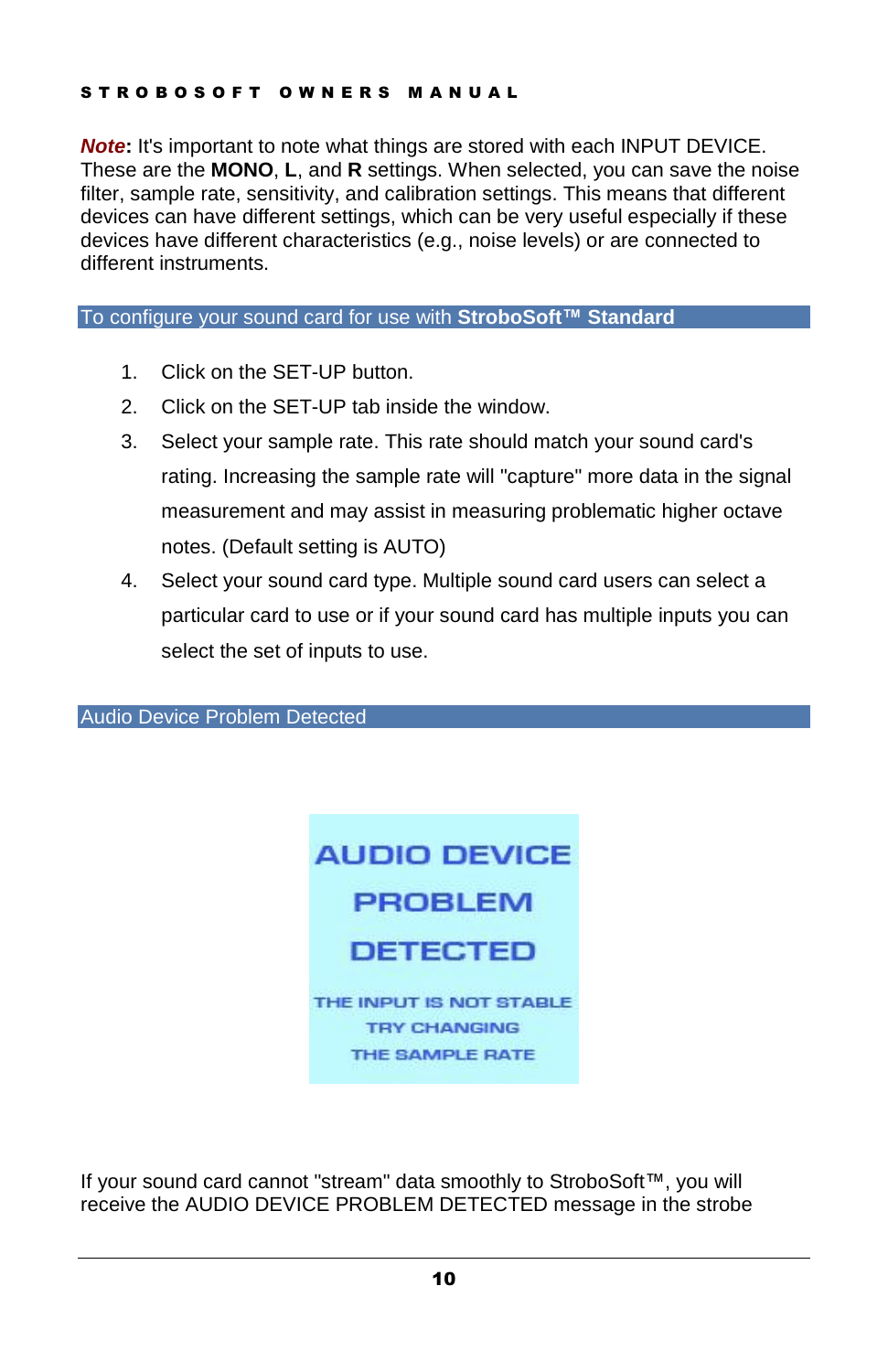***Note*:** It's important to note what things are stored with each INPUT DEVICE. These are the **MONO**, **L**, and **R** settings. When selected, you can save the noise filter, sample rate, sensitivity, and calibration settings. This means that different devices can have different settings, which can be very useful especially if these devices have different characteristics (e.g., noise levels) or are connected to different instruments.

## To configure your sound card for use with **StroboSoft™ Standard**

1. Click on the SET-UP button.
2. Click on the SET-UP tab inside the window.
3. Select your sample rate. This rate should match your sound card's rating. Increasing the sample rate will "capture" more data in the signal measurement and may assist in measuring problematic higher octave notes. (Default setting is AUTO)
4. Select your sound card type. Multiple sound card users can select a particular card to use or if your sound card has multiple inputs you can select the set of inputs to use.

## Audio Device Problem Detected

AUDIO DEVICE PROBLEM DETECTED

THE INPUT IS NOT STABLE TRY CHANGING THE SAMPLE RATE

If your sound card cannot "stream" data smoothly to StroboSoft™, you will receive the AUDIO DEVICE PROBLEM DETECTED message in the strobe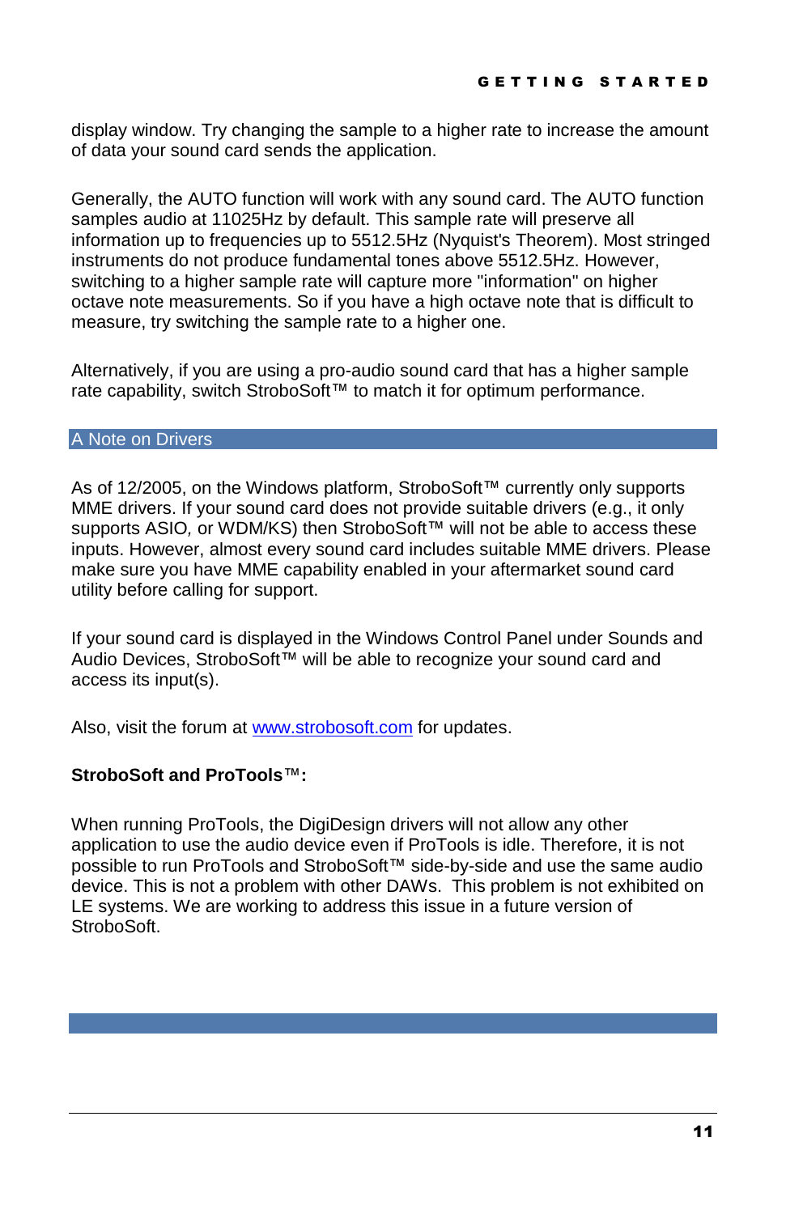display window. Try changing the sample to a higher rate to increase the amount of data your sound card sends the application.

Generally, the AUTO function will work with any sound card. The AUTO function samples audio at 11025Hz by default. This sample rate will preserve all information up to frequencies up to 5512.5Hz (Nyquist's Theorem). Most stringed instruments do not produce fundamental tones above 5512.5Hz. However, switching to a higher sample rate will capture more "information" on higher octave note measurements. So if you have a high octave note that is difficult to measure, try switching the sample rate to a higher one.

Alternatively, if you are using a pro-audio sound card that has a higher sample rate capability, switch StroboSoft™ to match it for optimum performance.

## A Note on Drivers

As of 12/2005, on the Windows platform, StroboSoft™ currently only supports MME drivers. If your sound card does not provide suitable drivers (e.g., it only supports ASIO, or WDM/KS) then StroboSoft™ will not be able to access these inputs. However, almost every sound card includes suitable MME drivers. Please make sure you have MME capability enabled in your aftermarket sound card utility before calling for support.

If your sound card is displayed in the Windows Control Panel under Sounds and Audio Devices, StroboSoft™ will be able to recognize your sound card and access its input(s).

Also, visit the forum at [www.strobosoft.com](http://www.strobosoft.com) for updates.

**StroboSoft and ProTools™:**

When running ProTools, the DigiDesign drivers will not allow any other application to use the audio device even if ProTools is idle. Therefore, it is not possible to run ProTools and StroboSoft™ side-by-side and use the same audio device. This is not a problem with other DAWs. This problem is not exhibited on LE systems. We are working to address this issue in a future version of StroboSoft.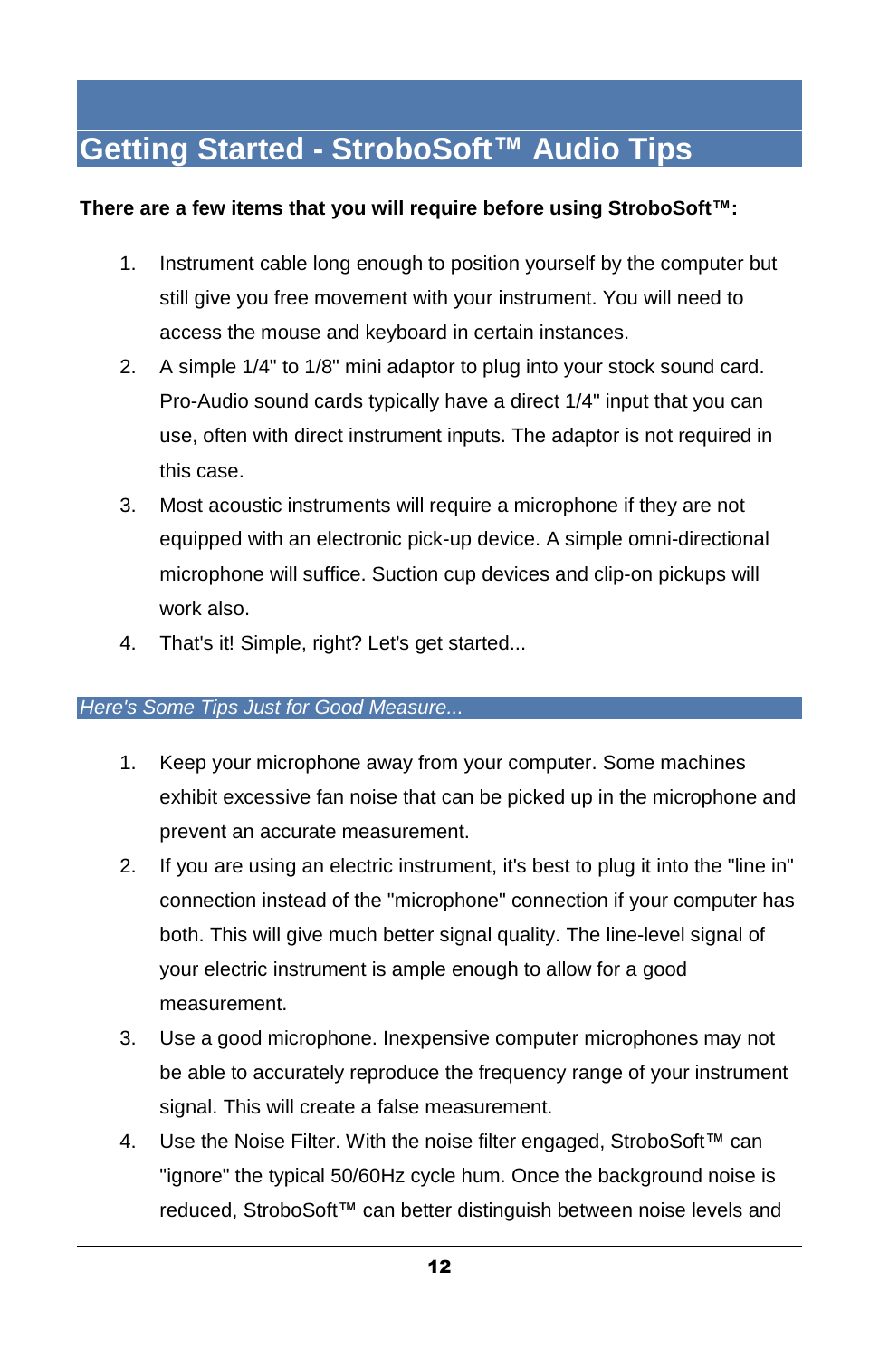# Getting Started - StroboSoft™ Audio Tips

**There are a few items that you will require before using StroboSoft™:**

1. Instrument cable long enough to position yourself by the computer but still give you free movement with your instrument. You will need to access the mouse and keyboard in certain instances.
2. A simple 1/4" to 1/8" mini adaptor to plug into your stock sound card. Pro-Audio sound cards typically have a direct 1/4" input that you can use, often with direct instrument inputs. The adaptor is not required in this case.
3. Most acoustic instruments will require a microphone if they are not equipped with an electronic pick-up device. A simple omni-directional microphone will suffice. Suction cup devices and clip-on pickups will work also.
4. That's it! Simple, right? Let's get started...

## *Here's Some Tips Just for Good Measure...*

1. Keep your microphone away from your computer. Some machines exhibit excessive fan noise that can be picked up in the microphone and prevent an accurate measurement.
2. If you are using an electric instrument, it's best to plug it into the "line in" connection instead of the "microphone" connection if your computer has both. This will give much better signal quality. The line-level signal of your electric instrument is ample enough to allow for a good measurement.
3. Use a good microphone. Inexpensive computer microphones may not be able to accurately reproduce the frequency range of your instrument signal. This will create a false measurement.
4. Use the Noise Filter. With the noise filter engaged, StroboSoft™ can "ignore" the typical 50/60Hz cycle hum. Once the background noise is reduced, StroboSoft™ can better distinguish between noise levels and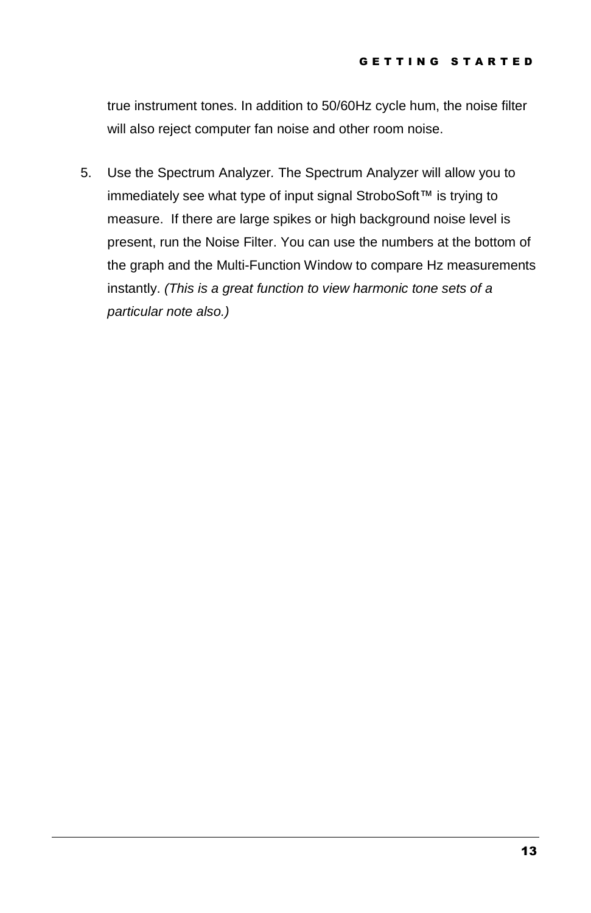true instrument tones. In addition to 50/60Hz cycle hum, the noise filter will also reject computer fan noise and other room noise.

5. Use the Spectrum Analyzer. The Spectrum Analyzer will allow you to immediately see what type of input signal StroboSoft™ is trying to measure. If there are large spikes or high background noise level is present, run the Noise Filter. You can use the numbers at the bottom of the graph and the Multi-Function Window to compare Hz measurements instantly. *(This is a great function to view harmonic tone sets of a particular note also.)*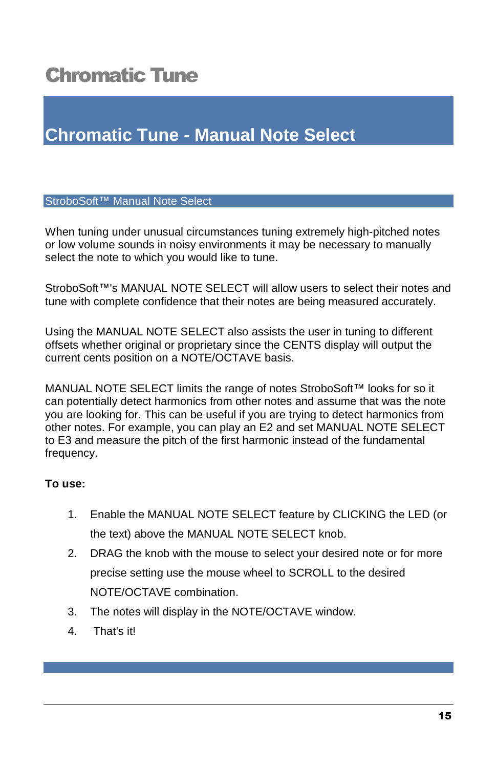# Chromatic Tune

## Chromatic Tune - Manual Note Select

### StroboSoft™ Manual Note Select

When tuning under unusual circumstances tuning extremely high-pitched notes or low volume sounds in noisy environments it may be necessary to manually select the note to which you would like to tune.

StroboSoft™'s MANUAL NOTE SELECT will allow users to select their notes and tune with complete confidence that their notes are being measured accurately.

Using the MANUAL NOTE SELECT also assists the user in tuning to different offsets whether original or proprietary since the CENTS display will output the current cents position on a NOTE/OCTAVE basis.

MANUAL NOTE SELECT limits the range of notes StroboSoft™ looks for so it can potentially detect harmonics from other notes and assume that was the note you are looking for. This can be useful if you are trying to detect harmonics from other notes. For example, you can play an E2 and set MANUAL NOTE SELECT to E3 and measure the pitch of the first harmonic instead of the fundamental frequency.

**To use:**

1. Enable the MANUAL NOTE SELECT feature by CLICKING the LED (or the text) above the MANUAL NOTE SELECT knob.
2. DRAG the knob with the mouse to select your desired note or for more precise setting use the mouse wheel to SCROLL to the desired NOTE/OCTAVE combination.
3. The notes will display in the NOTE/OCTAVE window.
4. That's it!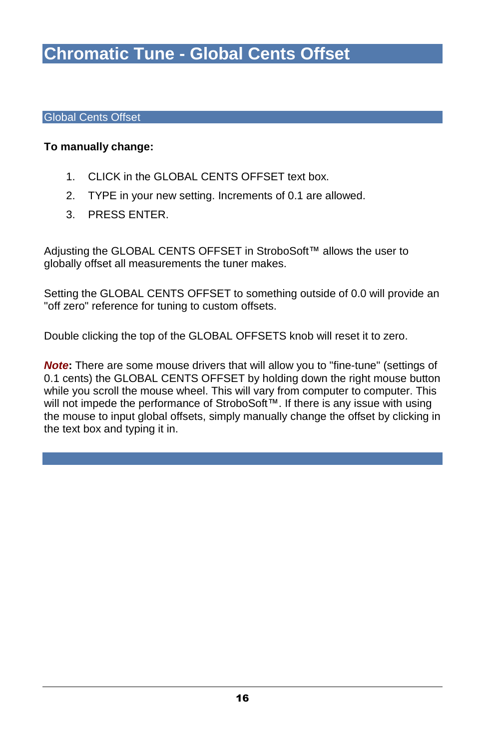# Chromatic Tune - Global Cents Offset

## Global Cents Offset

**To manually change:**

1. CLICK in the GLOBAL CENTS OFFSET text box.
2. TYPE in your new setting. Increments of 0.1 are allowed.
3. PRESS ENTER.

Adjusting the GLOBAL CENTS OFFSET in StroboSoft™ allows the user to globally offset all measurements the tuner makes.

Setting the GLOBAL CENTS OFFSET to something outside of 0.0 will provide an "off zero" reference for tuning to custom offsets.

Double clicking the top of the GLOBAL OFFSETS knob will reset it to zero.

***Note*****:** There are some mouse drivers that will allow you to "fine-tune" (settings of 0.1 cents) the GLOBAL CENTS OFFSET by holding down the right mouse button while you scroll the mouse wheel. This will vary from computer to computer. This will not impede the performance of StroboSoft™. If there is any issue with using the mouse to input global offsets, simply manually change the offset by clicking in the text box and typing it in.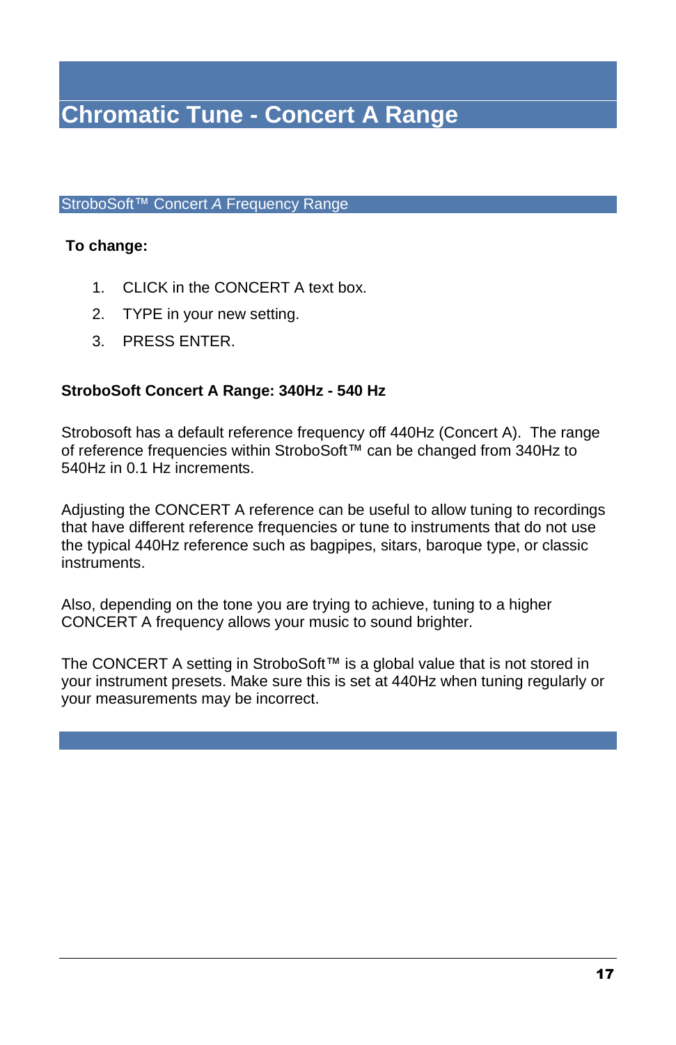# Chromatic Tune - Concert A Range

## StroboSoft™ Concert *A* Frequency Range

**To change:**

1. CLICK in the CONCERT A text box.
2. TYPE in your new setting.
3. PRESS ENTER.

**StroboSoft Concert A Range: 340Hz - 540 Hz**

Strobosoft has a default reference frequency off 440Hz (Concert A). The range of reference frequencies within StroboSoft™ can be changed from 340Hz to 540Hz in 0.1 Hz increments.

Adjusting the CONCERT A reference can be useful to allow tuning to recordings that have different reference frequencies or tune to instruments that do not use the typical 440Hz reference such as bagpipes, sitars, baroque type, or classic instruments.

Also, depending on the tone you are trying to achieve, tuning to a higher CONCERT A frequency allows your music to sound brighter.

The CONCERT A setting in StroboSoft™ is a global value that is not stored in your instrument presets. Make sure this is set at 440Hz when tuning regularly or your measurements may be incorrect.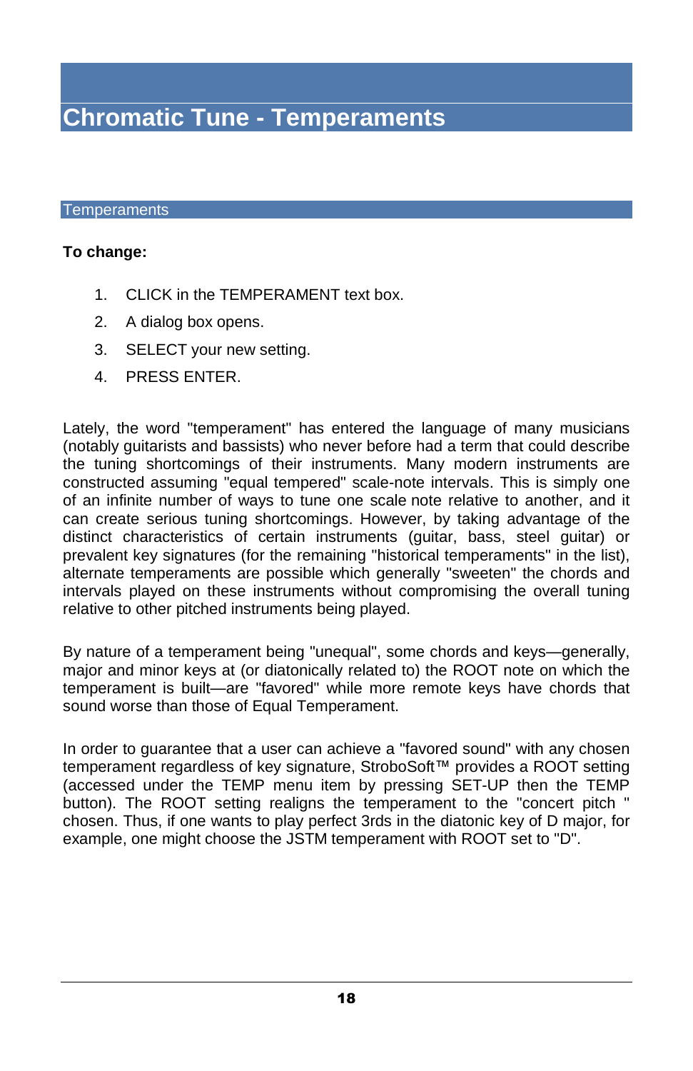# Chromatic Tune - Temperaments

## Temperaments

**To change:**

1. CLICK in the TEMPERAMENT text box.
2. A dialog box opens.
3. SELECT your new setting.
4. PRESS ENTER.

Lately, the word "temperament" has entered the language of many musicians (notably guitarists and bassists) who never before had a term that could describe the tuning shortcomings of their instruments. Many modern instruments are constructed assuming "equal tempered" scale-note intervals. This is simply one of an infinite number of ways to tune one scale note relative to another, and it can create serious tuning shortcomings. However, by taking advantage of the distinct characteristics of certain instruments (guitar, bass, steel guitar) or prevalent key signatures (for the remaining "historical temperaments" in the list), alternate temperaments are possible which generally "sweeten" the chords and intervals played on these instruments without compromising the overall tuning relative to other pitched instruments being played.

By nature of a temperament being "unequal", some chords and keys—generally, major and minor keys at (or diatonically related to) the ROOT note on which the temperament is built—are "favored" while more remote keys have chords that sound worse than those of Equal Temperament.

In order to guarantee that a user can achieve a "favored sound" with any chosen temperament regardless of key signature, StroboSoft™ provides a ROOT setting (accessed under the TEMP menu item by pressing SET-UP then the TEMP button). The ROOT setting realigns the temperament to the "concert pitch " chosen. Thus, if one wants to play perfect 3rds in the diatonic key of D major, for example, one might choose the JSTM temperament with ROOT set to "D".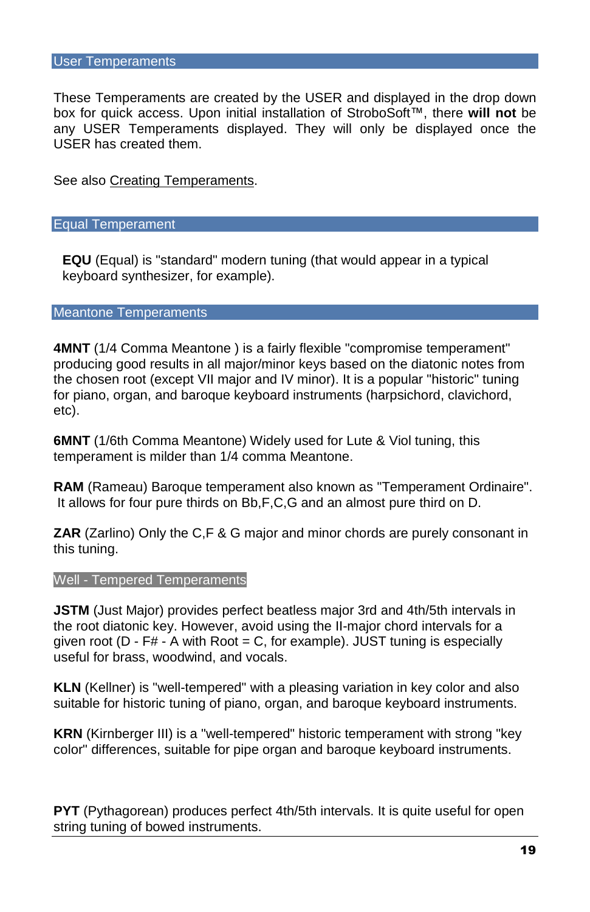## User Temperaments

These Temperaments are created by the USER and displayed in the drop down box for quick access. Upon initial installation of StroboSoft™, there **will not** be any USER Temperaments displayed. They will only be displayed once the USER has created them.

See also Creating Temperaments.

## Equal Temperament

**EQU** (Equal) is "standard" modern tuning (that would appear in a typical keyboard synthesizer, for example).

## Meantone Temperaments

**4MNT** (1/4 Comma Meantone ) is a fairly flexible "compromise temperament" producing good results in all major/minor keys based on the diatonic notes from the chosen root (except VII major and IV minor). It is a popular "historic" tuning for piano, organ, and baroque keyboard instruments (harpsichord, clavichord, etc).

**6MNT** (1/6th Comma Meantone) Widely used for Lute & Viol tuning, this temperament is milder than 1/4 comma Meantone.

**RAM** (Rameau) Baroque temperament also known as "Temperament Ordinaire". It allows for four pure thirds on Bb,F,C,G and an almost pure third on D.

**ZAR** (Zarlino) Only the C,F & G major and minor chords are purely consonant in this tuning.

## Well - Tempered Temperaments

**JSTM** (Just Major) provides perfect beatless major 3rd and 4th/5th intervals in the root diatonic key. However, avoid using the II-major chord intervals for a given root (D - F# - A with Root = C, for example). JUST tuning is especially useful for brass, woodwind, and vocals.

**KLN** (Kellner) is "well-tempered" with a pleasing variation in key color and also suitable for historic tuning of piano, organ, and baroque keyboard instruments.

**KRN** (Kirnberger III) is a "well-tempered" historic temperament with strong "key color" differences, suitable for pipe organ and baroque keyboard instruments.

**PYT** (Pythagorean) produces perfect 4th/5th intervals. It is quite useful for open string tuning of bowed instruments.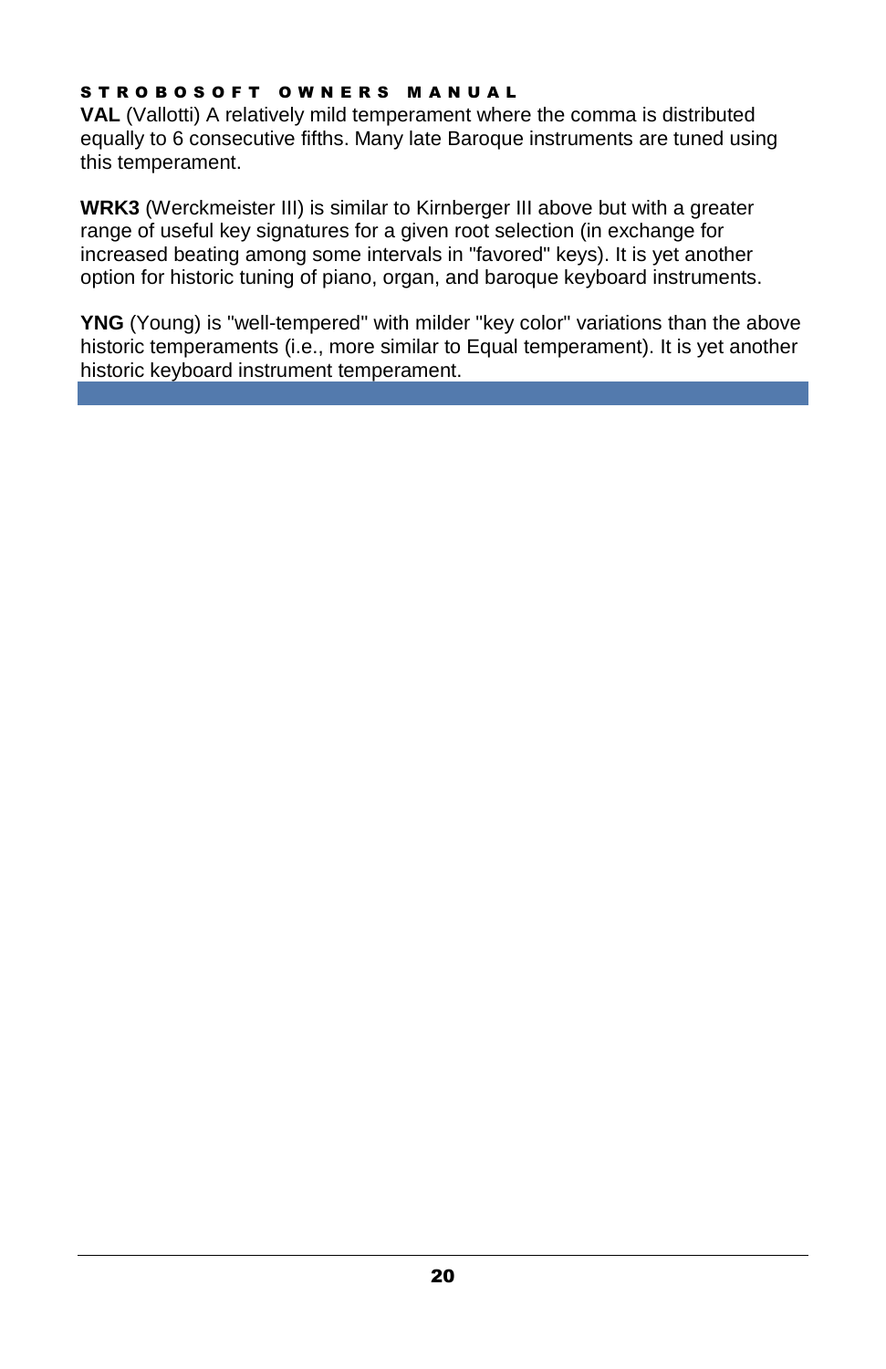**VAL** (Vallotti) A relatively mild temperament where the comma is distributed equally to 6 consecutive fifths. Many late Baroque instruments are tuned using this temperament.

**WRK3** (Werckmeister III) is similar to Kirnberger III above but with a greater range of useful key signatures for a given root selection (in exchange for increased beating among some intervals in "favored" keys). It is yet another option for historic tuning of piano, organ, and baroque keyboard instruments.

**YNG** (Young) is "well-tempered" with milder "key color" variations than the above historic temperaments (i.e., more similar to Equal temperament). It is yet another historic keyboard instrument temperament.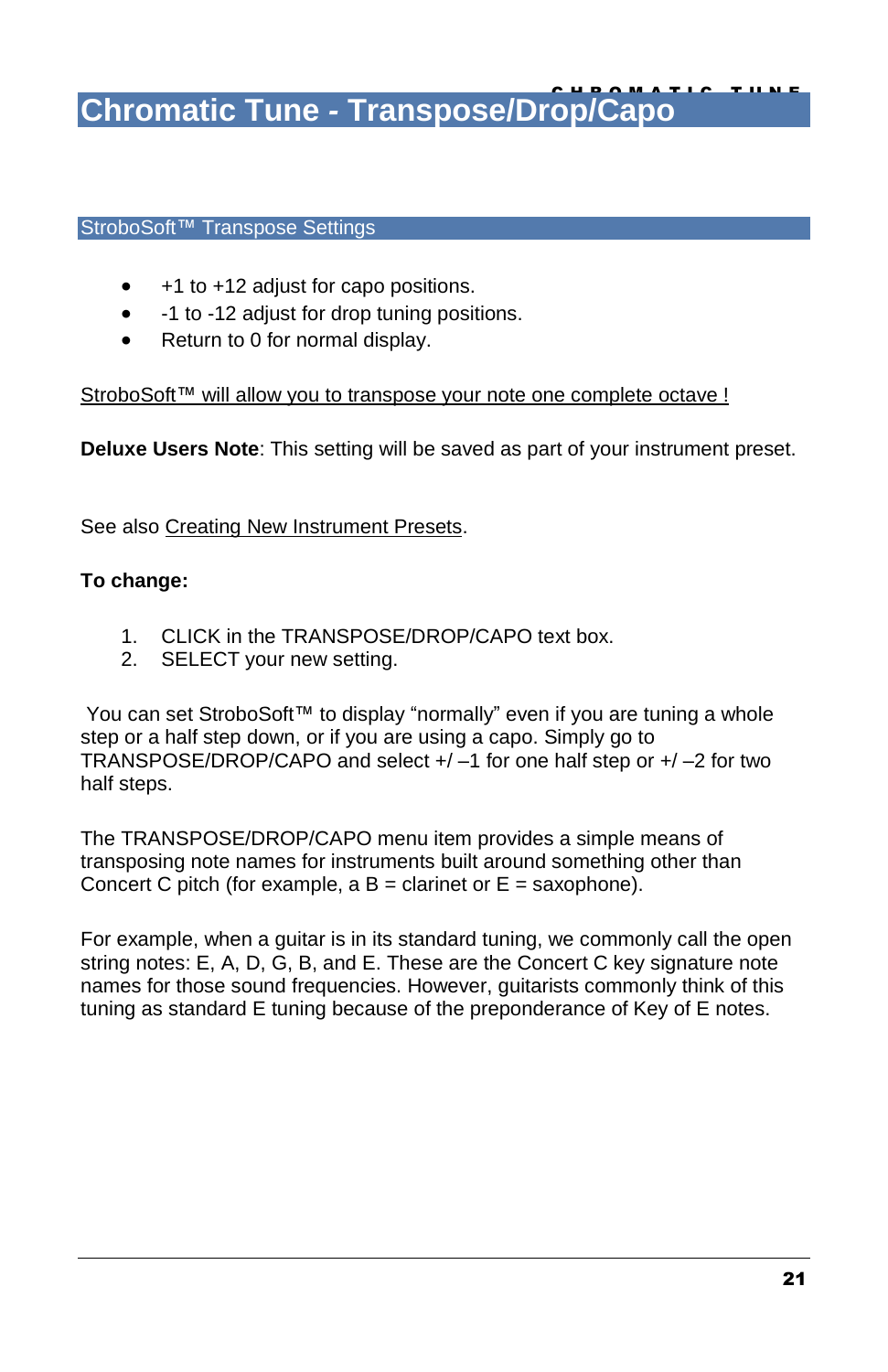# Chromatic Tune - Transpose/Drop/Capo

## StroboSoft™ Transpose Settings

- +1 to +12 adjust for capo positions.
- -1 to -12 adjust for drop tuning positions.
- Return to 0 for normal display.

StroboSoft™ will allow you to transpose your note one complete octave !

**Deluxe Users Note**: This setting will be saved as part of your instrument preset.

See also Creating New Instrument Presets.

**To change:**

1. CLICK in the TRANSPOSE/DROP/CAPO text box.
2. SELECT your new setting.

You can set StroboSoft™ to display "normally" even if you are tuning a whole step or a half step down, or if you are using a capo. Simply go to TRANSPOSE/DROP/CAPO and select +/ –1 for one half step or +/ –2 for two half steps.

The TRANSPOSE/DROP/CAPO menu item provides a simple means of transposing note names for instruments built around something other than Concert C pitch (for example, a B = clarinet or E = saxophone).

For example, when a guitar is in its standard tuning, we commonly call the open string notes: E, A, D, G, B, and E. These are the Concert C key signature note names for those sound frequencies. However, guitarists commonly think of this tuning as standard E tuning because of the preponderance of Key of E notes.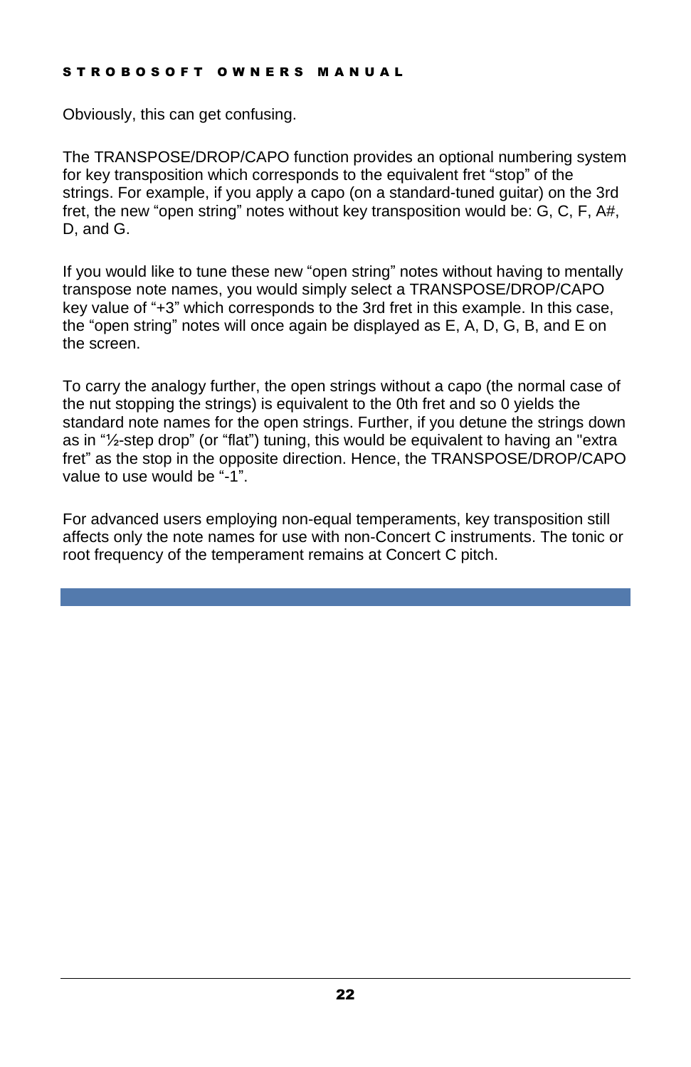Obviously, this can get confusing.

The TRANSPOSE/DROP/CAPO function provides an optional numbering system for key transposition which corresponds to the equivalent fret “stop” of the strings. For example, if you apply a capo (on a standard-tuned guitar) on the 3rd fret, the new “open string” notes without key transposition would be: G, C, F, A#, D, and G.

If you would like to tune these new “open string” notes without having to mentally transpose note names, you would simply select a TRANSPOSE/DROP/CAPO key value of “+3” which corresponds to the 3rd fret in this example. In this case, the “open string” notes will once again be displayed as E, A, D, G, B, and E on the screen.

To carry the analogy further, the open strings without a capo (the normal case of the nut stopping the strings) is equivalent to the 0th fret and so 0 yields the standard note names for the open strings. Further, if you detune the strings down as in “½-step drop” (or “flat”) tuning, this would be equivalent to having an "extra fret” as the stop in the opposite direction. Hence, the TRANSPOSE/DROP/CAPO value to use would be “-1”.

For advanced users employing non-equal temperaments, key transposition still affects only the note names for use with non-Concert C instruments. The tonic or root frequency of the temperament remains at Concert C pitch.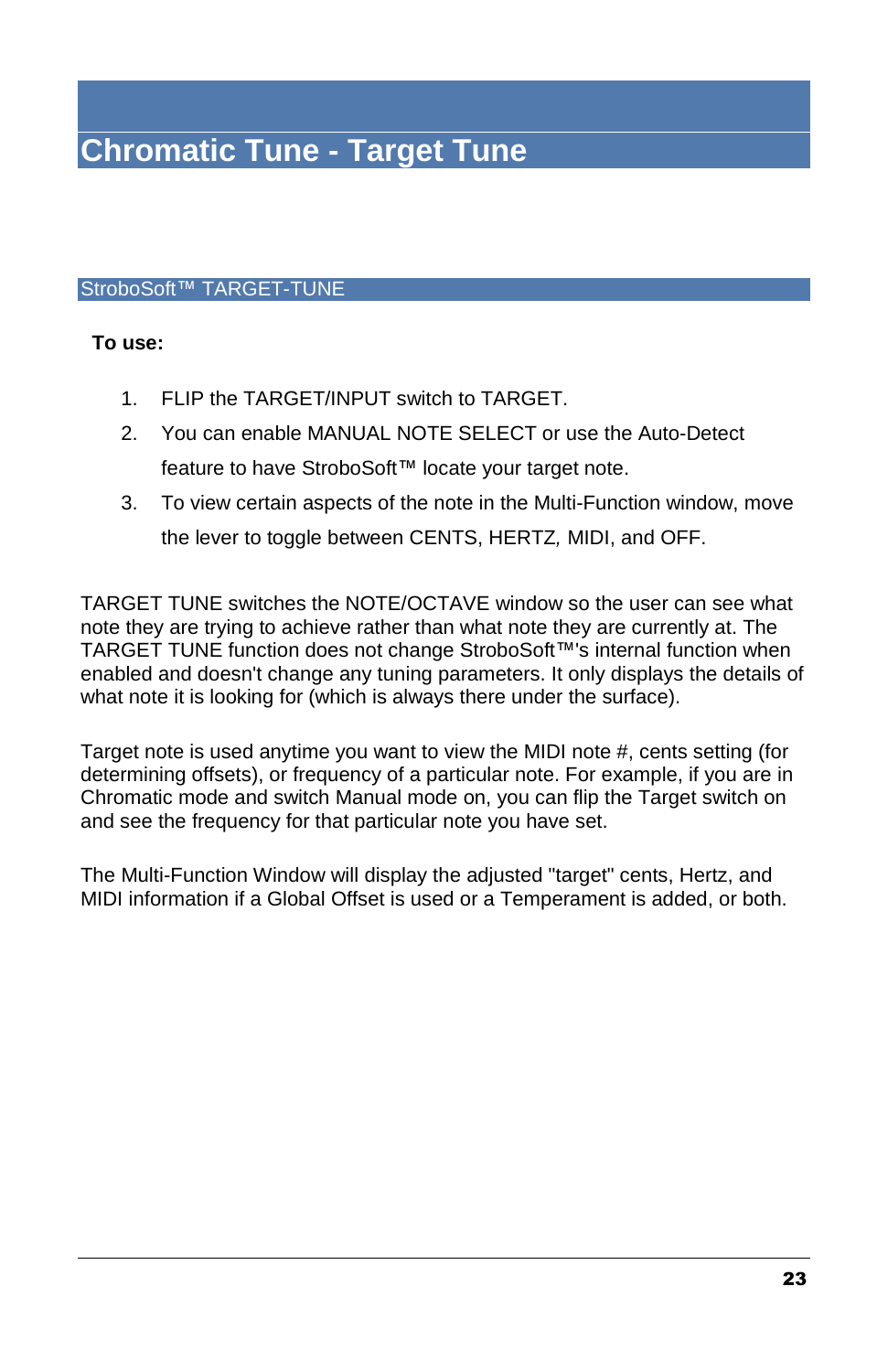# Chromatic Tune - Target Tune

## StroboSoft™ TARGET-TUNE

**To use:**

1. FLIP the TARGET/INPUT switch to TARGET.
2. You can enable MANUAL NOTE SELECT or use the Auto-Detect feature to have StroboSoft™ locate your target note.
3. To view certain aspects of the note in the Multi-Function window, move the lever to toggle between CENTS, HERTZ, MIDI, and OFF.

TARGET TUNE switches the NOTE/OCTAVE window so the user can see what note they are trying to achieve rather than what note they are currently at. The TARGET TUNE function does not change StroboSoft™'s internal function when enabled and doesn't change any tuning parameters. It only displays the details of what note it is looking for (which is always there under the surface).

Target note is used anytime you want to view the MIDI note #, cents setting (for determining offsets), or frequency of a particular note. For example, if you are in Chromatic mode and switch Manual mode on, you can flip the Target switch on and see the frequency for that particular note you have set.

The Multi-Function Window will display the adjusted "target" cents, Hertz, and MIDI information if a Global Offset is used or a Temperament is added, or both.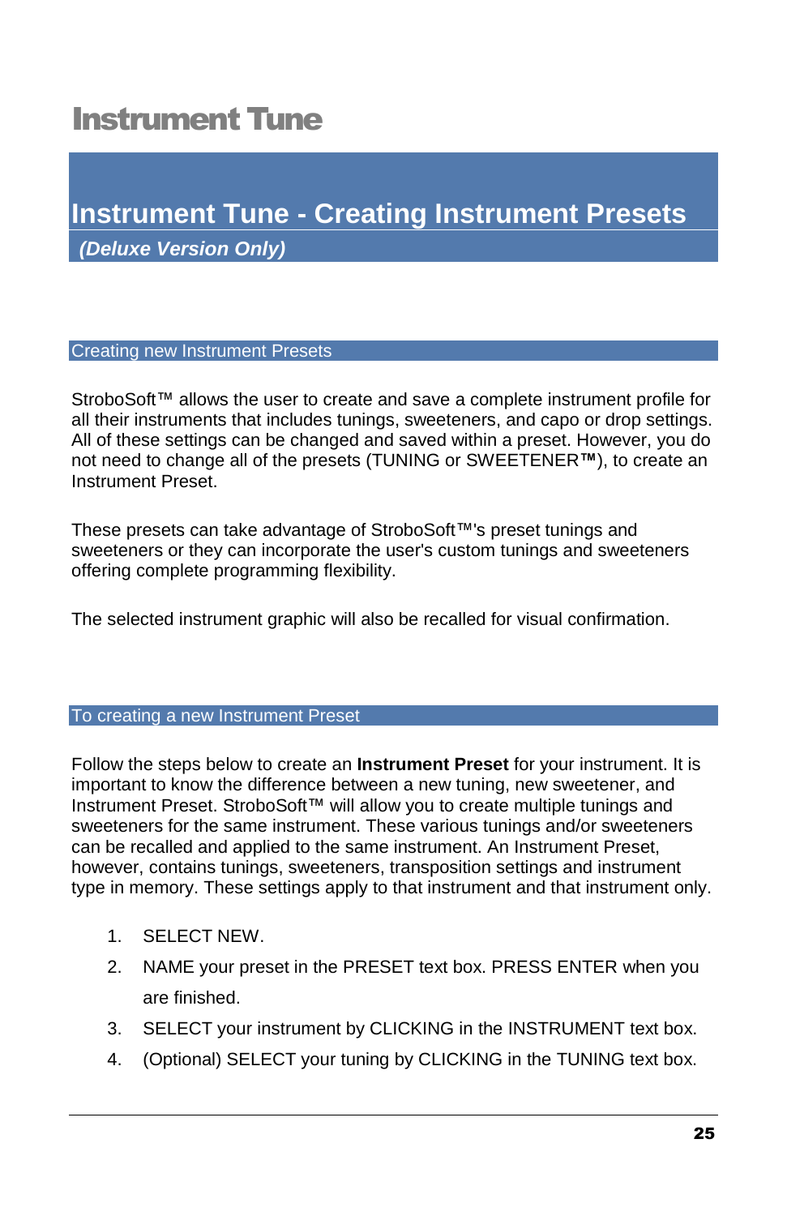# Instrument Tune

## Instrument Tune - Creating Instrument Presets

***(Deluxe Version Only)***

### Creating new Instrument Presets

StroboSoft™ allows the user to create and save a complete instrument profile for all their instruments that includes tunings, sweeteners, and capo or drop settings. All of these settings can be changed and saved within a preset. However, you do not need to change all of the presets (TUNING or SWEETENER**™**), to create an Instrument Preset.

These presets can take advantage of StroboSoft™'s preset tunings and sweeteners or they can incorporate the user's custom tunings and sweeteners offering complete programming flexibility.

The selected instrument graphic will also be recalled for visual confirmation.

### To creating a new Instrument Preset

Follow the steps below to create an **Instrument Preset** for your instrument. It is important to know the difference between a new tuning, new sweetener, and Instrument Preset. StroboSoft™ will allow you to create multiple tunings and sweeteners for the same instrument. These various tunings and/or sweeteners can be recalled and applied to the same instrument. An Instrument Preset, however, contains tunings, sweeteners, transposition settings and instrument type in memory. These settings apply to that instrument and that instrument only.

1. SELECT NEW.
2. NAME your preset in the PRESET text box. PRESS ENTER when you are finished.
3. SELECT your instrument by CLICKING in the INSTRUMENT text box.
4. (Optional) SELECT your tuning by CLICKING in the TUNING text box.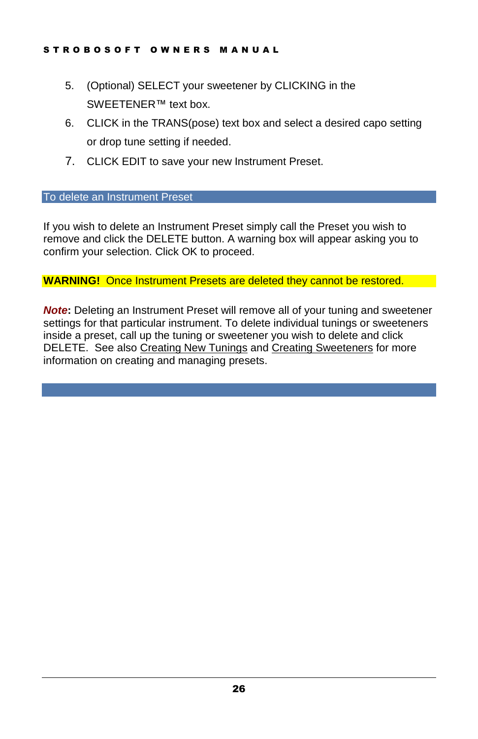5. (Optional) SELECT your sweetener by CLICKING in the SWEETENER™ text box.
6. CLICK in the TRANS(pose) text box and select a desired capo setting or drop tune setting if needed.
7. CLICK EDIT to save your new Instrument Preset.

## To delete an Instrument Preset

If you wish to delete an Instrument Preset simply call the Preset you wish to remove and click the DELETE button. A warning box will appear asking you to confirm your selection. Click OK to proceed.

**WARNING!** Once Instrument Presets are deleted they cannot be restored.

***Note*:** Deleting an Instrument Preset will remove all of your tuning and sweetener settings for that particular instrument. To delete individual tunings or sweeteners inside a preset, call up the tuning or sweetener you wish to delete and click DELETE. See also Creating New Tunings and Creating Sweeteners for more information on creating and managing presets.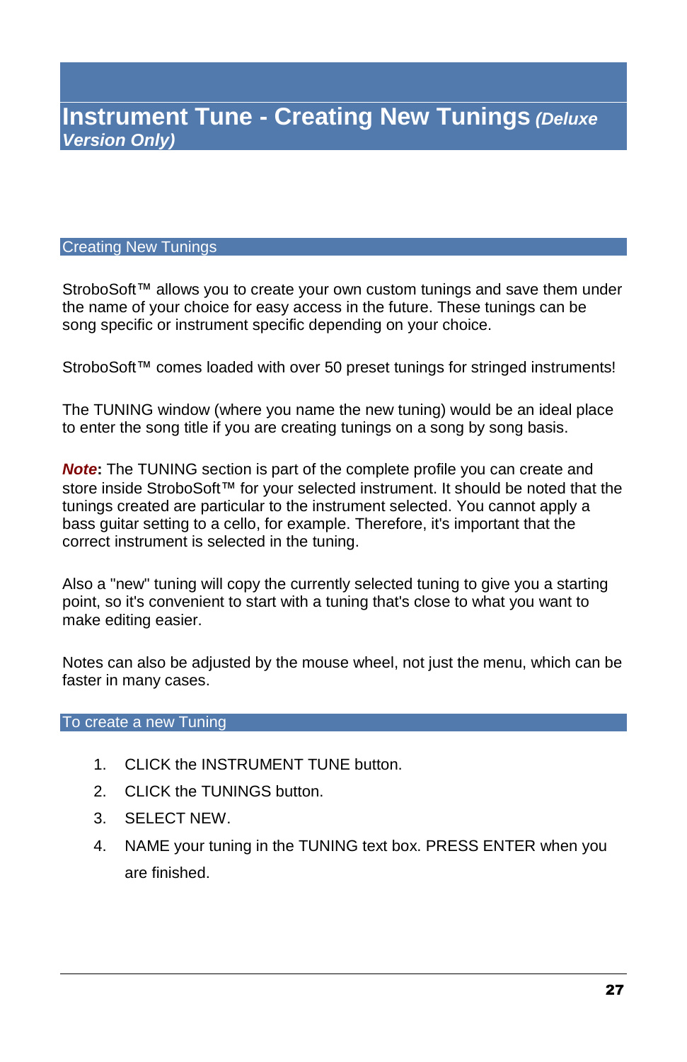# Instrument Tune - Creating New Tunings *(Deluxe Version Only)*

## Creating New Tunings

StroboSoft™ allows you to create your own custom tunings and save them under the name of your choice for easy access in the future. These tunings can be song specific or instrument specific depending on your choice.

StroboSoft™ comes loaded with over 50 preset tunings for stringed instruments!

The TUNING window (where you name the new tuning) would be an ideal place to enter the song title if you are creating tunings on a song by song basis.

***Note*****:** The TUNING section is part of the complete profile you can create and store inside StroboSoft™ for your selected instrument. It should be noted that the tunings created are particular to the instrument selected. You cannot apply a bass guitar setting to a cello, for example. Therefore, it's important that the correct instrument is selected in the tuning.

Also a "new" tuning will copy the currently selected tuning to give you a starting point, so it's convenient to start with a tuning that's close to what you want to make editing easier.

Notes can also be adjusted by the mouse wheel, not just the menu, which can be faster in many cases.

## To create a new Tuning

1. CLICK the INSTRUMENT TUNE button.
2. CLICK the TUNINGS button.
3. SELECT NEW.
4. NAME your tuning in the TUNING text box. PRESS ENTER when you are finished.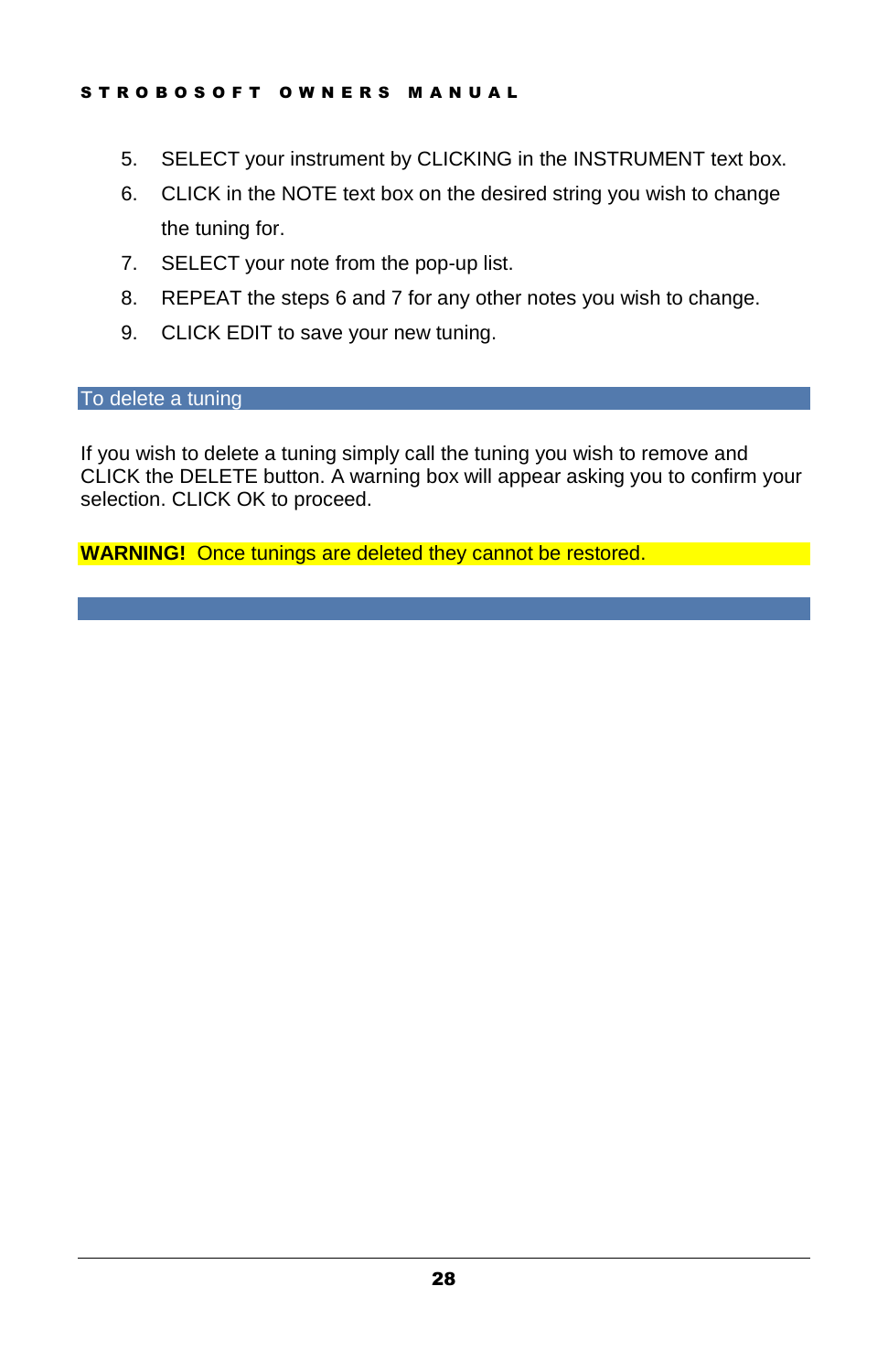5. SELECT your instrument by CLICKING in the INSTRUMENT text box.
6. CLICK in the NOTE text box on the desired string you wish to change the tuning for.
7. SELECT your note from the pop-up list.
8. REPEAT the steps 6 and 7 for any other notes you wish to change.
9. CLICK EDIT to save your new tuning.

## To delete a tuning

If you wish to delete a tuning simply call the tuning you wish to remove and CLICK the DELETE button. A warning box will appear asking you to confirm your selection. CLICK OK to proceed.

**WARNING!** Once tunings are deleted they cannot be restored.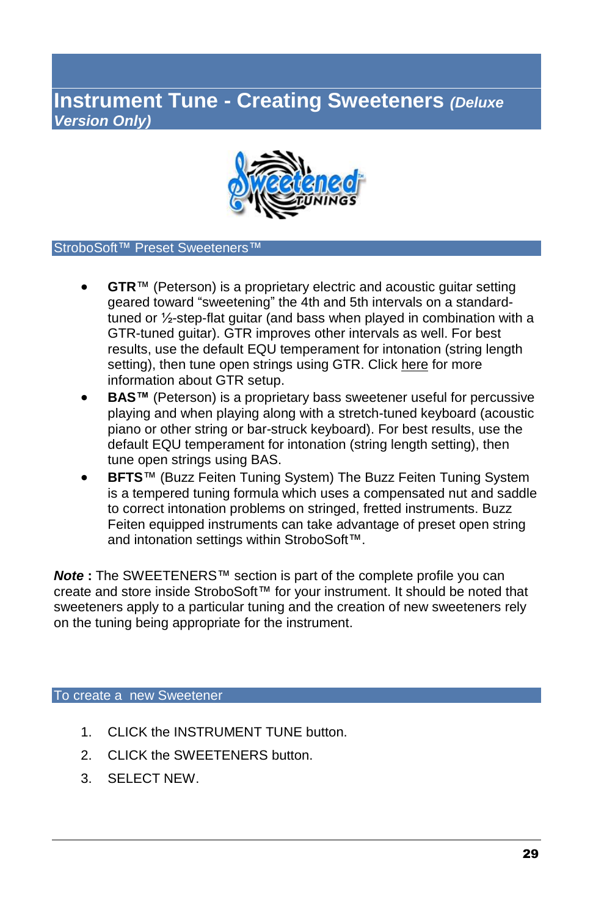# Instrument Tune - Creating Sweeteners *(Deluxe Version Only)*

## StroboSoft™ Preset Sweeteners™

- **GTR**™ (Peterson) is a proprietary electric and acoustic guitar setting geared toward "sweetening" the 4th and 5th intervals on a standard-tuned or ½-step-flat guitar (and bass when played in combination with a GTR-tuned guitar). GTR improves other intervals as well. For best results, use the default EQU temperament for intonation (string length setting), then tune open strings using GTR. Click here for more information about GTR setup.
- **BAS™** (Peterson) is a proprietary bass sweetener useful for percussive playing and when playing along with a stretch-tuned keyboard (acoustic piano or other string or bar-struck keyboard). For best results, use the default EQU temperament for intonation (string length setting), then tune open strings using BAS.
- **BFTS**™ (Buzz Feiten Tuning System) The Buzz Feiten Tuning System is a tempered tuning formula which uses a compensated nut and saddle to correct intonation problems on stringed, fretted instruments. Buzz Feiten equipped instruments can take advantage of preset open string and intonation settings within StroboSoft™.

***Note*** **:** The SWEETENERS™ section is part of the complete profile you can create and store inside StroboSoft™ for your instrument. It should be noted that sweeteners apply to a particular tuning and the creation of new sweeteners rely on the tuning being appropriate for the instrument.

## To create a new Sweetener

1. CLICK the INSTRUMENT TUNE button.
2. CLICK the SWEETENERS button.
3. SELECT NEW.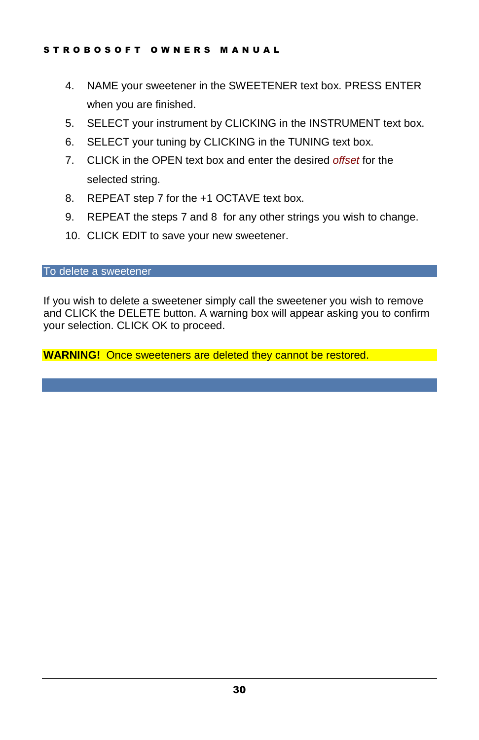4. NAME your sweetener in the SWEETENER text box. PRESS ENTER when you are finished.
5. SELECT your instrument by CLICKING in the INSTRUMENT text box.
6. SELECT your tuning by CLICKING in the TUNING text box.
7. CLICK in the OPEN text box and enter the desired *offset* for the selected string.
8. REPEAT step 7 for the +1 OCTAVE text box.
9. REPEAT the steps 7 and 8 for any other strings you wish to change.
10. CLICK EDIT to save your new sweetener.

## To delete a sweetener

If you wish to delete a sweetener simply call the sweetener you wish to remove and CLICK the DELETE button. A warning box will appear asking you to confirm your selection. CLICK OK to proceed.

**WARNING!** Once sweeteners are deleted they cannot be restored.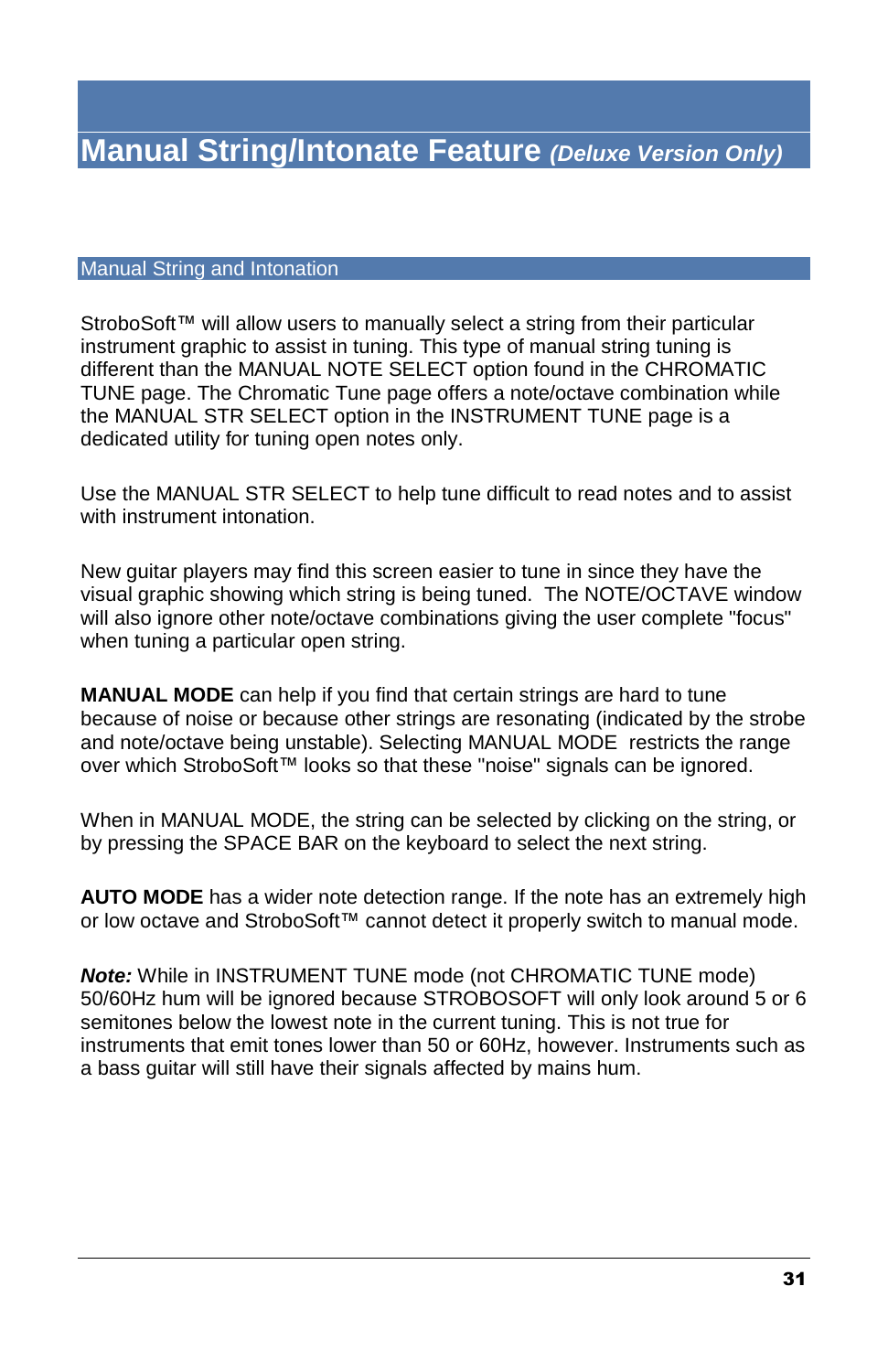# Manual String/Intonate Feature *(Deluxe Version Only)*

## Manual String and Intonation

StroboSoft™ will allow users to manually select a string from their particular instrument graphic to assist in tuning. This type of manual string tuning is different than the MANUAL NOTE SELECT option found in the CHROMATIC TUNE page. The Chromatic Tune page offers a note/octave combination while the MANUAL STR SELECT option in the INSTRUMENT TUNE page is a dedicated utility for tuning open notes only.

Use the MANUAL STR SELECT to help tune difficult to read notes and to assist with instrument intonation.

New guitar players may find this screen easier to tune in since they have the visual graphic showing which string is being tuned. The NOTE/OCTAVE window will also ignore other note/octave combinations giving the user complete "focus" when tuning a particular open string.

**MANUAL MODE** can help if you find that certain strings are hard to tune because of noise or because other strings are resonating (indicated by the strobe and note/octave being unstable). Selecting MANUAL MODE restricts the range over which StroboSoft™ looks so that these "noise" signals can be ignored.

When in MANUAL MODE, the string can be selected by clicking on the string, or by pressing the SPACE BAR on the keyboard to select the next string.

**AUTO MODE** has a wider note detection range. If the note has an extremely high or low octave and StroboSoft™ cannot detect it properly switch to manual mode.

***Note:*** While in INSTRUMENT TUNE mode (not CHROMATIC TUNE mode) 50/60Hz hum will be ignored because STROBOSOFT will only look around 5 or 6 semitones below the lowest note in the current tuning. This is not true for instruments that emit tones lower than 50 or 60Hz, however. Instruments such as a bass guitar will still have their signals affected by mains hum.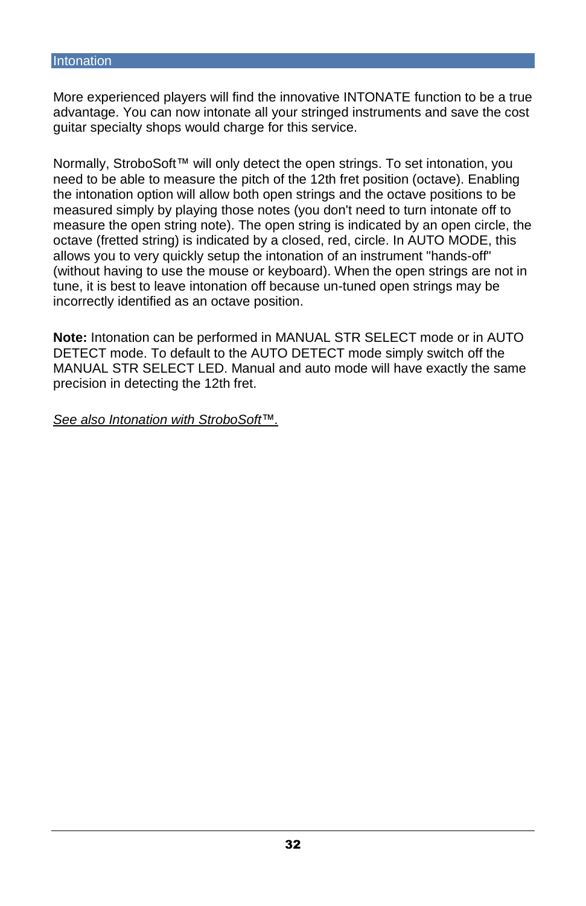## Intonation

More experienced players will find the innovative INTONATE function to be a true advantage. You can now intonate all your stringed instruments and save the cost guitar specialty shops would charge for this service.

Normally, StroboSoft™ will only detect the open strings. To set intonation, you need to be able to measure the pitch of the 12th fret position (octave). Enabling the intonation option will allow both open strings and the octave positions to be measured simply by playing those notes (you don't need to turn intonate off to measure the open string note). The open string is indicated by an open circle, the octave (fretted string) is indicated by a closed, red, circle. In AUTO MODE, this allows you to very quickly setup the intonation of an instrument "hands-off" (without having to use the mouse or keyboard). When the open strings are not in tune, it is best to leave intonation off because un-tuned open strings may be incorrectly identified as an octave position.

**Note:** Intonation can be performed in MANUAL STR SELECT mode or in AUTO DETECT mode. To default to the AUTO DETECT mode simply switch off the MANUAL STR SELECT LED. Manual and auto mode will have exactly the same precision in detecting the 12th fret.

*See also Intonation with StroboSoft™.*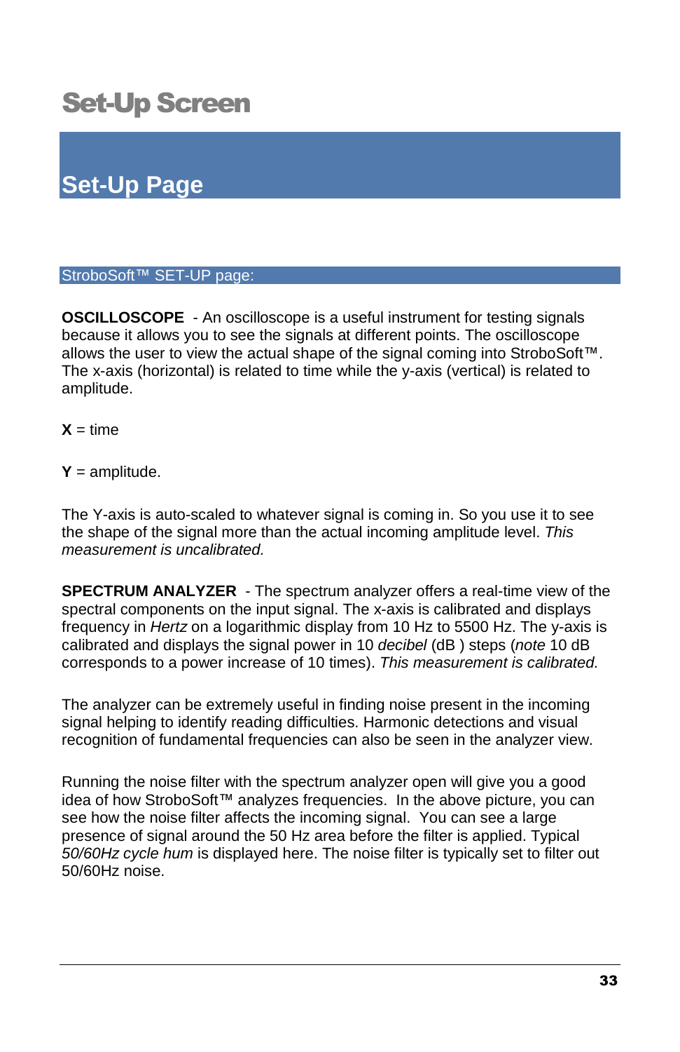# Set-Up Screen

## Set-Up Page

### StroboSoft™ SET-UP page:

**OSCILLOSCOPE** - An oscilloscope is a useful instrument for testing signals because it allows you to see the signals at different points. The oscilloscope allows the user to view the actual shape of the signal coming into StroboSoft™. The x-axis (horizontal) is related to time while the y-axis (vertical) is related to amplitude.

**X** = time

**Y** = amplitude.

The Y-axis is auto-scaled to whatever signal is coming in. So you use it to see the shape of the signal more than the actual incoming amplitude level. *This measurement is uncalibrated.*

**SPECTRUM ANALYZER** - The spectrum analyzer offers a real-time view of the spectral components on the input signal. The x-axis is calibrated and displays frequency in *Hertz* on a logarithmic display from 10 Hz to 5500 Hz. The y-axis is calibrated and displays the signal power in 10 *decibel* (dB ) steps (*note* 10 dB corresponds to a power increase of 10 times). *This measurement is calibrated.*

The analyzer can be extremely useful in finding noise present in the incoming signal helping to identify reading difficulties. Harmonic detections and visual recognition of fundamental frequencies can also be seen in the analyzer view.

Running the noise filter with the spectrum analyzer open will give you a good idea of how StroboSoft™ analyzes frequencies. In the above picture, you can see how the noise filter affects the incoming signal. You can see a large presence of signal around the 50 Hz area before the filter is applied. Typical *50/60Hz cycle hum* is displayed here. The noise filter is typically set to filter out 50/60Hz noise.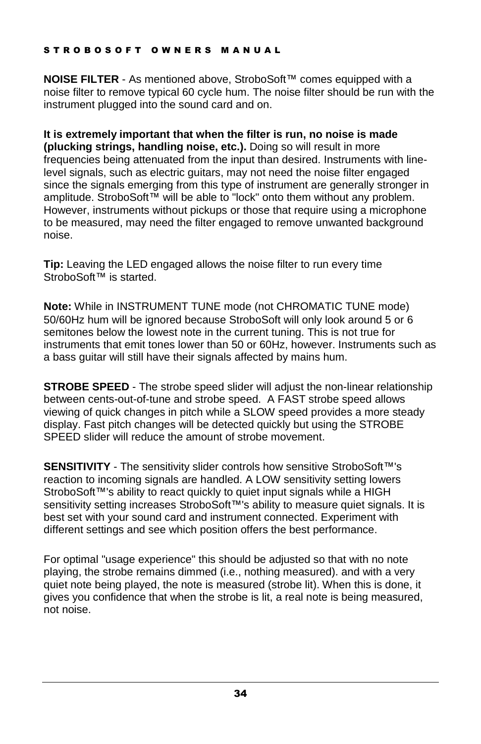**NOISE FILTER** - As mentioned above, StroboSoft™ comes equipped with a noise filter to remove typical 60 cycle hum. The noise filter should be run with the instrument plugged into the sound card and on.

**It is extremely important that when the filter is run, no noise is made (plucking strings, handling noise, etc.).** Doing so will result in more frequencies being attenuated from the input than desired. Instruments with line-level signals, such as electric guitars, may not need the noise filter engaged since the signals emerging from this type of instrument are generally stronger in amplitude. StroboSoft™ will be able to "lock" onto them without any problem. However, instruments without pickups or those that require using a microphone to be measured, may need the filter engaged to remove unwanted background noise.

**Tip:** Leaving the LED engaged allows the noise filter to run every time StroboSoft™ is started.

**Note:** While in INSTRUMENT TUNE mode (not CHROMATIC TUNE mode) 50/60Hz hum will be ignored because StroboSoft will only look around 5 or 6 semitones below the lowest note in the current tuning. This is not true for instruments that emit tones lower than 50 or 60Hz, however. Instruments such as a bass guitar will still have their signals affected by mains hum.

**STROBE SPEED** - The strobe speed slider will adjust the non-linear relationship between cents-out-of-tune and strobe speed. A FAST strobe speed allows viewing of quick changes in pitch while a SLOW speed provides a more steady display. Fast pitch changes will be detected quickly but using the STROBE SPEED slider will reduce the amount of strobe movement.

**SENSITIVITY** - The sensitivity slider controls how sensitive StroboSoft™'s reaction to incoming signals are handled. A LOW sensitivity setting lowers StroboSoft™'s ability to react quickly to quiet input signals while a HIGH sensitivity setting increases StroboSoft™'s ability to measure quiet signals. It is best set with your sound card and instrument connected. Experiment with different settings and see which position offers the best performance.

For optimal "usage experience" this should be adjusted so that with no note playing, the strobe remains dimmed (i.e., nothing measured). and with a very quiet note being played, the note is measured (strobe lit). When this is done, it gives you confidence that when the strobe is lit, a real note is being measured, not noise.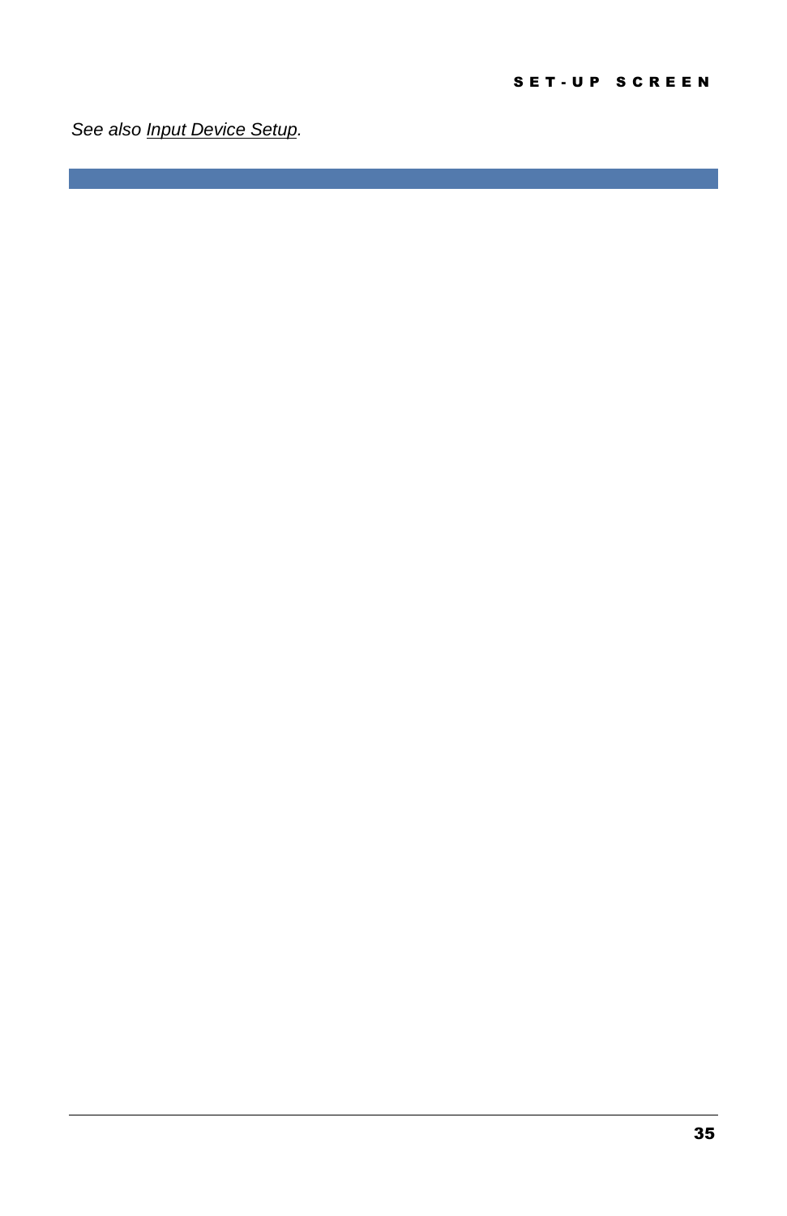*See also Input Device Setup.*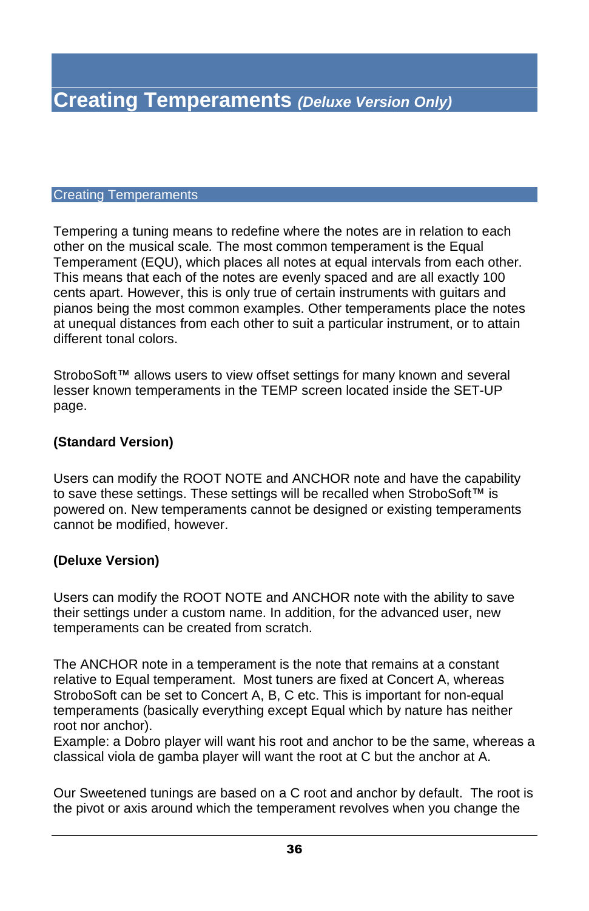# Creating Temperaments *(Deluxe Version Only)*

## Creating Temperaments

Tempering a tuning means to redefine where the notes are in relation to each other on the musical scale. The most common temperament is the Equal Temperament (EQU), which places all notes at equal intervals from each other. This means that each of the notes are evenly spaced and are all exactly 100 cents apart. However, this is only true of certain instruments with guitars and pianos being the most common examples. Other temperaments place the notes at unequal distances from each other to suit a particular instrument, or to attain different tonal colors.

StroboSoft™ allows users to view offset settings for many known and several lesser known temperaments in the TEMP screen located inside the SET-UP page.

**(Standard Version)**

Users can modify the ROOT NOTE and ANCHOR note and have the capability to save these settings. These settings will be recalled when StroboSoft™ is powered on. New temperaments cannot be designed or existing temperaments cannot be modified, however.

**(Deluxe Version)**

Users can modify the ROOT NOTE and ANCHOR note with the ability to save their settings under a custom name. In addition, for the advanced user, new temperaments can be created from scratch.

The ANCHOR note in a temperament is the note that remains at a constant relative to Equal temperament. Most tuners are fixed at Concert A, whereas StroboSoft can be set to Concert A, B, C etc. This is important for non-equal temperaments (basically everything except Equal which by nature has neither root nor anchor).
Example: a Dobro player will want his root and anchor to be the same, whereas a classical viola de gamba player will want the root at C but the anchor at A.

Our Sweetened tunings are based on a C root and anchor by default. The root is the pivot or axis around which the temperament revolves when you change the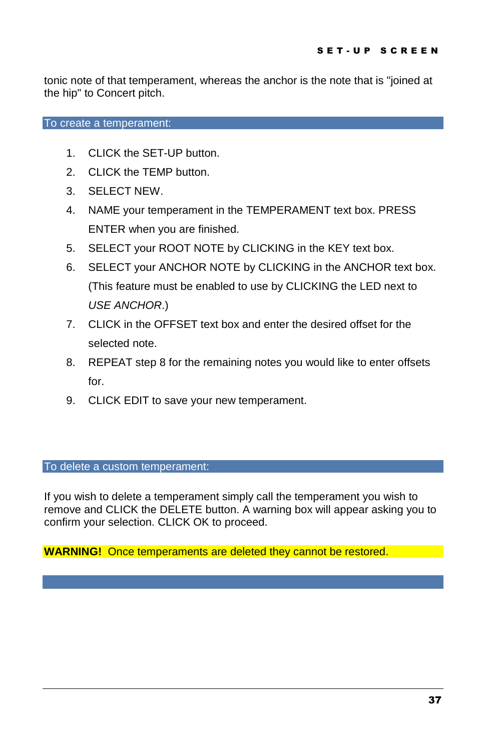tonic note of that temperament, whereas the anchor is the note that is "joined at the hip" to Concert pitch.

## To create a temperament:

1. CLICK the SET-UP button.
2. CLICK the TEMP button.
3. SELECT NEW.
4. NAME your temperament in the TEMPERAMENT text box. PRESS ENTER when you are finished.
5. SELECT your ROOT NOTE by CLICKING in the KEY text box.
6. SELECT your ANCHOR NOTE by CLICKING in the ANCHOR text box. (This feature must be enabled to use by CLICKING the LED next to *USE ANCHOR*.)
7. CLICK in the OFFSET text box and enter the desired offset for the selected note.
8. REPEAT step 8 for the remaining notes you would like to enter offsets for.
9. CLICK EDIT to save your new temperament.

## To delete a custom temperament:

If you wish to delete a temperament simply call the temperament you wish to remove and CLICK the DELETE button. A warning box will appear asking you to confirm your selection. CLICK OK to proceed.

**WARNING!** Once temperaments are deleted they cannot be restored.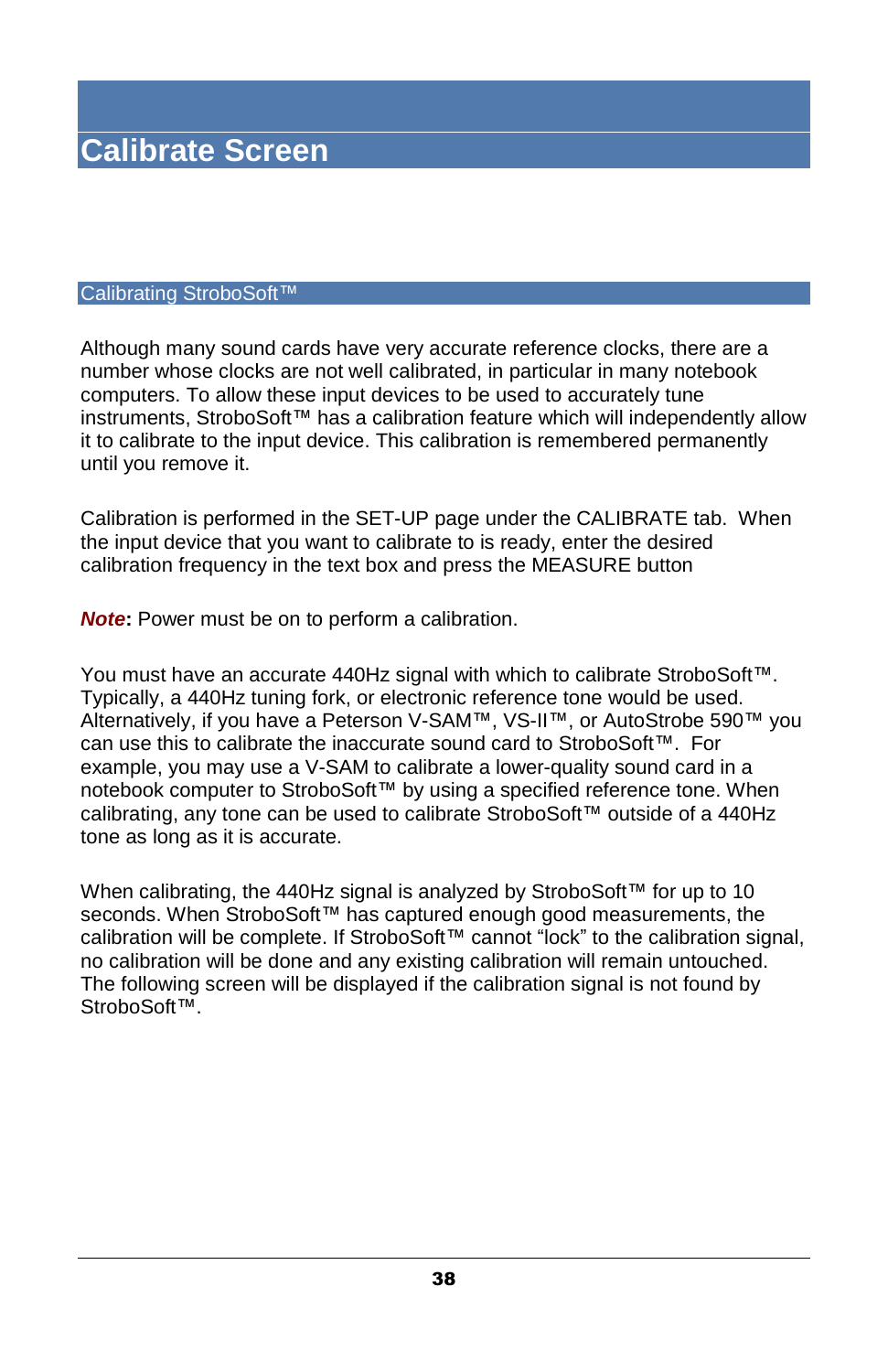# Calibrate Screen

## Calibrating StroboSoft™

Although many sound cards have very accurate reference clocks, there are a number whose clocks are not well calibrated, in particular in many notebook computers. To allow these input devices to be used to accurately tune instruments, StroboSoft™ has a calibration feature which will independently allow it to calibrate to the input device. This calibration is remembered permanently until you remove it.

Calibration is performed in the SET-UP page under the CALIBRATE tab. When the input device that you want to calibrate to is ready, enter the desired calibration frequency in the text box and press the MEASURE button

***Note*:** Power must be on to perform a calibration.

You must have an accurate 440Hz signal with which to calibrate StroboSoft™. Typically, a 440Hz tuning fork, or electronic reference tone would be used. Alternatively, if you have a Peterson V-SAM™, VS-II™, or AutoStrobe 590™ you can use this to calibrate the inaccurate sound card to StroboSoft™. For example, you may use a V-SAM to calibrate a lower-quality sound card in a notebook computer to StroboSoft™ by using a specified reference tone. When calibrating, any tone can be used to calibrate StroboSoft™ outside of a 440Hz tone as long as it is accurate.

When calibrating, the 440Hz signal is analyzed by StroboSoft™ for up to 10 seconds. When StroboSoft™ has captured enough good measurements, the calibration will be complete. If StroboSoft™ cannot "lock" to the calibration signal, no calibration will be done and any existing calibration will remain untouched. The following screen will be displayed if the calibration signal is not found by StroboSoft™.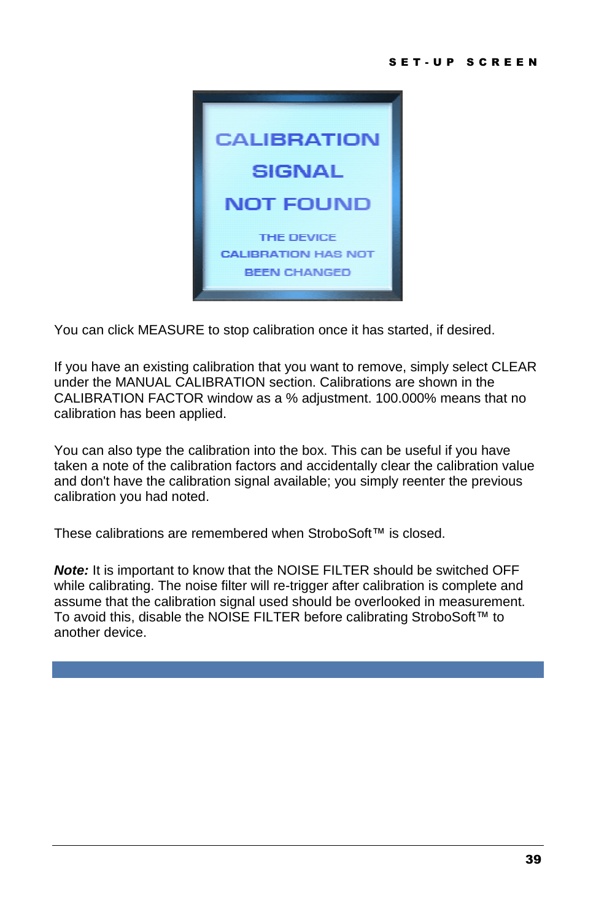CALIBRATION SIGNAL NOT FOUND

THE DEVICE CALIBRATION HAS NOT BEEN CHANGED

You can click MEASURE to stop calibration once it has started, if desired.

If you have an existing calibration that you want to remove, simply select CLEAR under the MANUAL CALIBRATION section. Calibrations are shown in the CALIBRATION FACTOR window as a % adjustment. 100.000% means that no calibration has been applied.

You can also type the calibration into the box. This can be useful if you have taken a note of the calibration factors and accidentally clear the calibration value and don't have the calibration signal available; you simply reenter the previous calibration you had noted.

These calibrations are remembered when StroboSoft™ is closed.

***Note:*** It is important to know that the NOISE FILTER should be switched OFF while calibrating. The noise filter will re-trigger after calibration is complete and assume that the calibration signal used should be overlooked in measurement. To avoid this, disable the NOISE FILTER before calibrating StroboSoft™ to another device.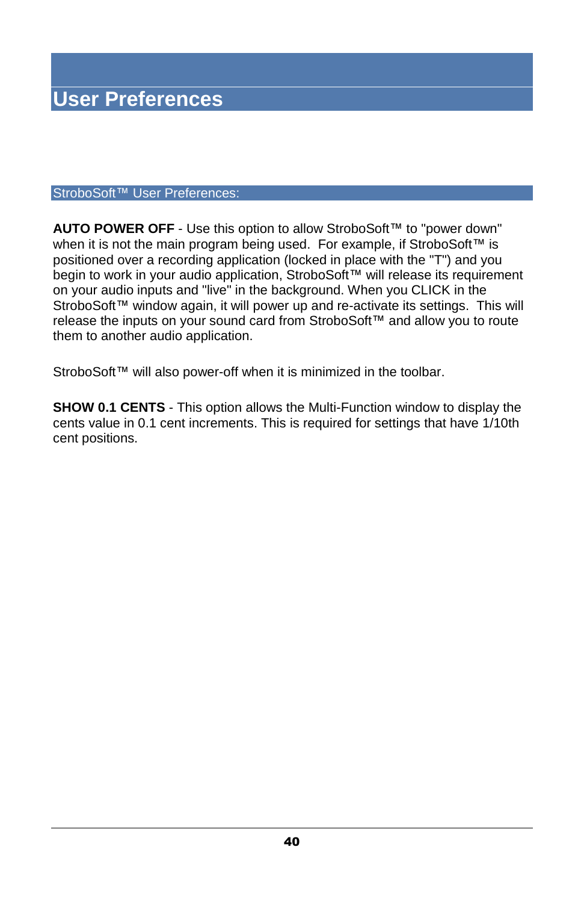# User Preferences

## StroboSoft™ User Preferences:

**AUTO POWER OFF** - Use this option to allow StroboSoft™ to "power down" when it is not the main program being used. For example, if StroboSoft™ is positioned over a recording application (locked in place with the "T") and you begin to work in your audio application, StroboSoft™ will release its requirement on your audio inputs and "live" in the background. When you CLICK in the StroboSoft™ window again, it will power up and re-activate its settings. This will release the inputs on your sound card from StroboSoft™ and allow you to route them to another audio application.

StroboSoft™ will also power-off when it is minimized in the toolbar.

**SHOW 0.1 CENTS** - This option allows the Multi-Function window to display the cents value in 0.1 cent increments. This is required for settings that have 1/10th cent positions.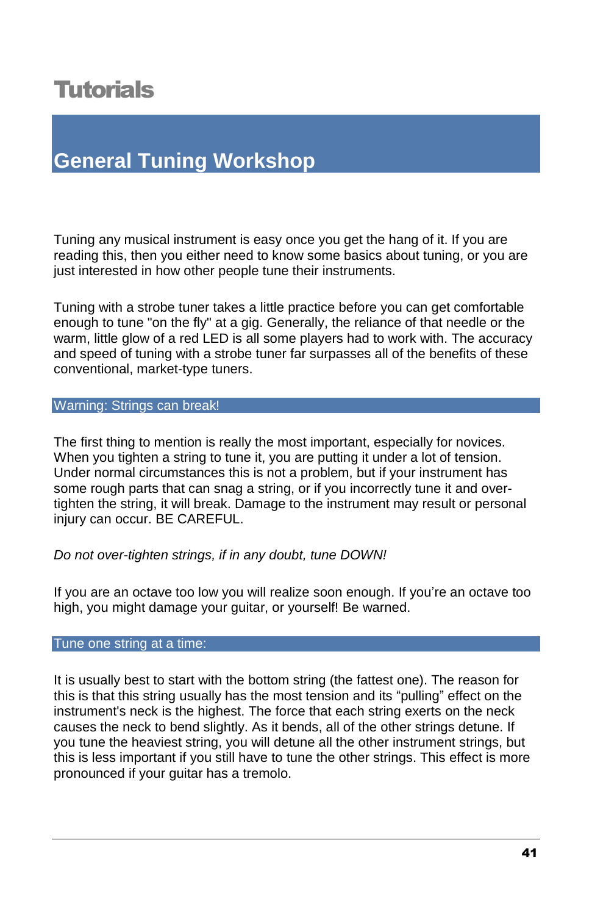# Tutorials

## General Tuning Workshop

Tuning any musical instrument is easy once you get the hang of it. If you are reading this, then you either need to know some basics about tuning, or you are just interested in how other people tune their instruments.

Tuning with a strobe tuner takes a little practice before you can get comfortable enough to tune "on the fly" at a gig. Generally, the reliance of that needle or the warm, little glow of a red LED is all some players had to work with. The accuracy and speed of tuning with a strobe tuner far surpasses all of the benefits of these conventional, market-type tuners.

### Warning: Strings can break!

The first thing to mention is really the most important, especially for novices. When you tighten a string to tune it, you are putting it under a lot of tension. Under normal circumstances this is not a problem, but if your instrument has some rough parts that can snag a string, or if you incorrectly tune it and over-tighten the string, it will break. Damage to the instrument may result or personal injury can occur. BE CAREFUL.

*Do not over-tighten strings, if in any doubt, tune DOWN!*

If you are an octave too low you will realize soon enough. If you're an octave too high, you might damage your guitar, or yourself! Be warned.

### Tune one string at a time:

It is usually best to start with the bottom string (the fattest one). The reason for this is that this string usually has the most tension and its "pulling" effect on the instrument's neck is the highest. The force that each string exerts on the neck causes the neck to bend slightly. As it bends, all of the other strings detune. If you tune the heaviest string, you will detune all the other instrument strings, but this is less important if you still have to tune the other strings. This effect is more pronounced if your guitar has a tremolo.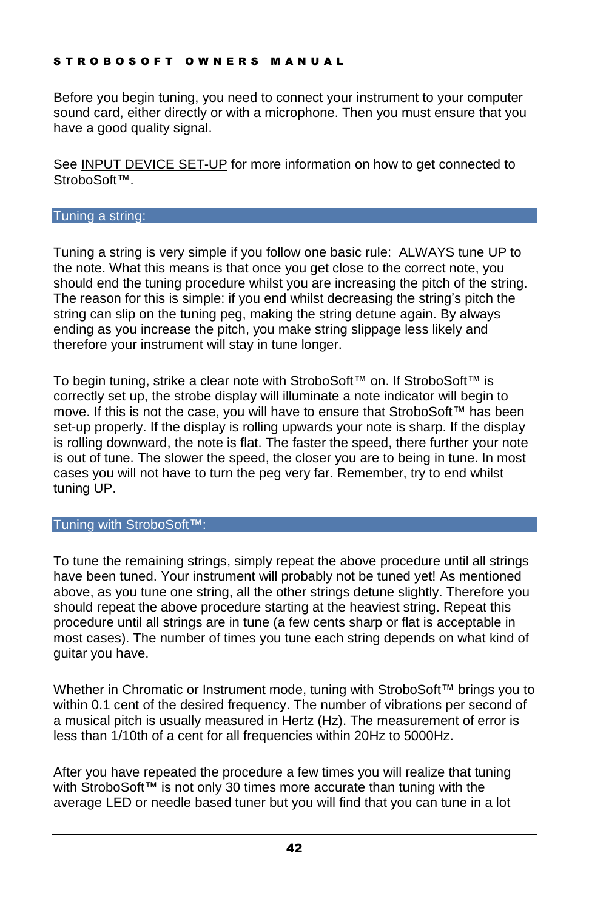Before you begin tuning, you need to connect your instrument to your computer sound card, either directly or with a microphone. Then you must ensure that you have a good quality signal.

See INPUT DEVICE SET-UP for more information on how to get connected to StroboSoft™.

## Tuning a string:

Tuning a string is very simple if you follow one basic rule: ALWAYS tune UP to the note. What this means is that once you get close to the correct note, you should end the tuning procedure whilst you are increasing the pitch of the string. The reason for this is simple: if you end whilst decreasing the string's pitch the string can slip on the tuning peg, making the string detune again. By always ending as you increase the pitch, you make string slippage less likely and therefore your instrument will stay in tune longer.

To begin tuning, strike a clear note with StroboSoft™ on. If StroboSoft™ is correctly set up, the strobe display will illuminate a note indicator will begin to move. If this is not the case, you will have to ensure that StroboSoft™ has been set-up properly. If the display is rolling upwards your note is sharp. If the display is rolling downward, the note is flat. The faster the speed, there further your note is out of tune. The slower the speed, the closer you are to being in tune. In most cases you will not have to turn the peg very far. Remember, try to end whilst tuning UP.

## Tuning with StroboSoft™:

To tune the remaining strings, simply repeat the above procedure until all strings have been tuned. Your instrument will probably not be tuned yet! As mentioned above, as you tune one string, all the other strings detune slightly. Therefore you should repeat the above procedure starting at the heaviest string. Repeat this procedure until all strings are in tune (a few cents sharp or flat is acceptable in most cases). The number of times you tune each string depends on what kind of guitar you have.

Whether in Chromatic or Instrument mode, tuning with StroboSoft™ brings you to within 0.1 cent of the desired frequency. The number of vibrations per second of a musical pitch is usually measured in Hertz (Hz). The measurement of error is less than 1/10th of a cent for all frequencies within 20Hz to 5000Hz.

After you have repeated the procedure a few times you will realize that tuning with StroboSoft™ is not only 30 times more accurate than tuning with the average LED or needle based tuner but you will find that you can tune in a lot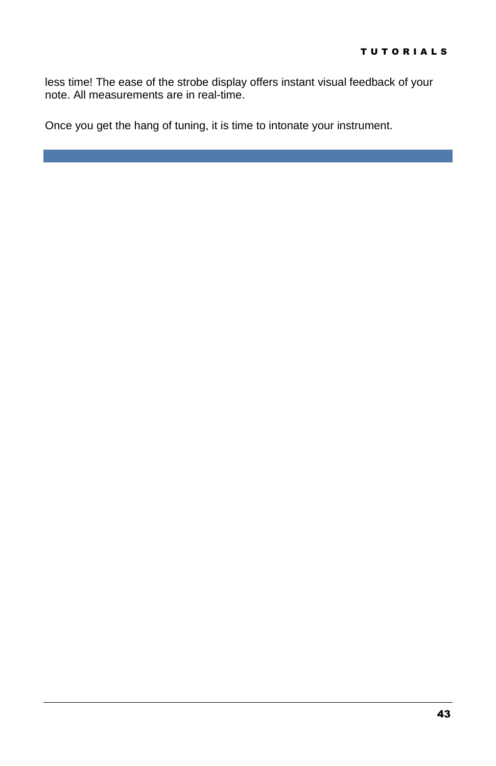less time! The ease of the strobe display offers instant visual feedback of your note. All measurements are in real-time.

Once you get the hang of tuning, it is time to intonate your instrument.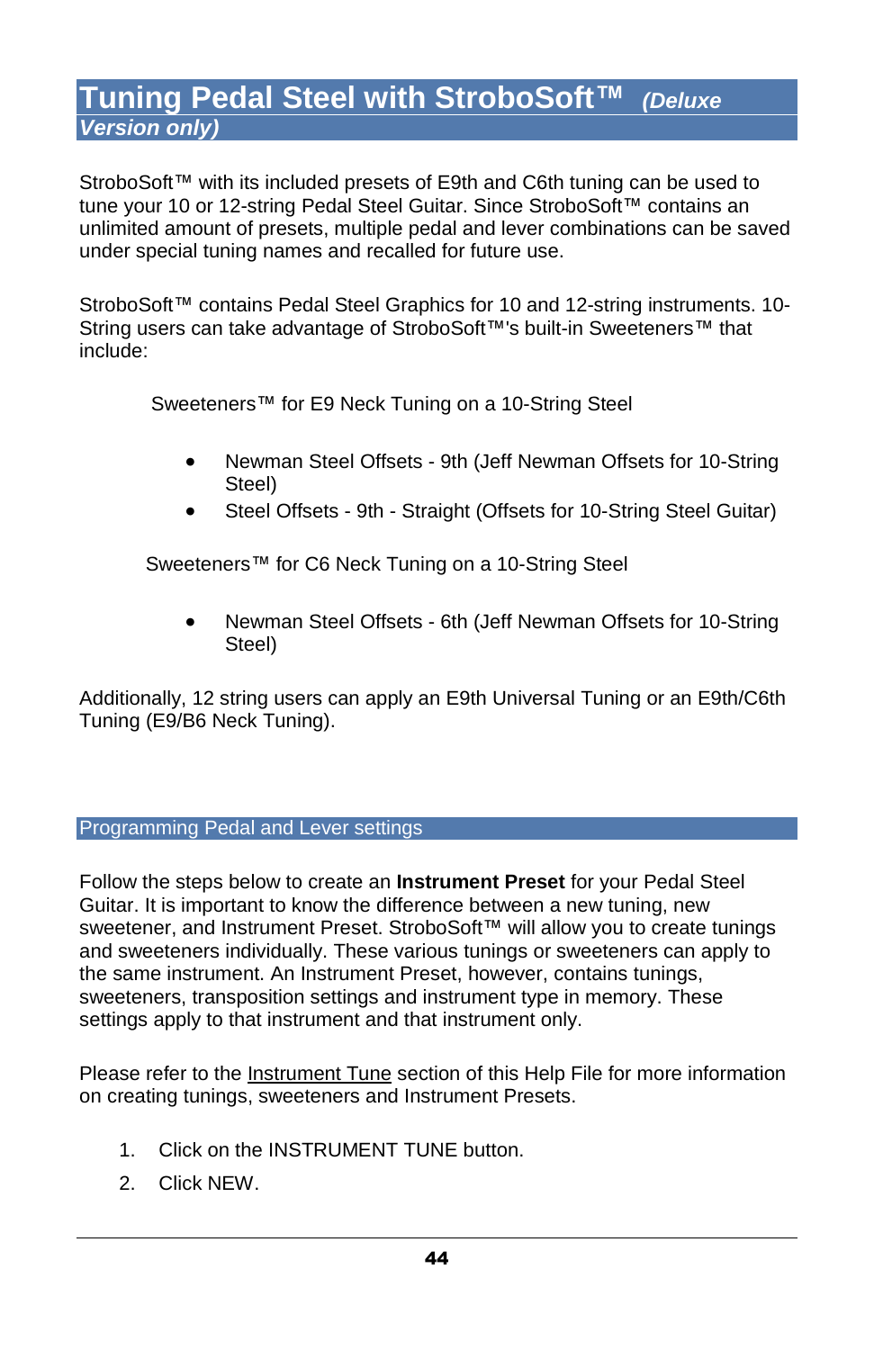# Tuning Pedal Steel with StroboSoft™ *(Deluxe Version only)*

StroboSoft™ with its included presets of E9th and C6th tuning can be used to tune your 10 or 12-string Pedal Steel Guitar. Since StroboSoft™ contains an unlimited amount of presets, multiple pedal and lever combinations can be saved under special tuning names and recalled for future use.

StroboSoft™ contains Pedal Steel Graphics for 10 and 12-string instruments. 10-String users can take advantage of StroboSoft™'s built-in Sweeteners™ that include:

Sweeteners™ for E9 Neck Tuning on a 10-String Steel

- Newman Steel Offsets - 9th (Jeff Newman Offsets for 10-String Steel)
- Steel Offsets - 9th - Straight (Offsets for 10-String Steel Guitar)

Sweeteners™ for C6 Neck Tuning on a 10-String Steel

- Newman Steel Offsets - 6th (Jeff Newman Offsets for 10-String Steel)

Additionally, 12 string users can apply an E9th Universal Tuning or an E9th/C6th Tuning (E9/B6 Neck Tuning).

## Programming Pedal and Lever settings

Follow the steps below to create an **Instrument Preset** for your Pedal Steel Guitar. It is important to know the difference between a new tuning, new sweetener, and Instrument Preset. StroboSoft™ will allow you to create tunings and sweeteners individually. These various tunings or sweeteners can apply to the same instrument. An Instrument Preset, however, contains tunings, sweeteners, transposition settings and instrument type in memory. These settings apply to that instrument and that instrument only.

Please refer to the Instrument Tune section of this Help File for more information on creating tunings, sweeteners and Instrument Presets.

1. Click on the INSTRUMENT TUNE button.
2. Click NEW.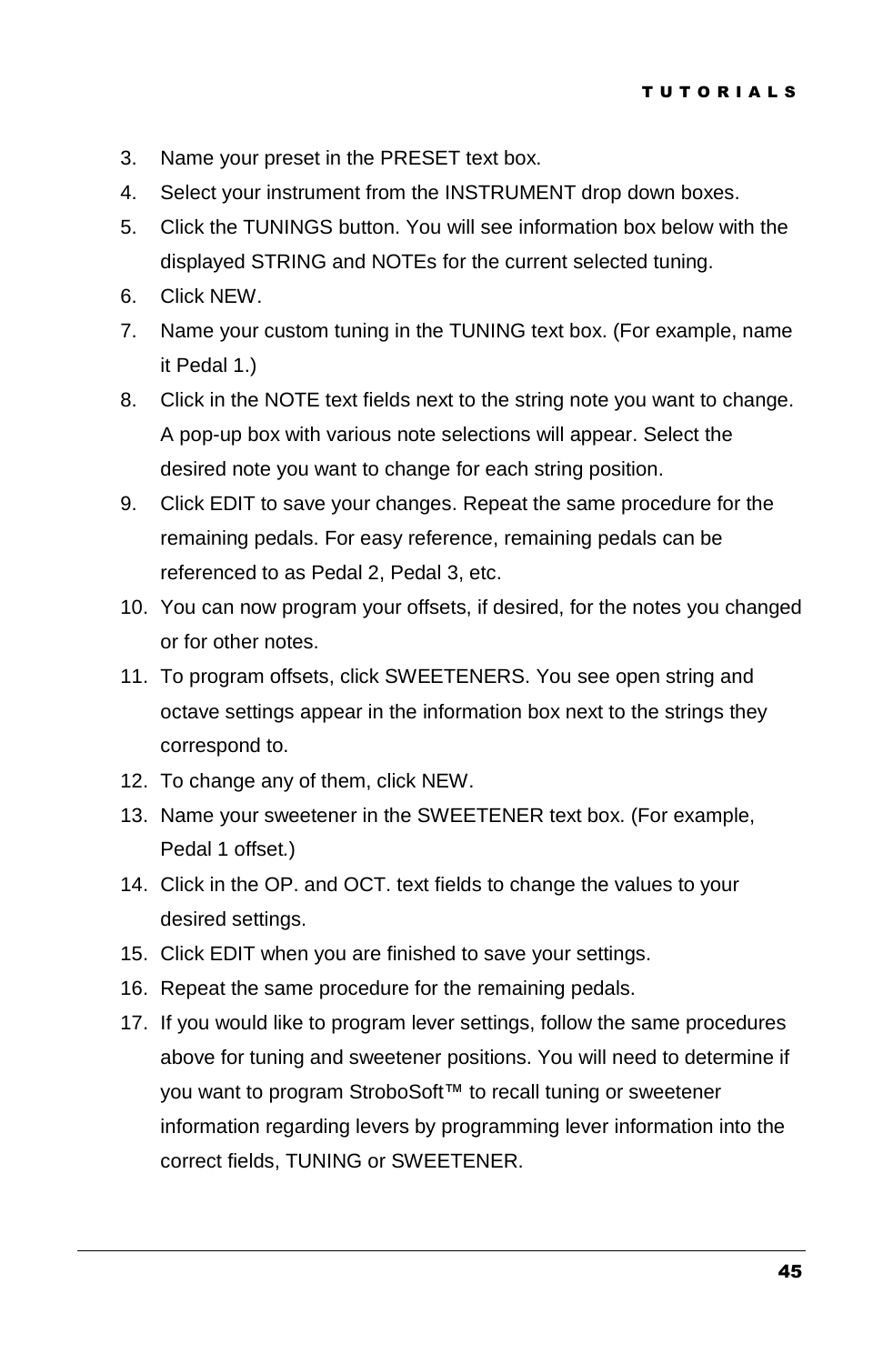3. Name your preset in the PRESET text box.
4. Select your instrument from the INSTRUMENT drop down boxes.
5. Click the TUNINGS button. You will see information box below with the displayed STRING and NOTEs for the current selected tuning.
6. Click NEW.
7. Name your custom tuning in the TUNING text box. (For example, name it Pedal 1.)
8. Click in the NOTE text fields next to the string note you want to change. A pop-up box with various note selections will appear. Select the desired note you want to change for each string position.
9. Click EDIT to save your changes. Repeat the same procedure for the remaining pedals. For easy reference, remaining pedals can be referenced to as Pedal 2, Pedal 3, etc.
10. You can now program your offsets, if desired, for the notes you changed or for other notes.
11. To program offsets, click SWEETENERS. You see open string and octave settings appear in the information box next to the strings they correspond to.
12. To change any of them, click NEW.
13. Name your sweetener in the SWEETENER text box. (For example, Pedal 1 offset.)
14. Click in the OP. and OCT. text fields to change the values to your desired settings.
15. Click EDIT when you are finished to save your settings.
16. Repeat the same procedure for the remaining pedals.
17. If you would like to program lever settings, follow the same procedures above for tuning and sweetener positions. You will need to determine if you want to program StroboSoft™ to recall tuning or sweetener information regarding levers by programming lever information into the correct fields, TUNING or SWEETENER.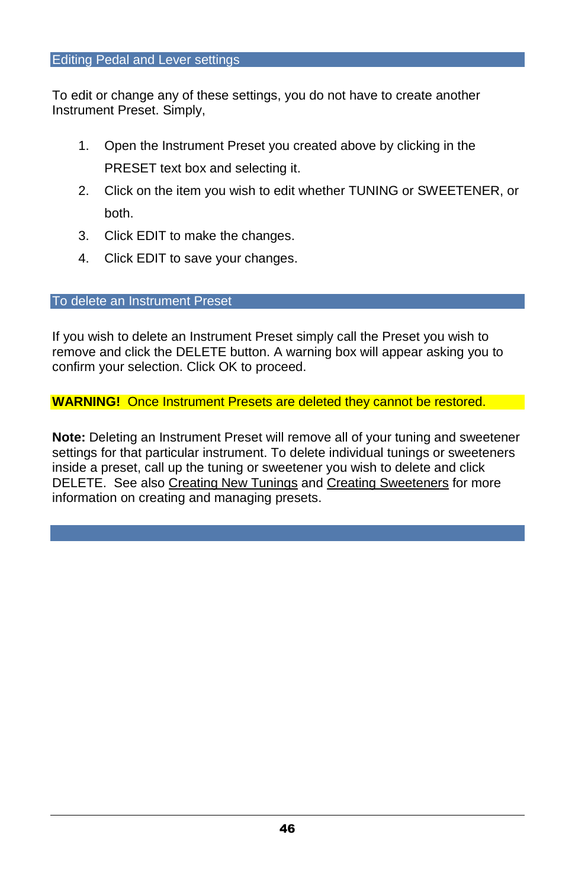## Editing Pedal and Lever settings

To edit or change any of these settings, you do not have to create another Instrument Preset. Simply,

1. Open the Instrument Preset you created above by clicking in the PRESET text box and selecting it.
2. Click on the item you wish to edit whether TUNING or SWEETENER, or both.
3. Click EDIT to make the changes.
4. Click EDIT to save your changes.

## To delete an Instrument Preset

If you wish to delete an Instrument Preset simply call the Preset you wish to remove and click the DELETE button. A warning box will appear asking you to confirm your selection. Click OK to proceed.

**WARNING!** Once Instrument Presets are deleted they cannot be restored.

**Note:** Deleting an Instrument Preset will remove all of your tuning and sweetener settings for that particular instrument. To delete individual tunings or sweeteners inside a preset, call up the tuning or sweetener you wish to delete and click DELETE. See also Creating New Tunings and Creating Sweeteners for more information on creating and managing presets.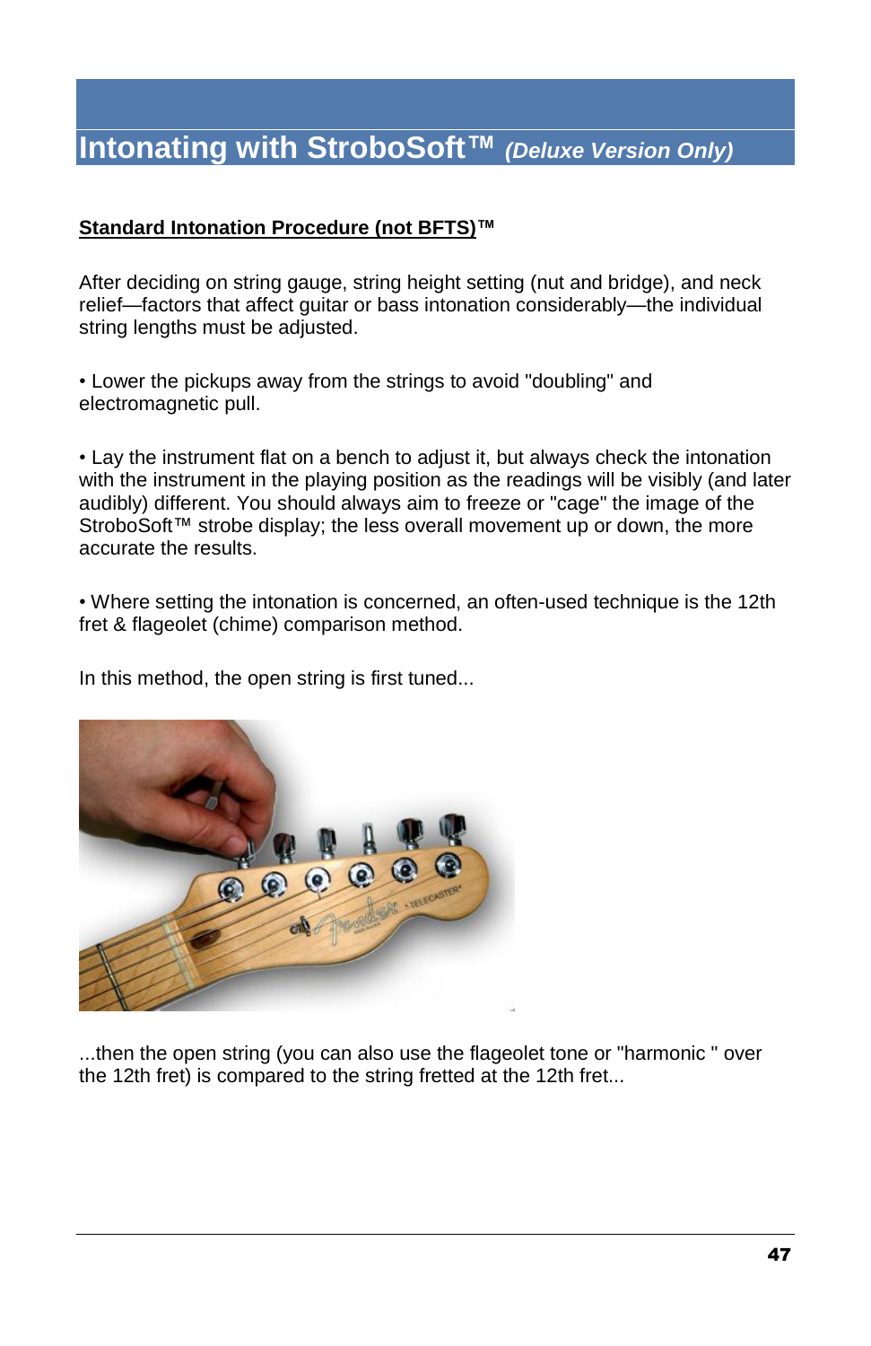# Intonating with StroboSoft™ *(Deluxe Version Only)*

**Standard Intonation Procedure (not BFTS)™**

After deciding on string gauge, string height setting (nut and bridge), and neck relief—factors that affect guitar or bass intonation considerably—the individual string lengths must be adjusted.

• Lower the pickups away from the strings to avoid "doubling" and electromagnetic pull.

• Lay the instrument flat on a bench to adjust it, but always check the intonation with the instrument in the playing position as the readings will be visibly (and later audibly) different. You should always aim to freeze or "cage" the image of the StroboSoft™ strobe display; the less overall movement up or down, the more accurate the results.

• Where setting the intonation is concerned, an often-used technique is the 12th fret & flageolet (chime) comparison method.

In this method, the open string is first tuned...

...then the open string (you can also use the flageolet tone or "harmonic " over the 12th fret) is compared to the string fretted at the 12th fret...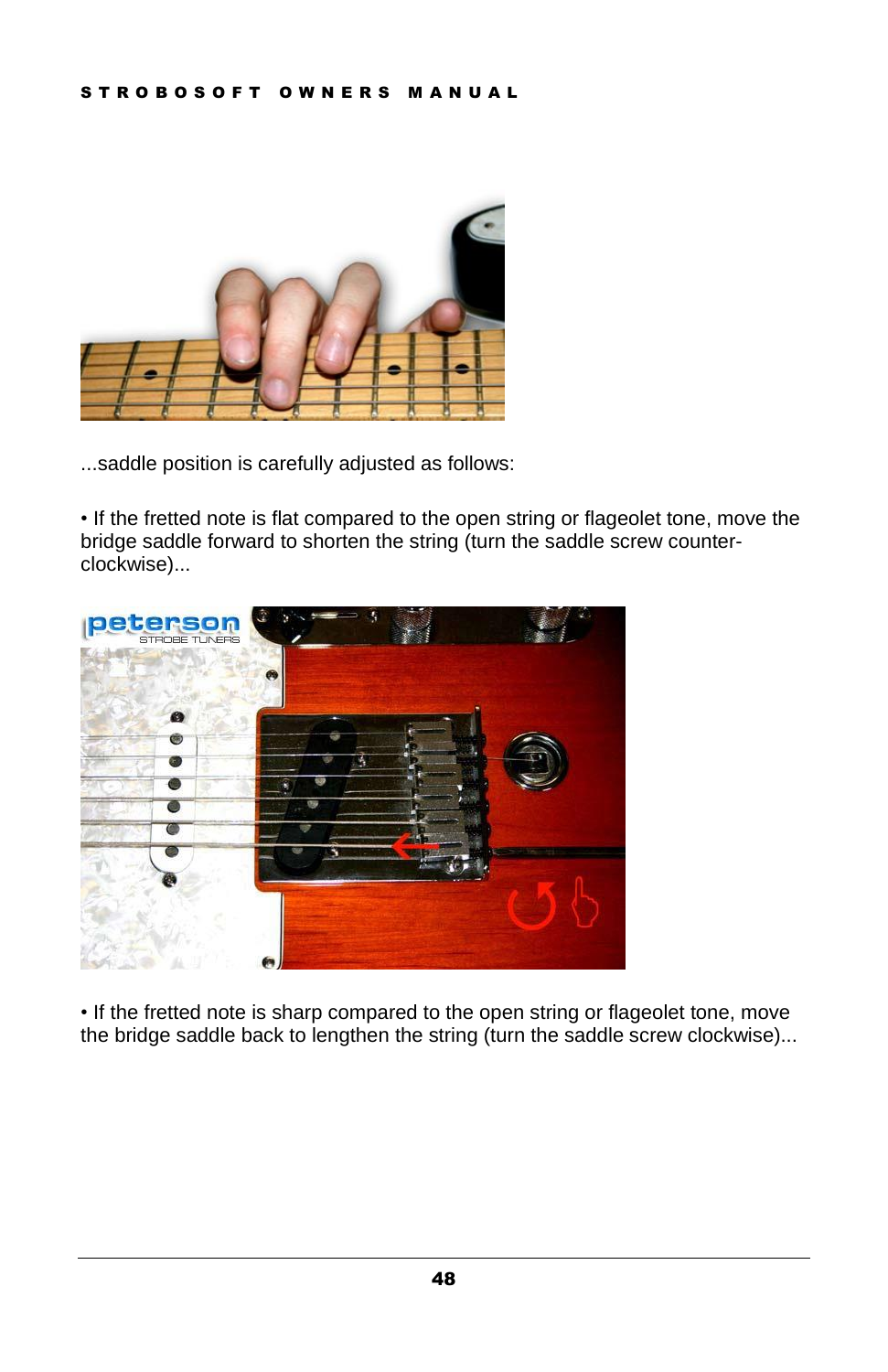...saddle position is carefully adjusted as follows:

• If the fretted note is flat compared to the open string or flageolet tone, move the bridge saddle forward to shorten the string (turn the saddle screw counter-clockwise)...

• If the fretted note is sharp compared to the open string or flageolet tone, move the bridge saddle back to lengthen the string (turn the saddle screw clockwise)...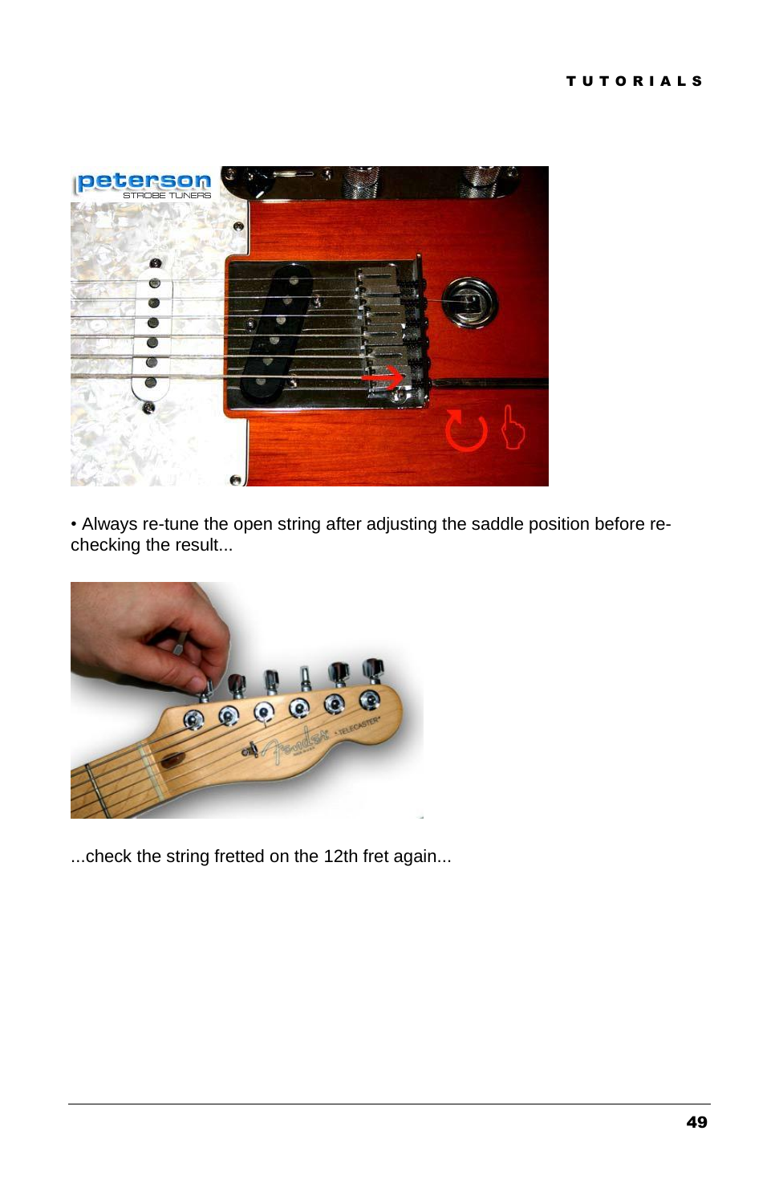• Always re-tune the open string after adjusting the saddle position before re-checking the result...

...check the string fretted on the 12th fret again...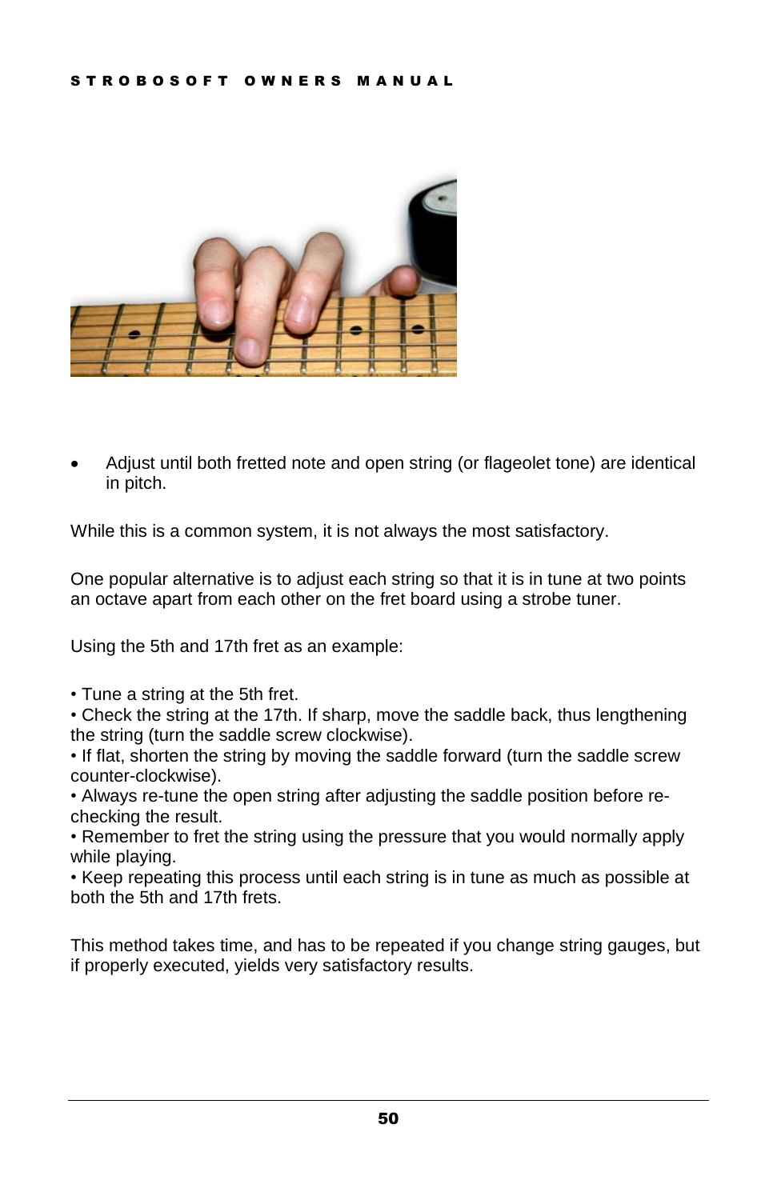- Adjust until both fretted note and open string (or flageolet tone) are identical in pitch.

While this is a common system, it is not always the most satisfactory.

One popular alternative is to adjust each string so that it is in tune at two points an octave apart from each other on the fret board using a strobe tuner.

Using the 5th and 17th fret as an example:

- Tune a string at the 5th fret.
- Check the string at the 17th. If sharp, move the saddle back, thus lengthening the string (turn the saddle screw clockwise).
- If flat, shorten the string by moving the saddle forward (turn the saddle screw counter-clockwise).
- Always re-tune the open string after adjusting the saddle position before re-checking the result.
- Remember to fret the string using the pressure that you would normally apply while playing.
- Keep repeating this process until each string is in tune as much as possible at both the 5th and 17th frets.

This method takes time, and has to be repeated if you change string gauges, but if properly executed, yields very satisfactory results.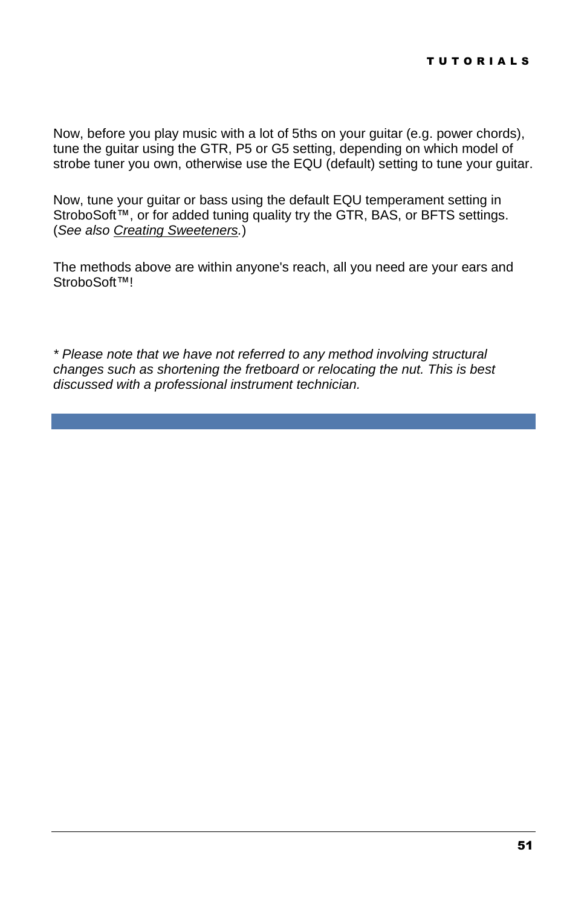Now, before you play music with a lot of 5ths on your guitar (e.g. power chords), tune the guitar using the GTR, P5 or G5 setting, depending on which model of strobe tuner you own, otherwise use the EQU (default) setting to tune your guitar.

Now, tune your guitar or bass using the default EQU temperament setting in StroboSoft™, or for added tuning quality try the GTR, BAS, or BFTS settings. (*See also Creating Sweeteners.*)

The methods above are within anyone's reach, all you need are your ears and StroboSoft™!

*\* Please note that we have not referred to any method involving structural changes such as shortening the fretboard or relocating the nut. This is best discussed with a professional instrument technician.*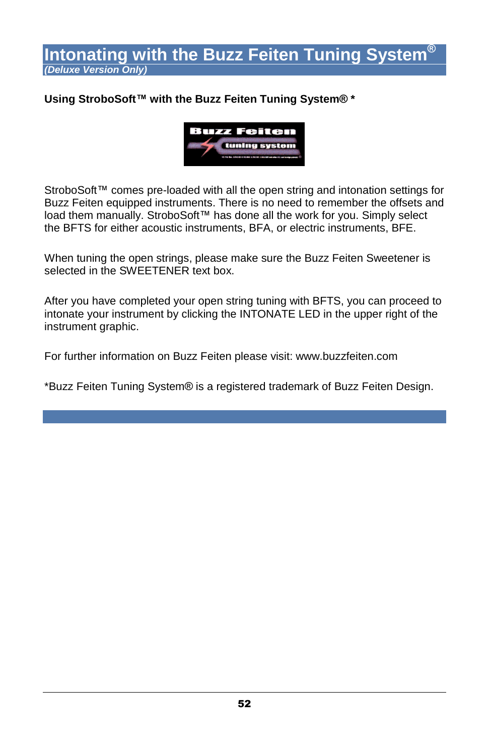# Intonating with the Buzz Feiten Tuning System®

*(Deluxe Version Only)*

**Using StroboSoft™ with the Buzz Feiten Tuning System® ***

StroboSoft™ comes pre-loaded with all the open string and intonation settings for Buzz Feiten equipped instruments. There is no need to remember the offsets and load them manually. StroboSoft™ has done all the work for you. Simply select the BFTS for either acoustic instruments, BFA, or electric instruments, BFE.

When tuning the open strings, please make sure the Buzz Feiten Sweetener is selected in the SWEETENER text box.

After you have completed your open string tuning with BFTS, you can proceed to intonate your instrument by clicking the INTONATE LED in the upper right of the instrument graphic.

For further information on Buzz Feiten please visit: www.buzzfeiten.com

*Buzz Feiten Tuning System® is a registered trademark of Buzz Feiten Design.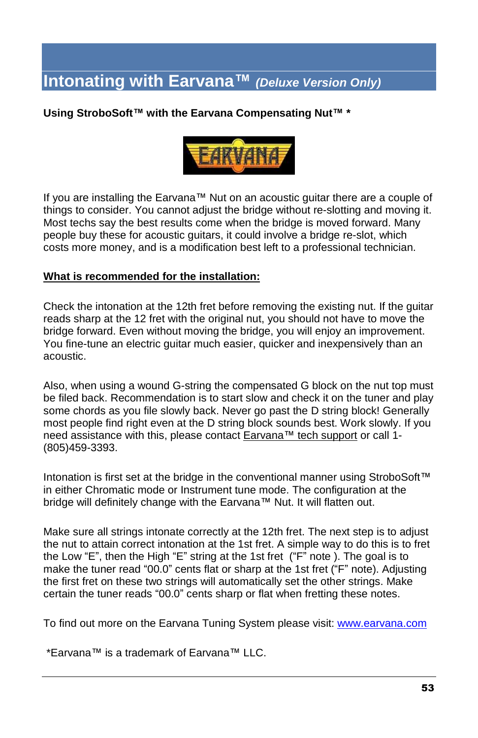# Intonating with Earvana™ *(Deluxe Version Only)*

**Using StroboSoft™ with the Earvana Compensating Nut™ ***

If you are installing the Earvana™ Nut on an acoustic guitar there are a couple of things to consider. You cannot adjust the bridge without re-slotting and moving it. Most techs say the best results come when the bridge is moved forward. Many people buy these for acoustic guitars, it could involve a bridge re-slot, which costs more money, and is a modification best left to a professional technician.

**What is recommended for the installation:**

Check the intonation at the 12th fret before removing the existing nut. If the guitar reads sharp at the 12 fret with the original nut, you should not have to move the bridge forward. Even without moving the bridge, you will enjoy an improvement. You fine-tune an electric guitar much easier, quicker and inexpensively than an acoustic.

Also, when using a wound G-string the compensated G block on the nut top must be filed back. Recommendation is to start slow and check it on the tuner and play some chords as you file slowly back. Never go past the D string block! Generally most people find right even at the D string block sounds best. Work slowly. If you need assistance with this, please contact Earvana™ tech support or call 1-(805)459-3393.

Intonation is first set at the bridge in the conventional manner using StroboSoft™ in either Chromatic mode or Instrument tune mode. The configuration at the bridge will definitely change with the Earvana™ Nut. It will flatten out.

Make sure all strings intonate correctly at the 12th fret. The next step is to adjust the nut to attain correct intonation at the 1st fret. A simple way to do this is to fret the Low "E", then the High "E" string at the 1st fret ("F" note ). The goal is to make the tuner read "00.0" cents flat or sharp at the 1st fret ("F" note). Adjusting the first fret on these two strings will automatically set the other strings. Make certain the tuner reads "00.0" cents sharp or flat when fretting these notes.

To find out more on the Earvana Tuning System please visit: www.earvana.com

*Earvana™ is a trademark of Earvana™ LLC.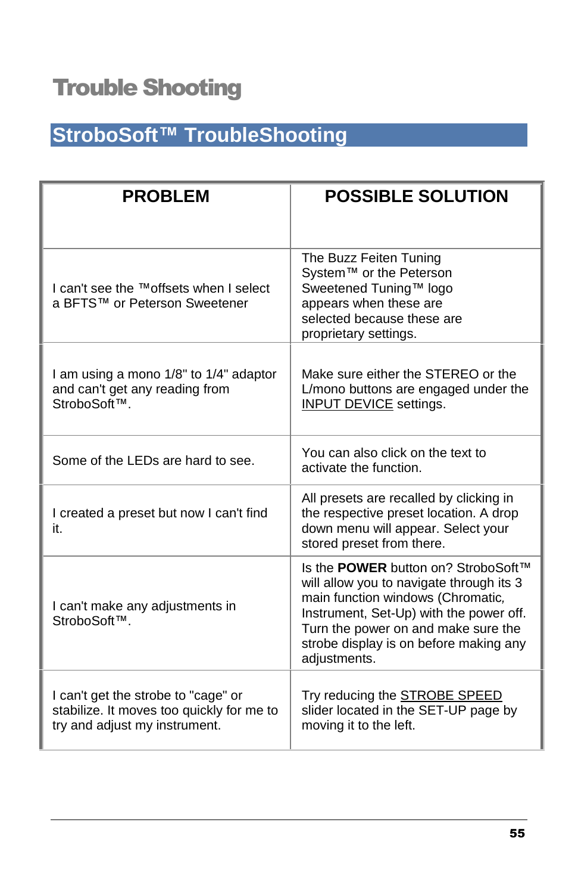# Trouble Shooting

## StroboSoft™ TroubleShooting

| PROBLEM | POSSIBLE SOLUTION |
|---|---|
| I can't see the ™offsets when I select a BFTS™ or Peterson Sweetener | The Buzz Feiten Tuning System™ or the Peterson Sweetened Tuning™ logo appears when these are selected because these are proprietary settings. |
| I am using a mono 1/8" to 1/4" adaptor and can't get any reading from StroboSoft™. | Make sure either the STEREO or the L/mono buttons are engaged under the INPUT DEVICE settings. |
| Some of the LEDs are hard to see. | You can also click on the text to activate the function. |
| I created a preset but now I can't find it. | All presets are recalled by clicking in the respective preset location. A drop down menu will appear. Select your stored preset from there. |
| I can't make any adjustments in StroboSoft™. | Is the **POWER** button on? StroboSoft™ will allow you to navigate through its 3 main function windows (Chromatic, Instrument, Set-Up) with the power off. Turn the power on and make sure the strobe display is on before making any adjustments. |
| I can't get the strobe to "cage" or stabilize. It moves too quickly for me to try and adjust my instrument. | Try reducing the STROBE SPEED slider located in the SET-UP page by moving it to the left. |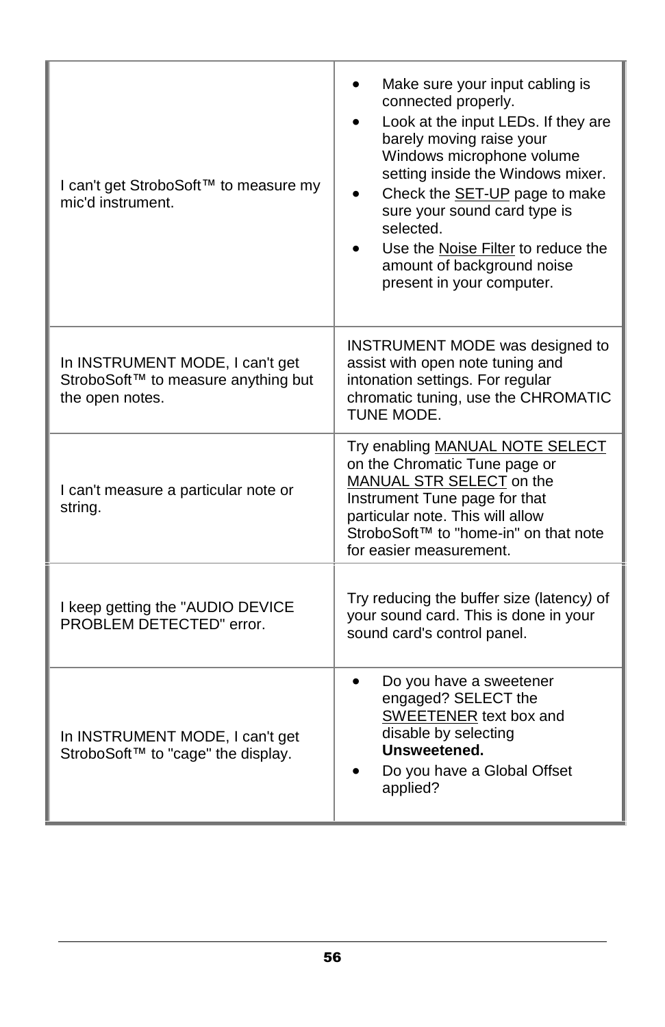| | |
|---|---|
| I can't get StroboSoft™ to measure my mic'd instrument. | • Make sure your input cabling is connected properly.<br>• Look at the input LEDs. If they are barely moving raise your Windows microphone volume setting inside the Windows mixer.<br>• Check the SET-UP page to make sure your sound card type is selected.<br>• Use the Noise Filter to reduce the amount of background noise present in your computer. |
| In INSTRUMENT MODE, I can't get StroboSoft™ to measure anything but the open notes. | INSTRUMENT MODE was designed to assist with open note tuning and intonation settings. For regular chromatic tuning, use the CHROMATIC TUNE MODE. |
| I can't measure a particular note or string. | Try enabling MANUAL NOTE SELECT on the Chromatic Tune page or MANUAL STR SELECT on the Instrument Tune page for that particular note. This will allow StroboSoft™ to "home-in" on that note for easier measurement. |
| I keep getting the "AUDIO DEVICE PROBLEM DETECTED" error. | Try reducing the buffer size (latency) of your sound card. This is done in your sound card's control panel. |
| In INSTRUMENT MODE, I can't get StroboSoft™ to "cage" the display. | • Do you have a sweetener engaged? SELECT the SWEETENER text box and disable by selecting **Unsweetened.**<br>• Do you have a Global Offset applied? |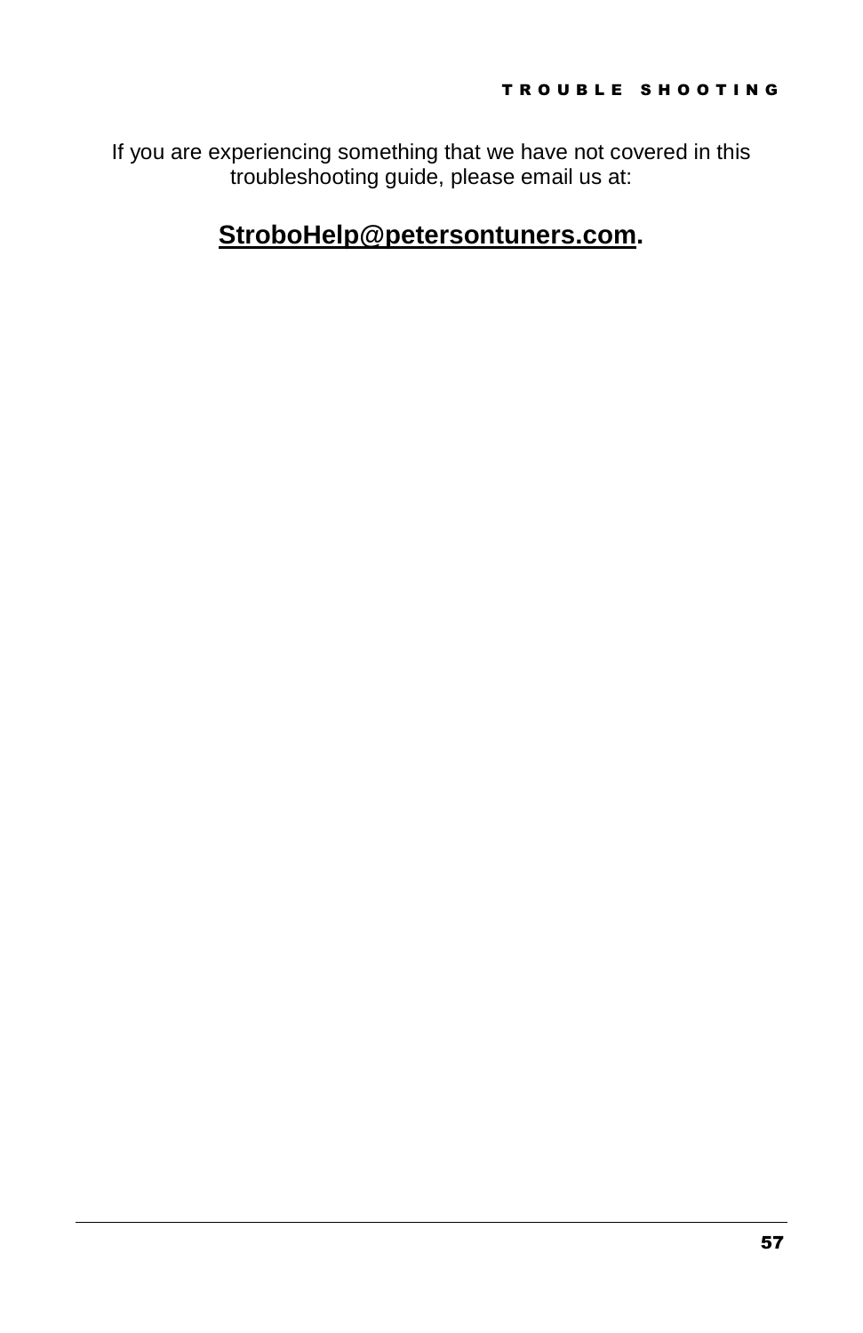If you are experiencing something that we have not covered in this troubleshooting guide, please email us at:

**StroboHelp@petersontuners.com.**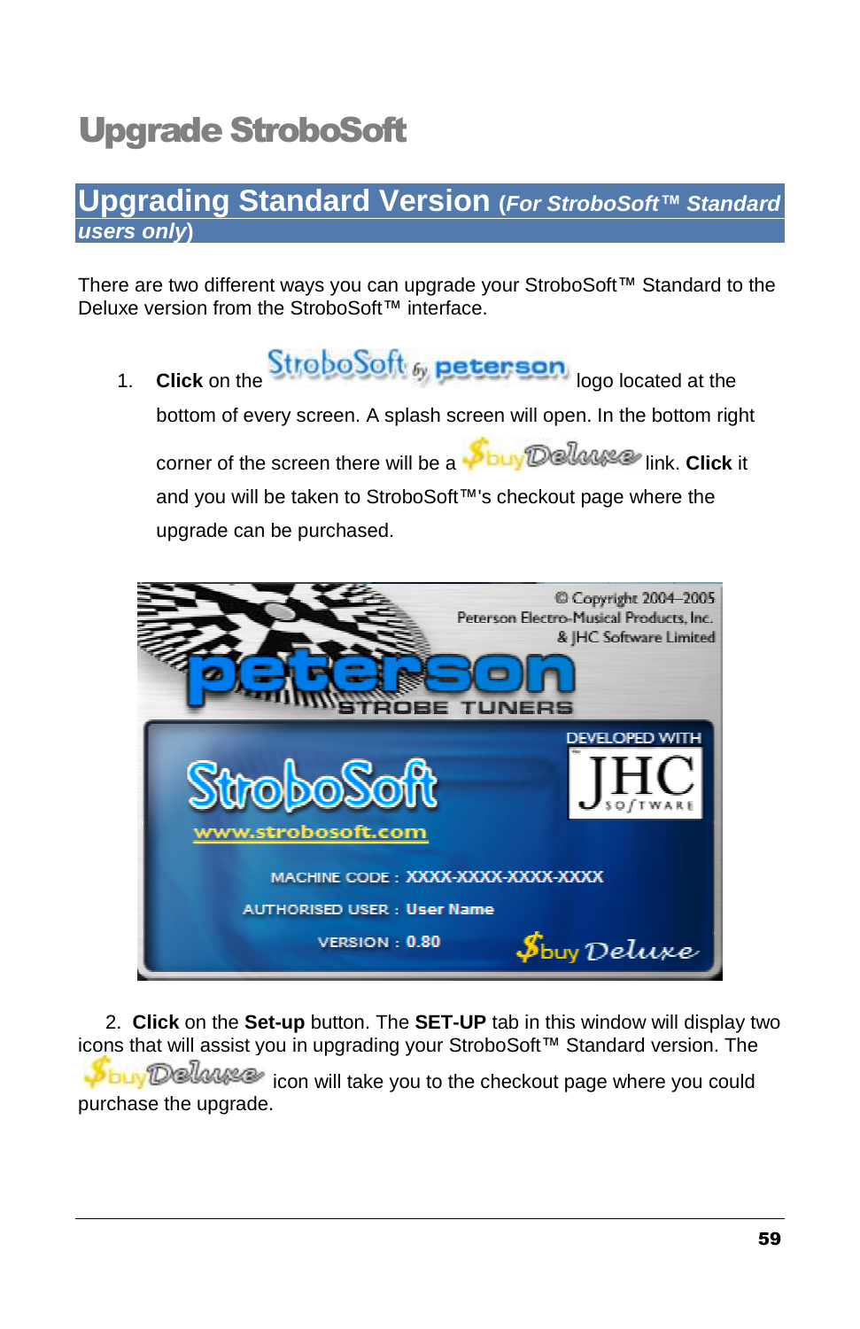# Upgrade StroboSoft

## Upgrading Standard Version (*For StroboSoft™ Standard users only*)

There are two different ways you can upgrade your StroboSoft™ Standard to the Deluxe version from the StroboSoft™ interface.

1. **Click** on the StroboSoft by peterson logo located at the bottom of every screen. A splash screen will open. In the bottom right corner of the screen there will be a $buy Deluxe link. **Click** it and you will be taken to StroboSoft™'s checkout page where the upgrade can be purchased.

2. **Click** on the **Set-up** button. The **SET-UP** tab in this window will display two icons that will assist you in upgrading your StroboSoft™ Standard version. The $buy Deluxe icon will take you to the checkout page where you could purchase the upgrade.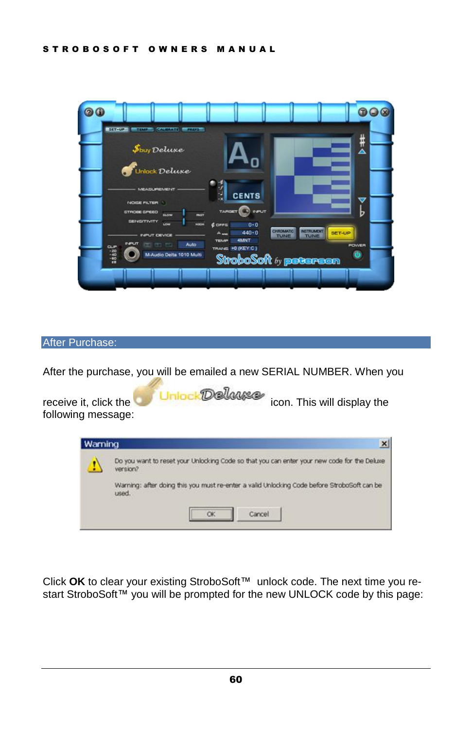## After Purchase:

After the purchase, you will be emailed a new SERIAL NUMBER. When you receive it, click the Unlock Deluxe icon. This will display the following message:

Warning

Do you want to reset your Unlocking Code so that you can enter your new code for the Deluxe version?

Warning: after doing this you must re-enter a valid Unlocking Code before StroboSoft can be used.

OK Cancel

Click **OK** to clear your existing StroboSoft™ unlock code. The next time you re-start StroboSoft™ you will be prompted for the new UNLOCK code by this page: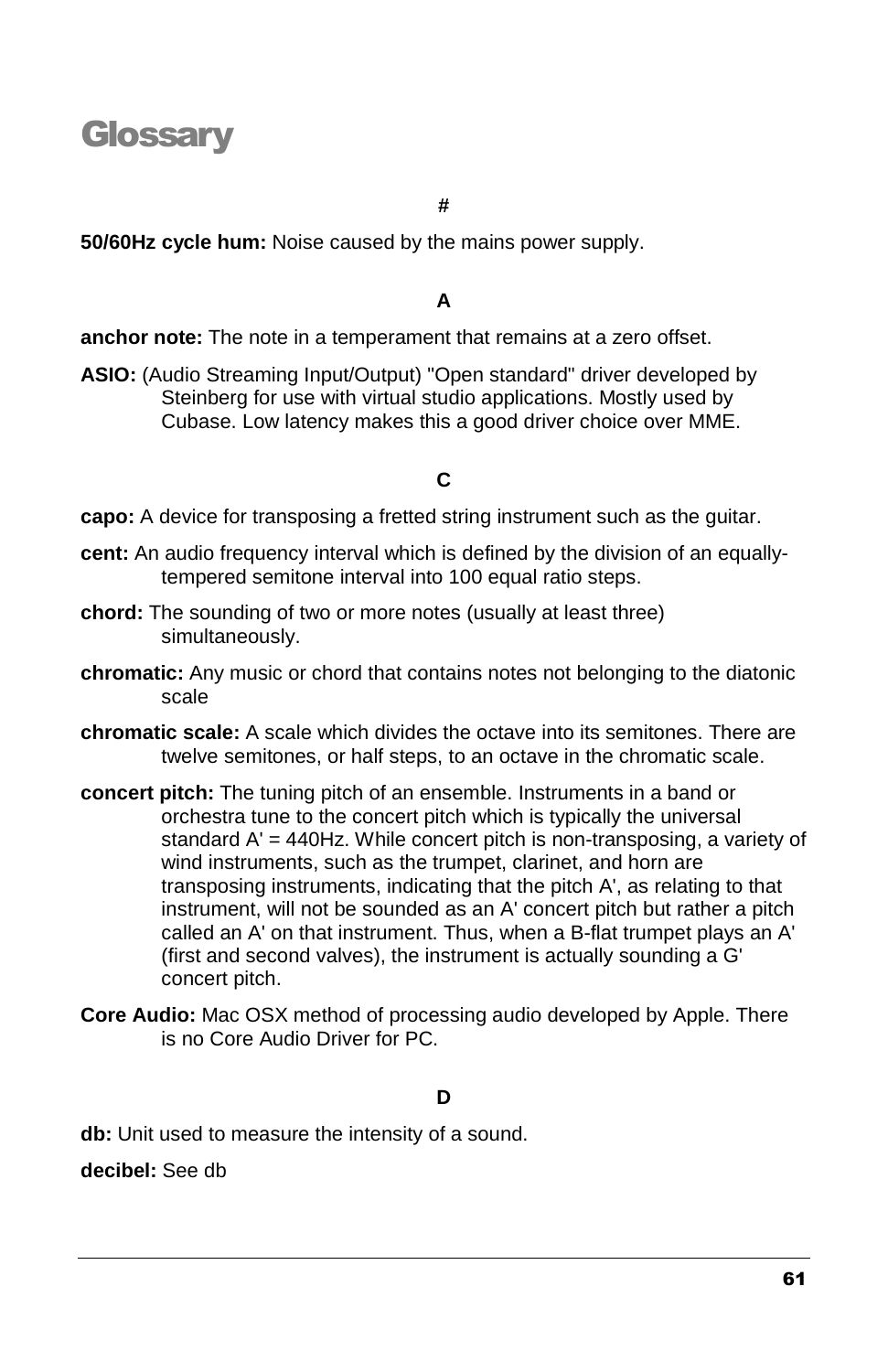# Glossary

**#**

**50/60Hz cycle hum:** Noise caused by the mains power supply.

**A**

**anchor note:** The note in a temperament that remains at a zero offset.

**ASIO:** (Audio Streaming Input/Output) "Open standard" driver developed by Steinberg for use with virtual studio applications. Mostly used by Cubase. Low latency makes this a good driver choice over MME.

**C**

**capo:** A device for transposing a fretted string instrument such as the guitar.

**cent:** An audio frequency interval which is defined by the division of an equally-tempered semitone interval into 100 equal ratio steps.

**chord:** The sounding of two or more notes (usually at least three) simultaneously.

**chromatic:** Any music or chord that contains notes not belonging to the diatonic scale

**chromatic scale:** A scale which divides the octave into its semitones. There are twelve semitones, or half steps, to an octave in the chromatic scale.

**concert pitch:** The tuning pitch of an ensemble. Instruments in a band or orchestra tune to the concert pitch which is typically the universal standard A' = 440Hz. While concert pitch is non-transposing, a variety of wind instruments, such as the trumpet, clarinet, and horn are transposing instruments, indicating that the pitch A', as relating to that instrument, will not be sounded as an A' concert pitch but rather a pitch called an A' on that instrument. Thus, when a B-flat trumpet plays an A' (first and second valves), the instrument is actually sounding a G' concert pitch.

**Core Audio:** Mac OSX method of processing audio developed by Apple. There is no Core Audio Driver for PC.

**D**

**db:** Unit used to measure the intensity of a sound.

**decibel:** See db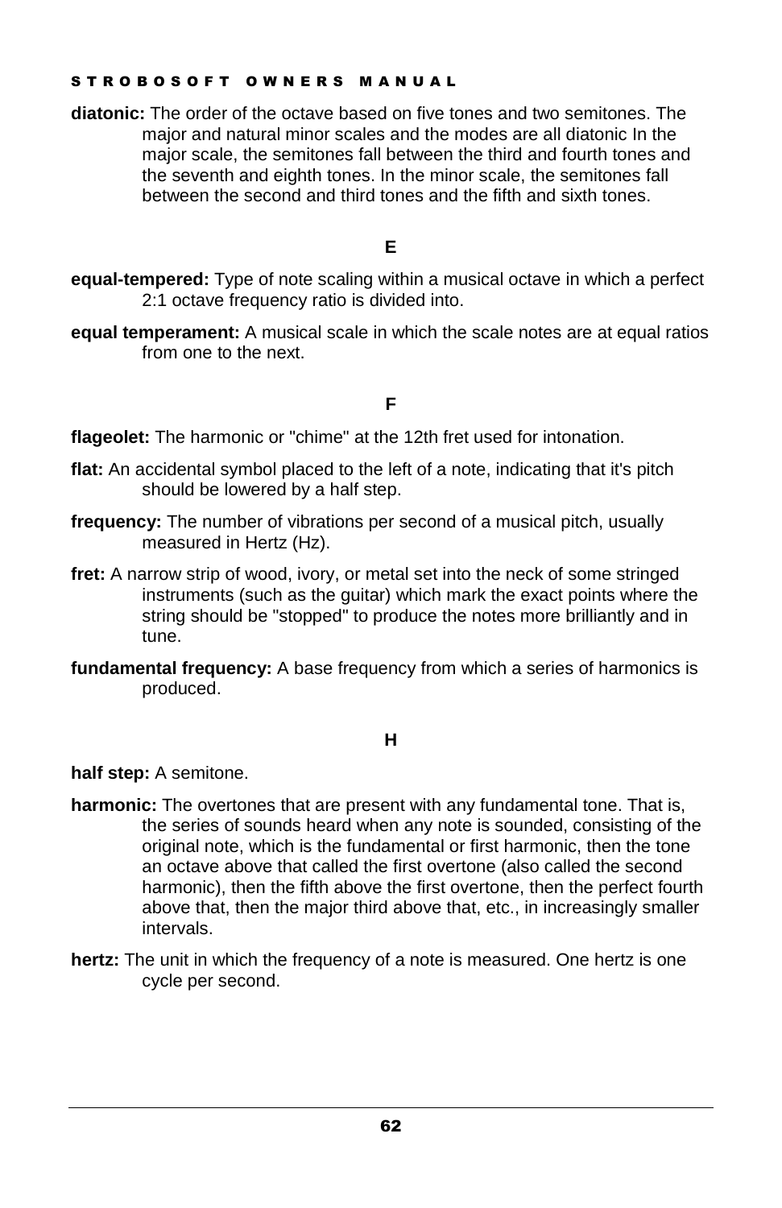**diatonic:** The order of the octave based on five tones and two semitones. The major and natural minor scales and the modes are all diatonic In the major scale, the semitones fall between the third and fourth tones and the seventh and eighth tones. In the minor scale, the semitones fall between the second and third tones and the fifth and sixth tones.

## E

**equal-tempered:** Type of note scaling within a musical octave in which a perfect 2:1 octave frequency ratio is divided into.

**equal temperament:** A musical scale in which the scale notes are at equal ratios from one to the next.

## F

**flageolet:** The harmonic or "chime" at the 12th fret used for intonation.

**flat:** An accidental symbol placed to the left of a note, indicating that it's pitch should be lowered by a half step.

**frequency:** The number of vibrations per second of a musical pitch, usually measured in Hertz (Hz).

**fret:** A narrow strip of wood, ivory, or metal set into the neck of some stringed instruments (such as the guitar) which mark the exact points where the string should be "stopped" to produce the notes more brilliantly and in tune.

**fundamental frequency:** A base frequency from which a series of harmonics is produced.

## H

**half step:** A semitone.

**harmonic:** The overtones that are present with any fundamental tone. That is, the series of sounds heard when any note is sounded, consisting of the original note, which is the fundamental or first harmonic, then the tone an octave above that called the first overtone (also called the second harmonic), then the fifth above the first overtone, then the perfect fourth above that, then the major third above that, etc., in increasingly smaller intervals.

**hertz:** The unit in which the frequency of a note is measured. One hertz is one cycle per second.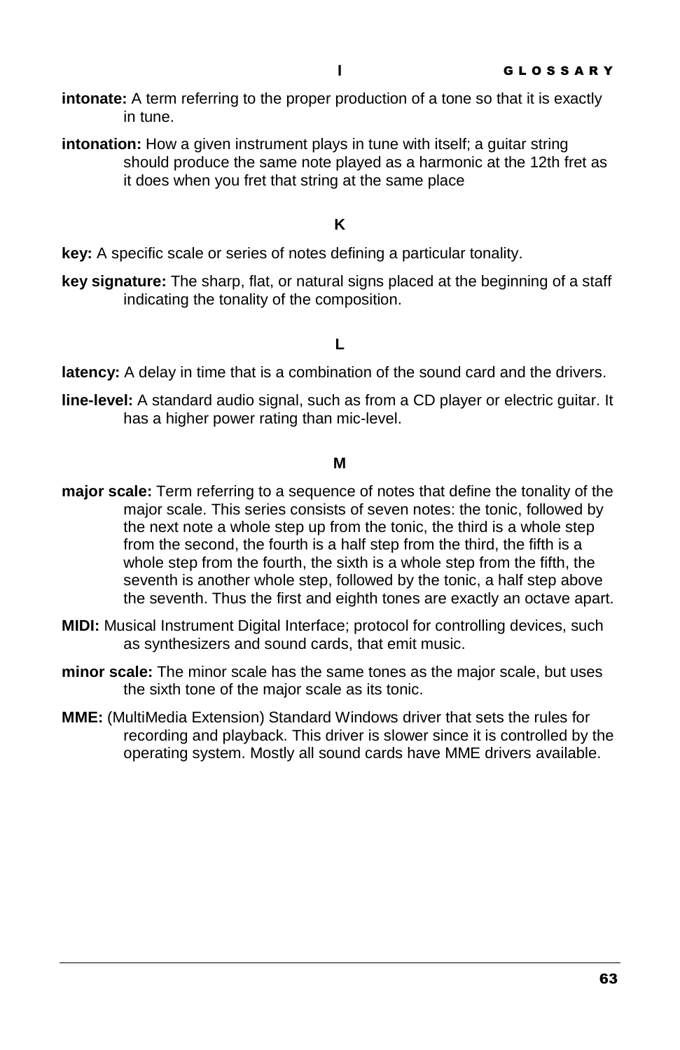### I

**intonate:** A term referring to the proper production of a tone so that it is exactly in tune.

**intonation:** How a given instrument plays in tune with itself; a guitar string should produce the same note played as a harmonic at the 12th fret as it does when you fret that string at the same place

### K

**key:** A specific scale or series of notes defining a particular tonality.

**key signature:** The sharp, flat, or natural signs placed at the beginning of a staff indicating the tonality of the composition.

### L

**latency:** A delay in time that is a combination of the sound card and the drivers.

**line-level:** A standard audio signal, such as from a CD player or electric guitar. It has a higher power rating than mic-level.

### M

**major scale:** Term referring to a sequence of notes that define the tonality of the major scale. This series consists of seven notes: the tonic, followed by the next note a whole step up from the tonic, the third is a whole step from the second, the fourth is a half step from the third, the fifth is a whole step from the fourth, the sixth is a whole step from the fifth, the seventh is another whole step, followed by the tonic, a half step above the seventh. Thus the first and eighth tones are exactly an octave apart.

**MIDI:** Musical Instrument Digital Interface; protocol for controlling devices, such as synthesizers and sound cards, that emit music.

**minor scale:** The minor scale has the same tones as the major scale, but uses the sixth tone of the major scale as its tonic.

**MME:** (MultiMedia Extension) Standard Windows driver that sets the rules for recording and playback. This driver is slower since it is controlled by the operating system. Mostly all sound cards have MME drivers available.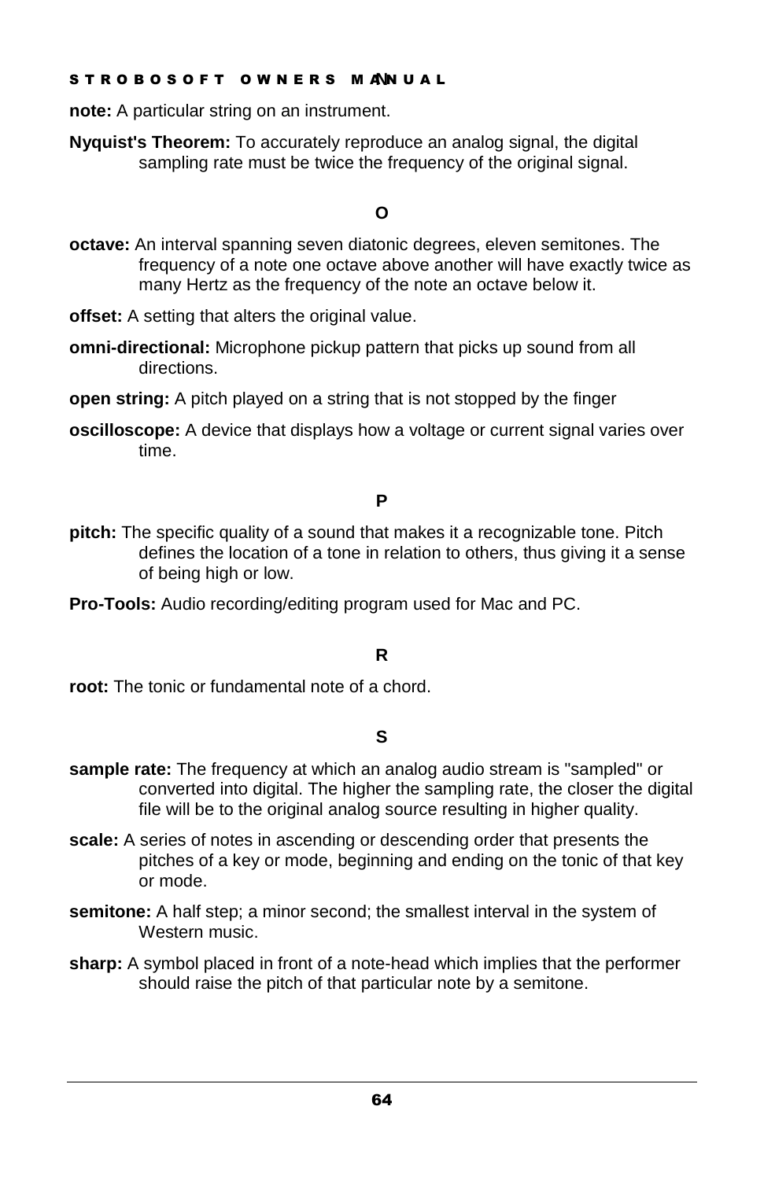**note:** A particular string on an instrument.

**Nyquist's Theorem:** To accurately reproduce an analog signal, the digital sampling rate must be twice the frequency of the original signal.

### O

**octave:** An interval spanning seven diatonic degrees, eleven semitones. The frequency of a note one octave above another will have exactly twice as many Hertz as the frequency of the note an octave below it.

**offset:** A setting that alters the original value.

**omni-directional:** Microphone pickup pattern that picks up sound from all directions.

**open string:** A pitch played on a string that is not stopped by the finger

**oscilloscope:** A device that displays how a voltage or current signal varies over time.

### P

**pitch:** The specific quality of a sound that makes it a recognizable tone. Pitch defines the location of a tone in relation to others, thus giving it a sense of being high or low.

**Pro-Tools:** Audio recording/editing program used for Mac and PC.

### R

**root:** The tonic or fundamental note of a chord.

### S

**sample rate:** The frequency at which an analog audio stream is "sampled" or converted into digital. The higher the sampling rate, the closer the digital file will be to the original analog source resulting in higher quality.

**scale:** A series of notes in ascending or descending order that presents the pitches of a key or mode, beginning and ending on the tonic of that key or mode.

**semitone:** A half step; a minor second; the smallest interval in the system of Western music.

**sharp:** A symbol placed in front of a note-head which implies that the performer should raise the pitch of that particular note by a semitone.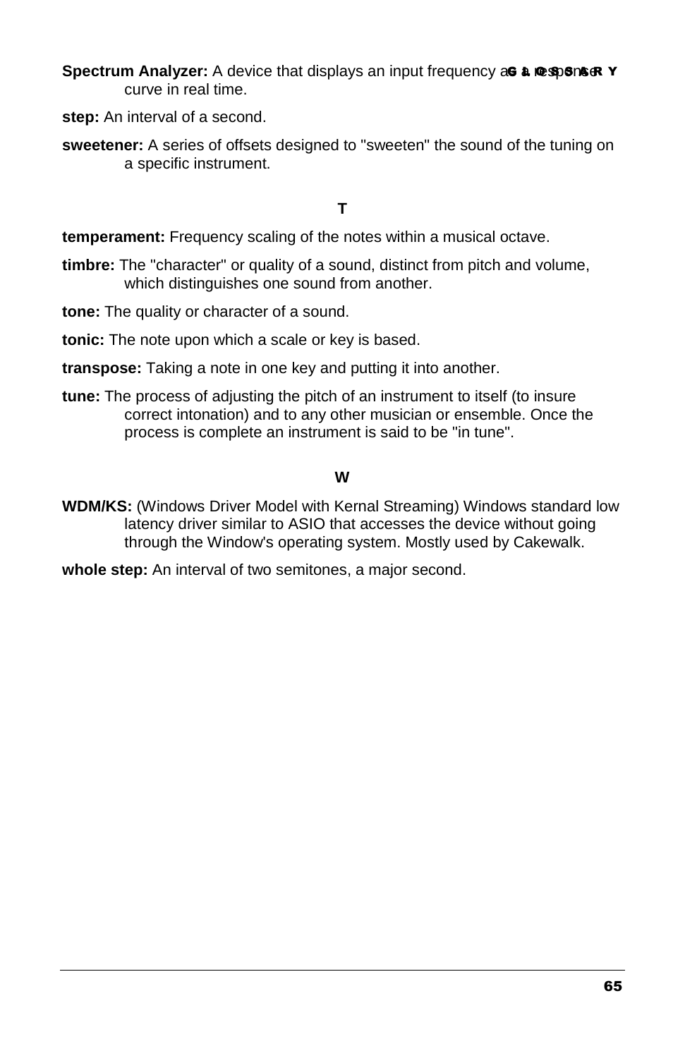**Spectrum Analyzer:** A device that displays an input frequency as a response curve in real time.

**step:** An interval of a second.

**sweetener:** A series of offsets designed to "sweeten" the sound of the tuning on a specific instrument.

### T

**temperament:** Frequency scaling of the notes within a musical octave.

**timbre:** The "character" or quality of a sound, distinct from pitch and volume, which distinguishes one sound from another.

**tone:** The quality or character of a sound.

**tonic:** The note upon which a scale or key is based.

**transpose:** Taking a note in one key and putting it into another.

**tune:** The process of adjusting the pitch of an instrument to itself (to insure correct intonation) and to any other musician or ensemble. Once the process is complete an instrument is said to be "in tune".

### W

**WDM/KS:** (Windows Driver Model with Kernal Streaming) Windows standard low latency driver similar to ASIO that accesses the device without going through the Window's operating system. Mostly used by Cakewalk.

**whole step:** An interval of two semitones, a major second.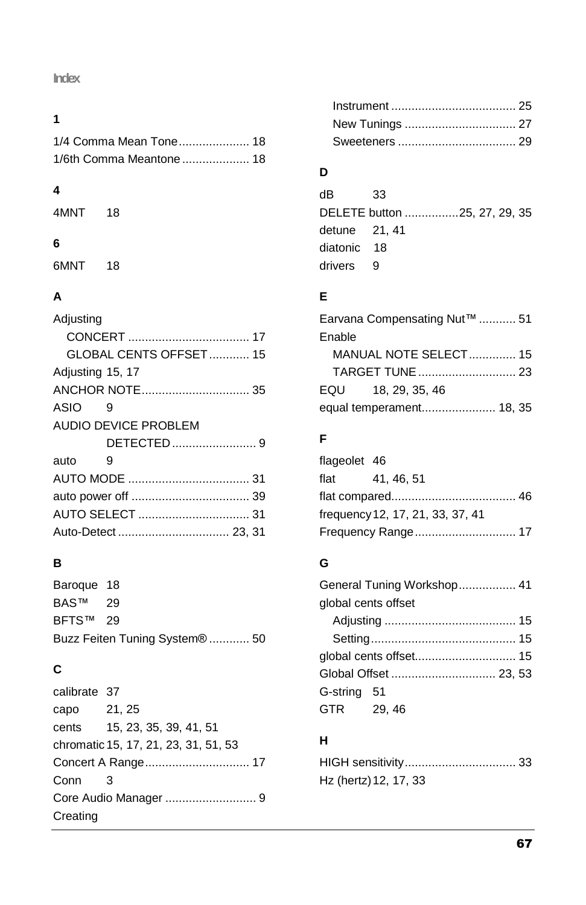# Index

## 1

1/4 Comma Mean Tone ..................... 18
1/6th Comma Meantone .................... 18

## 4

4MNT 18

## 6

6MNT 18

## A

Adjusting
- CONCERT .................................... 17
- GLOBAL CENTS OFFSET ............ 15

Adjusting 15, 17
ANCHOR NOTE ................................ 35
ASIO 9
AUDIO DEVICE PROBLEM DETECTED ......................... 9
auto 9
AUTO MODE .................................... 31
auto power off ................................... 39
AUTO SELECT ................................. 31
Auto-Detect ................................. 23, 31

## B

Baroque 18
BAS™ 29
BFTS™ 29
Buzz Feiten Tuning System® ............ 50

## C

calibrate 37
capo 21, 25
cents 15, 23, 35, 39, 41, 51
chromatic 15, 17, 21, 23, 31, 51, 53
Concert A Range ............................... 17
Conn 3
Core Audio Manager ........................... 9
Creating
- Instrument ..................................... 25
- New Tunings ................................. 27
- Sweeteners ................................... 29

## D

dB 33
DELETE button ................25, 27, 29, 35
detune 21, 41
diatonic 18
drivers 9

## E

Earvana Compensating Nut™ ........... 51
Enable
- MANUAL NOTE SELECT .............. 15
- TARGET TUNE ............................. 23

EQU 18, 29, 35, 46
equal temperament...................... 18, 35

## F

flageolet 46
flat 41, 46, 51
flat compared..................................... 46
frequency 12, 17, 21, 33, 37, 41
Frequency Range .............................. 17

## G

General Tuning Workshop ................. 41
global cents offset
- Adjusting ....................................... 15
- Setting ........................................... 15

global cents offset............................. 15
Global Offset ............................... 23, 53
G-string 51
GTR 29, 46

## H

HIGH sensitivity ................................. 33
Hz (hertz) 12, 17, 33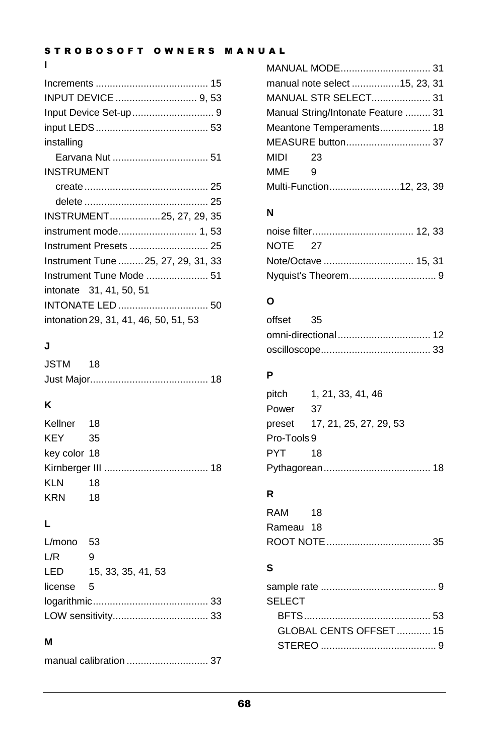## I

Increments ........................................ 15
INPUT DEVICE ............................ 9, 53
Input Device Set-up ............................ 9
input LEDS ........................................ 53
installing
  Earvana Nut .................................. 51
INSTRUMENT
  create ............................................ 25
  delete ............................................ 25
INSTRUMENT ..................25, 27, 29, 35
instrument mode............................ 1, 53
Instrument Presets ............................ 25
Instrument Tune ......... 25, 27, 29, 31, 33
Instrument Tune Mode ...................... 51
intonate 31, 41, 50, 51
INTONATE LED ................................ 50
intonation 29, 31, 41, 46, 50, 51, 53

## J

JSTM 18
Just Major.......................................... 18

## K

Kellner 18
KEY 35
key color 18
Kirnberger III ..................................... 18
KLN 18
KRN 18

## L

L/mono 53
L/R 9
LED 15, 33, 35, 41, 53
license 5
logarithmic......................................... 33
LOW sensitivity.................................. 33

## M

manual calibration ............................. 37
MANUAL MODE................................ 31
manual note select .................15, 23, 31
MANUAL STR SELECT..................... 31
Manual String/Intonate Feature ......... 31
Meantone Temperaments.................. 18
MEASURE button.............................. 37
MIDI 23
MME 9
Multi-Function.........................12, 23, 39

## N

noise filter.................................... 12, 33
NOTE 27
Note/Octave ................................ 15, 31
Nyquist's Theorem............................... 9

## O

offset 35
omni-directional ................................. 12
oscilloscope....................................... 33

## P

pitch 1, 21, 33, 41, 46
Power 37
preset 17, 21, 25, 27, 29, 53
Pro-Tools 9
PYT 18
Pythagorean...................................... 18

## R

RAM 18
Rameau 18
ROOT NOTE ..................................... 35

## S

sample rate ......................................... 9
SELECT
  BFTS............................................. 53
  GLOBAL CENTS OFFSET ............ 15
  STEREO ......................................... 9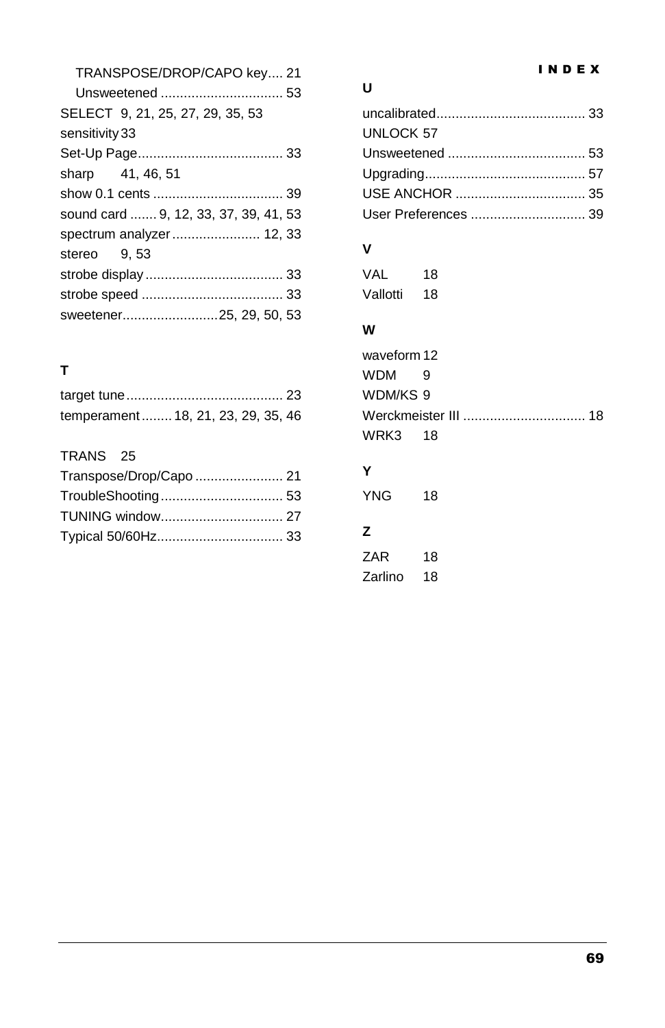TRANSPOSE/DROP/CAPO key.... 21
Unsweetened ................................ 53

SELECT 9, 21, 25, 27, 29, 35, 53
sensitivity 33
Set-Up Page...................................... 33
sharp 41, 46, 51
show 0.1 cents .................................. 39
sound card ....... 9, 12, 33, 37, 39, 41, 53
spectrum analyzer ....................... 12, 33
stereo 9, 53
strobe display .................................... 33
strobe speed ..................................... 33
sweetener.........................25, 29, 50, 53

### T

target tune ......................................... 23
temperament ........ 18, 21, 23, 29, 35, 46

TRANS 25
Transpose/Drop/Capo ....................... 21
TroubleShooting ................................ 53
TUNING window................................ 27
Typical 50/60Hz................................. 33

### U

uncalibrated....................................... 33
UNLOCK 57
Unsweetened .................................... 53
Upgrading.......................................... 57
USE ANCHOR .................................. 35
User Preferences .............................. 39

### V

VAL 18
Vallotti 18

### W

waveform 12
WDM 9
WDM/KS 9
Werckmeister III ................................ 18
WRK3 18

### Y

YNG 18

### Z

ZAR 18
Zarlino 18